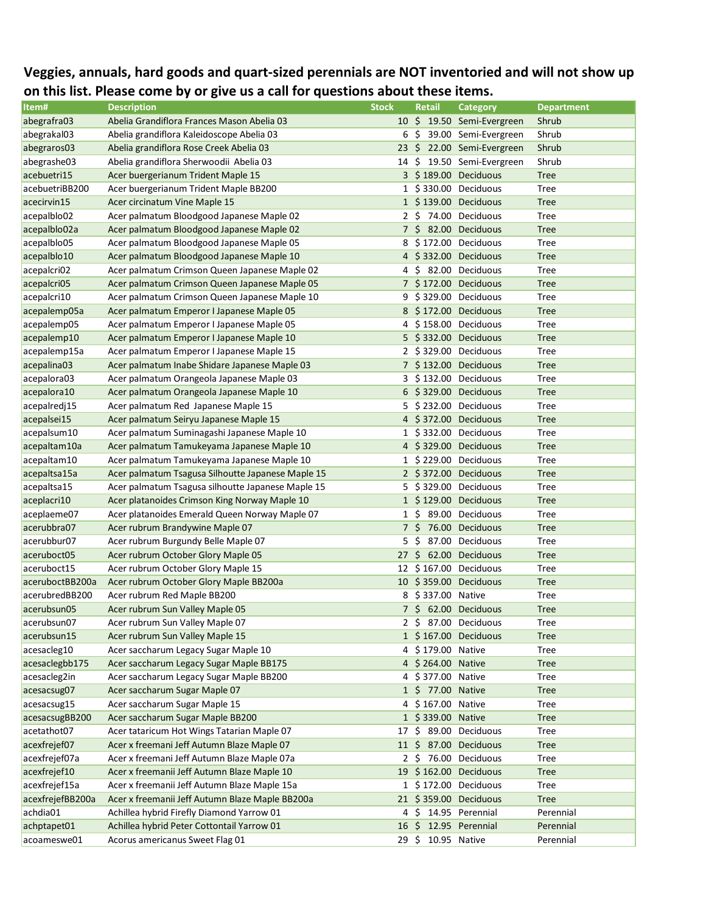**Veggies, annuals, hard goods and quart-sized perennials are NOT inventoried and will not show up on this list. Please come by or give us a call for questions about these items.**

| Item# | Description | Stock | Retail | Category | Department |
|---|---|---|---|---|---|
| abegrafra03 | Abelia Grandiflora Frances Mason Abelia 03 | 10 | $ 19.50 | Semi-Evergreen | Shrub |
| abegrakal03 | Abelia grandiflora Kaleidoscope Abelia 03 | 6 | $ 39.00 | Semi-Evergreen | Shrub |
| abegraros03 | Abelia grandiflora Rose Creek Abelia 03 | 23 | $ 22.00 | Semi-Evergreen | Shrub |
| abegrashe03 | Abelia grandiflora Sherwoodii Abelia 03 | 14 | $ 19.50 | Semi-Evergreen | Shrub |
| acebuetri15 | Acer buergerianum Trident Maple 15 | 3 | $ 189.00 | Deciduous | Tree |
| acebuetriBB200 | Acer buergerianum Trident Maple BB200 | 1 | $ 330.00 | Deciduous | Tree |
| acecirvin15 | Acer circinatum Vine Maple 15 | 1 | $ 139.00 | Deciduous | Tree |
| acepalblo02 | Acer palmatum Bloodgood Japanese Maple 02 | 2 | $ 74.00 | Deciduous | Tree |
| acepalblo02a | Acer palmatum Bloodgood Japanese Maple 02 | 7 | $ 82.00 | Deciduous | Tree |
| acepalblo05 | Acer palmatum Bloodgood Japanese Maple 05 | 8 | $ 172.00 | Deciduous | Tree |
| acepalblo10 | Acer palmatum Bloodgood Japanese Maple 10 | 4 | $ 332.00 | Deciduous | Tree |
| acepalcri02 | Acer palmatum Crimson Queen Japanese Maple 02 | 4 | $ 82.00 | Deciduous | Tree |
| acepalcri05 | Acer palmatum Crimson Queen Japanese Maple 05 | 7 | $ 172.00 | Deciduous | Tree |
| acepalcri10 | Acer palmatum Crimson Queen Japanese Maple 10 | 9 | $ 329.00 | Deciduous | Tree |
| acepalemp05a | Acer palmatum Emperor I Japanese Maple 05 | 8 | $ 172.00 | Deciduous | Tree |
| acepalemp05 | Acer palmatum Emperor I Japanese Maple 05 | 4 | $ 158.00 | Deciduous | Tree |
| acepalemp10 | Acer palmatum Emperor I Japanese Maple 10 | 5 | $ 332.00 | Deciduous | Tree |
| acepalemp15a | Acer palmatum Emperor I Japanese Maple 15 | 2 | $ 329.00 | Deciduous | Tree |
| acepalina03 | Acer palmatum Inabe Shidare Japanese Maple 03 | 7 | $ 132.00 | Deciduous | Tree |
| acepalora03 | Acer palmatum Orangeola Japanese Maple 03 | 3 | $ 132.00 | Deciduous | Tree |
| acepalora10 | Acer palmatum Orangeola Japanese Maple 10 | 6 | $ 329.00 | Deciduous | Tree |
| acepalredj15 | Acer palmatum Red Japanese Maple 15 | 5 | $ 232.00 | Deciduous | Tree |
| acepalsei15 | Acer palmatum Seiryu Japanese Maple 15 | 4 | $ 372.00 | Deciduous | Tree |
| acepalsum10 | Acer palmatum Suminagashi Japanese Maple 10 | 1 | $ 332.00 | Deciduous | Tree |
| acepaltam10a | Acer palmatum Tamukeyama Japanese Maple 10 | 4 | $ 329.00 | Deciduous | Tree |
| acepaltam10 | Acer palmatum Tamukeyama Japanese Maple 10 | 1 | $ 229.00 | Deciduous | Tree |
| acepaltsa15a | Acer palmatum Tsagusa Silhoutte Japanese Maple 15 | 2 | $ 372.00 | Deciduous | Tree |
| acepaltsa15 | Acer palmatum Tsagusa silhoutte Japanese Maple 15 | 5 | $ 329.00 | Deciduous | Tree |
| aceplacri10 | Acer platanoides Crimson King Norway Maple 10 | 1 | $ 129.00 | Deciduous | Tree |
| aceplaeme07 | Acer platanoides Emerald Queen Norway Maple 07 | 1 | $ 89.00 | Deciduous | Tree |
| acerubbra07 | Acer rubrum Brandywine Maple 07 | 7 | $ 76.00 | Deciduous | Tree |
| acerubbur07 | Acer rubrum Burgundy Belle Maple 07 | 5 | $ 87.00 | Deciduous | Tree |
| aceruboct05 | Acer rubrum October Glory Maple 05 | 27 | $ 62.00 | Deciduous | Tree |
| aceruboct15 | Acer rubrum October Glory Maple 15 | 12 | $ 167.00 | Deciduous | Tree |
| aceruboctBB200a | Acer rubrum October Glory Maple BB200a | 10 | $ 359.00 | Deciduous | Tree |
| acerubredBB200 | Acer rubrum Red Maple BB200 | 8 | $ 337.00 | Native | Tree |
| acerubsun05 | Acer rubrum Sun Valley Maple 05 | 7 | $ 62.00 | Deciduous | Tree |
| acerubsun07 | Acer rubrum Sun Valley Maple 07 | 2 | $ 87.00 | Deciduous | Tree |
| acerubsun15 | Acer rubrum Sun Valley Maple 15 | 1 | $ 167.00 | Deciduous | Tree |
| acesacleg10 | Acer saccharum Legacy Sugar Maple 10 | 4 | $ 179.00 | Native | Tree |
| acesaclegbb175 | Acer saccharum Legacy Sugar Maple BB175 | 4 | $ 264.00 | Native | Tree |
| acesacleg2in | Acer saccharum Legacy Sugar Maple BB200 | 4 | $ 377.00 | Native | Tree |
| acesacsug07 | Acer saccharum Sugar Maple 07 | 1 | $ 77.00 | Native | Tree |
| acesacsug15 | Acer saccharum Sugar Maple 15 | 4 | $ 167.00 | Native | Tree |
| acesacsugBB200 | Acer saccharum Sugar Maple BB200 | 1 | $ 339.00 | Native | Tree |
| acetathot07 | Acer tataricum Hot Wings Tatarian Maple 07 | 17 | $ 89.00 | Deciduous | Tree |
| acexfrejef07 | Acer x freemani Jeff Autumn Blaze Maple 07 | 11 | $ 87.00 | Deciduous | Tree |
| acexfrejef07a | Acer x freemani Jeff Autumn Blaze Maple 07a | 2 | $ 76.00 | Deciduous | Tree |
| acexfrejef10 | Acer x freemanii Jeff Autumn Blaze Maple 10 | 19 | $ 162.00 | Deciduous | Tree |
| acexfrejef15a | Acer x freemanii Jeff Autumn Blaze Maple 15a | 1 | $ 172.00 | Deciduous | Tree |
| acexfrejefBB200a | Acer x freemanii Jeff Autumn Blaze Maple BB200a | 21 | $ 359.00 | Deciduous | Tree |
| achdia01 | Achillea hybrid Firefly Diamond Yarrow 01 | 4 | $ 14.95 | Perennial | Perennial |
| achptapet01 | Achillea hybrid Peter Cottontail Yarrow 01 | 16 | $ 12.95 | Perennial | Perennial |
| acoameswe01 | Acorus americanus Sweet Flag 01 | 29 | $ 10.95 | Native | Perennial |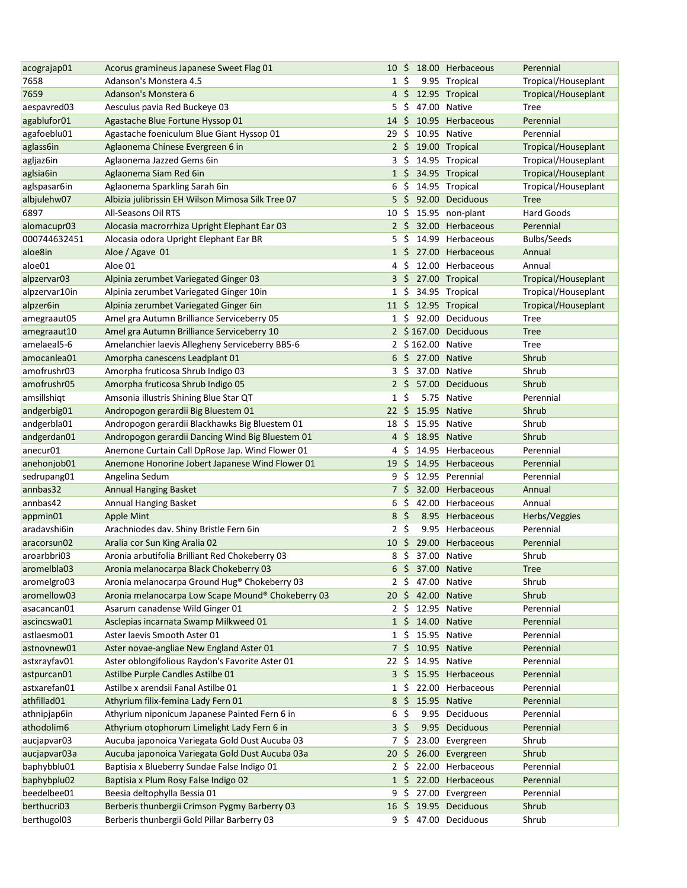| acograjap01 | Acorus gramineus Japanese Sweet Flag 01 | 10 | $ 18.00 | Herbaceous | Perennial |
|---|---|---|---|---|---|
| 7658 | Adanson's Monstera 4.5 | 1 | $ 9.95 | Tropical | Tropical/Houseplant |
| 7659 | Adanson's Monstera 6 | 4 | $ 12.95 | Tropical | Tropical/Houseplant |
| aespavred03 | Aesculus pavia Red Buckeye 03 | 5 | $ 47.00 | Native | Tree |
| agablufor01 | Agastache Blue Fortune Hyssop 01 | 14 | $ 10.95 | Herbaceous | Perennial |
| agafoeblu01 | Agastache foeniculum Blue Giant Hyssop 01 | 29 | $ 10.95 | Native | Perennial |
| aglass6in | Aglaonema Chinese Evergreen 6 in | 2 | $ 19.00 | Tropical | Tropical/Houseplant |
| agljaz6in | Aglaonema Jazzed Gems 6in | 3 | $ 14.95 | Tropical | Tropical/Houseplant |
| aglsia6in | Aglaonema Siam Red 6in | 1 | $ 34.95 | Tropical | Tropical/Houseplant |
| aglspasar6in | Aglaonema Sparkling Sarah 6in | 6 | $ 14.95 | Tropical | Tropical/Houseplant |
| albjulehw07 | Albizia julibrissin EH Wilson Mimosa Silk Tree 07 | 5 | $ 92.00 | Deciduous | Tree |
| 6897 | All-Seasons Oil RTS | 10 | $ 15.95 | non-plant | Hard Goods |
| alomacupr03 | Alocasia macrorrhiza Upright Elephant Ear 03 | 2 | $ 32.00 | Herbaceous | Perennial |
| 000744632451 | Alocasia odora Upright Elephant Ear BR | 5 | $ 14.99 | Herbaceous | Bulbs/Seeds |
| aloe8in | Aloe / Agave 01 | 1 | $ 27.00 | Herbaceous | Annual |
| aloe01 | Aloe 01 | 4 | $ 12.00 | Herbaceous | Annual |
| alpzervar03 | Alpinia zerumbet Variegated Ginger 03 | 3 | $ 27.00 | Tropical | Tropical/Houseplant |
| alpzervar10in | Alpinia zerumbet Variegated Ginger 10in | 1 | $ 34.95 | Tropical | Tropical/Houseplant |
| alpzer6in | Alpinia zerumbet Variegated Ginger 6in | 11 | $ 12.95 | Tropical | Tropical/Houseplant |
| amegraaut05 | Amel gra Autumn Brilliance Serviceberry 05 | 1 | $ 92.00 | Deciduous | Tree |
| amegraaut10 | Amel gra Autumn Brilliance Serviceberry 10 | 2 | $ 167.00 | Deciduous | Tree |
| amelaeal5-6 | Amelanchier laevis Allegheny Serviceberry BB5-6 | 2 | $ 162.00 | Native | Tree |
| amocanlea01 | Amorpha canescens Leadplant 01 | 6 | $ 27.00 | Native | Shrub |
| amofrushr03 | Amorpha fruticosa Shrub Indigo 03 | 3 | $ 37.00 | Native | Shrub |
| amofrushr05 | Amorpha fruticosa Shrub Indigo 05 | 2 | $ 57.00 | Deciduous | Shrub |
| amsillshiqt | Amsonia illustris Shining Blue Star QT | 1 | $ 5.75 | Native | Perennial |
| andgerbig01 | Andropogon gerardii Big Bluestem 01 | 22 | $ 15.95 | Native | Shrub |
| andgerbla01 | Andropogon gerardii Blackhawks Big Bluestem 01 | 18 | $ 15.95 | Native | Shrub |
| andgerdan01 | Andropogon gerardii Dancing Wind Big Bluestem 01 | 4 | $ 18.95 | Native | Shrub |
| anecur01 | Anemone Curtain Call DpRose Jap. Wind Flower 01 | 4 | $ 14.95 | Herbaceous | Perennial |
| anehonjob01 | Anemone Honorine Jobert Japanese Wind Flower 01 | 19 | $ 14.95 | Herbaceous | Perennial |
| sedrupang01 | Angelina Sedum | 9 | $ 12.95 | Perennial | Perennial |
| annbas32 | Annual Hanging Basket | 7 | $ 32.00 | Herbaceous | Annual |
| annbas42 | Annual Hanging Basket | 6 | $ 42.00 | Herbaceous | Annual |
| appmin01 | Apple Mint | 8 | $ 8.95 | Herbaceous | Herbs/Veggies |
| aradavshi6in | Arachniodes dav. Shiny Bristle Fern 6in | 2 | $ 9.95 | Herbaceous | Perennial |
| aracorsun02 | Aralia cor Sun King Aralia 02 | 10 | $ 29.00 | Herbaceous | Perennial |
| aroarbbri03 | Aronia arbutifolia Brilliant Red Chokeberry 03 | 8 | $ 37.00 | Native | Shrub |
| aromelbla03 | Aronia melanocarpa Black Chokeberry 03 | 6 | $ 37.00 | Native | Tree |
| aromelgro03 | Aronia melanocarpa Ground Hug® Chokeberry 03 | 2 | $ 47.00 | Native | Shrub |
| aromellow03 | Aronia melanocarpa Low Scape Mound® Chokeberry 03 | 20 | $ 42.00 | Native | Shrub |
| asacancan01 | Asarum canadense Wild Ginger 01 | 2 | $ 12.95 | Native | Perennial |
| ascincswa01 | Asclepias incarnata Swamp Milkweed 01 | 1 | $ 14.00 | Native | Perennial |
| astlaesmo01 | Aster laevis Smooth Aster 01 | 1 | $ 15.95 | Native | Perennial |
| astnovnew01 | Aster novae-angliae New England Aster 01 | 7 | $ 10.95 | Native | Perennial |
| astxrayfav01 | Aster oblongifolious Raydon's Favorite Aster 01 | 22 | $ 14.95 | Native | Perennial |
| astpurcan01 | Astilbe Purple Candles Astilbe 01 | 3 | $ 15.95 | Herbaceous | Perennial |
| astxarefan01 | Astilbe x arendsii Fanal Astilbe 01 | 1 | $ 22.00 | Herbaceous | Perennial |
| athfillad01 | Athyrium filix-femina Lady Fern 01 | 8 | $ 15.95 | Native | Perennial |
| athnipjap6in | Athyrium niponicum Japanese Painted Fern 6 in | 6 | $ 9.95 | Deciduous | Perennial |
| athodolim6 | Athyrium otophorum Limelight Lady Fern 6 in | 3 | $ 9.95 | Deciduous | Perennial |
| aucjapvar03 | Aucuba japonoica Variegata Gold Dust Aucuba 03 | 7 | $ 23.00 | Evergreen | Shrub |
| aucjapvar03a | Aucuba japonoica Variegata Gold Dust Aucuba 03a | 20 | $ 26.00 | Evergreen | Shrub |
| baphybblu01 | Baptisia x Blueberry Sundae False Indigo 01 | 2 | $ 22.00 | Herbaceous | Perennial |
| baphybplu02 | Baptisia x Plum Rosy False Indigo 02 | 1 | $ 22.00 | Herbaceous | Perennial |
| beedelbee01 | Beesia deltophylla Bessia 01 | 9 | $ 27.00 | Evergreen | Perennial |
| berthucri03 | Berberis thunbergii Crimson Pygmy Barberry 03 | 16 | $ 19.95 | Deciduous | Shrub |
| berthugol03 | Berberis thunbergii Gold Pillar Barberry 03 | 9 | $ 47.00 | Deciduous | Shrub |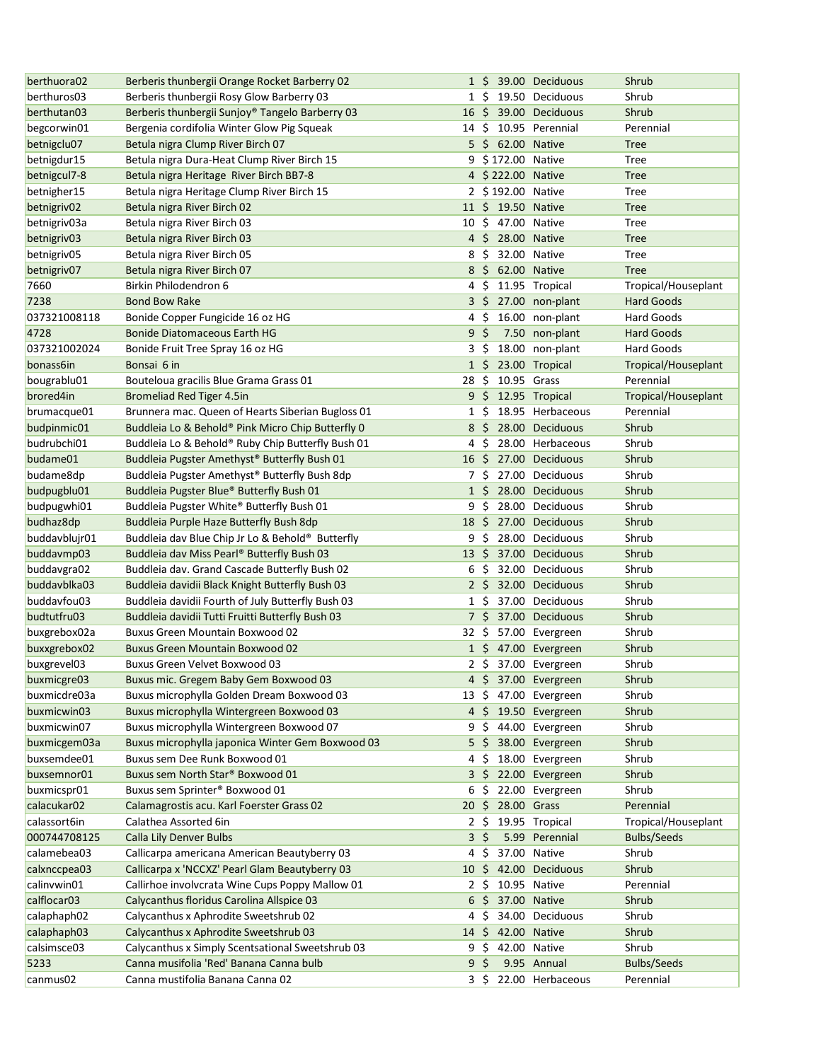| | | | | | |
|---|---|---|---|---|---|
| berthuora02 | Berberis thunbergii Orange Rocket Barberry 02 | 1 | $ 39.00 | Deciduous | Shrub |
| berthuros03 | Berberis thunbergii Rosy Glow Barberry 03 | 1 | $ 19.50 | Deciduous | Shrub |
| berthutan03 | Berberis thunbergii Sunjoy® Tangelo Barberry 03 | 16 | $ 39.00 | Deciduous | Shrub |
| begcorwin01 | Bergenia cordifolia Winter Glow Pig Squeak | 14 | $ 10.95 | Perennial | Perennial |
| betnigclu07 | Betula nigra Clump River Birch 07 | 5 | $ 62.00 | Native | Tree |
| betnigdur15 | Betula nigra Dura-Heat Clump River Birch 15 | 9 | $ 172.00 | Native | Tree |
| betnigcul7-8 | Betula nigra Heritage River Birch BB7-8 | 4 | $ 222.00 | Native | Tree |
| betnigher15 | Betula nigra Heritage Clump River Birch 15 | 2 | $ 192.00 | Native | Tree |
| betnigriv02 | Betula nigra River Birch 02 | 11 | $ 19.50 | Native | Tree |
| betnigriv03a | Betula nigra River Birch 03 | 10 | $ 47.00 | Native | Tree |
| betnigriv03 | Betula nigra River Birch 03 | 4 | $ 28.00 | Native | Tree |
| betnigriv05 | Betula nigra River Birch 05 | 8 | $ 32.00 | Native | Tree |
| betnigriv07 | Betula nigra River Birch 07 | 8 | $ 62.00 | Native | Tree |
| 7660 | Birkin Philodendron 6 | 4 | $ 11.95 | Tropical | Tropical/Houseplant |
| 7238 | Bond Bow Rake | 3 | $ 27.00 | non-plant | Hard Goods |
| 037321008118 | Bonide Copper Fungicide 16 oz HG | 4 | $ 16.00 | non-plant | Hard Goods |
| 4728 | Bonide Diatomaceous Earth HG | 9 | $ 7.50 | non-plant | Hard Goods |
| 037321002024 | Bonide Fruit Tree Spray 16 oz HG | 3 | $ 18.00 | non-plant | Hard Goods |
| bonass6in | Bonsai 6 in | 1 | $ 23.00 | Tropical | Tropical/Houseplant |
| bougrablu01 | Bouteloua gracilis Blue Grama Grass 01 | 28 | $ 10.95 | Grass | Perennial |
| brored4in | Bromeliad Red Tiger 4.5in | 9 | $ 12.95 | Tropical | Tropical/Houseplant |
| brumacque01 | Brunnera mac. Queen of Hearts Siberian Bugloss 01 | 1 | $ 18.95 | Herbaceous | Perennial |
| budpinmic01 | Buddleia Lo & Behold® Pink Micro Chip Butterfly 0 | 8 | $ 28.00 | Deciduous | Shrub |
| budrubchi01 | Buddleia Lo & Behold® Ruby Chip Butterfly Bush 01 | 4 | $ 28.00 | Herbaceous | Shrub |
| budame01 | Buddleia Pugster Amethyst® Butterfly Bush 01 | 16 | $ 27.00 | Deciduous | Shrub |
| budame8dp | Buddleia Pugster Amethyst® Butterfly Bush 8dp | 7 | $ 27.00 | Deciduous | Shrub |
| budpugblu01 | Buddleia Pugster Blue® Butterfly Bush 01 | 1 | $ 28.00 | Deciduous | Shrub |
| budpugwhi01 | Buddleia Pugster White® Butterfly Bush 01 | 9 | $ 28.00 | Deciduous | Shrub |
| budhaz8dp | Buddleia Purple Haze Butterfly Bush 8dp | 18 | $ 27.00 | Deciduous | Shrub |
| buddavblujr01 | Buddleia dav Blue Chip Jr Lo & Behold® Butterfly | 9 | $ 28.00 | Deciduous | Shrub |
| buddavmp03 | Buddleia dav Miss Pearl® Butterfly Bush 03 | 13 | $ 37.00 | Deciduous | Shrub |
| buddavgra02 | Buddleia dav. Grand Cascade Butterfly Bush 02 | 6 | $ 32.00 | Deciduous | Shrub |
| buddavblka03 | Buddleia davidii Black Knight Butterfly Bush 03 | 2 | $ 32.00 | Deciduous | Shrub |
| buddavfou03 | Buddleia davidii Fourth of July Butterfly Bush 03 | 1 | $ 37.00 | Deciduous | Shrub |
| budtutfru03 | Buddleia davidii Tutti Fruitti Butterfly Bush 03 | 7 | $ 37.00 | Deciduous | Shrub |
| buxgrebox02a | Buxus Green Mountain Boxwood 02 | 32 | $ 57.00 | Evergreen | Shrub |
| buxxgrebox02 | Buxus Green Mountain Boxwood 02 | 1 | $ 47.00 | Evergreen | Shrub |
| buxgrevel03 | Buxus Green Velvet Boxwood 03 | 2 | $ 37.00 | Evergreen | Shrub |
| buxmicgre03 | Buxus mic. Gregem Baby Gem Boxwood 03 | 4 | $ 37.00 | Evergreen | Shrub |
| buxmicdre03a | Buxus microphylla Golden Dream Boxwood 03 | 13 | $ 47.00 | Evergreen | Shrub |
| buxmicwin03 | Buxus microphylla Wintergreen Boxwood 03 | 4 | $ 19.50 | Evergreen | Shrub |
| buxmicwin07 | Buxus microphylla Wintergreen Boxwood 07 | 9 | $ 44.00 | Evergreen | Shrub |
| buxmicgem03a | Buxus microphylla japonica Winter Gem Boxwood 03 | 5 | $ 38.00 | Evergreen | Shrub |
| buxsemdee01 | Buxus sem Dee Runk Boxwood 01 | 4 | $ 18.00 | Evergreen | Shrub |
| buxsemnor01 | Buxus sem North Star® Boxwood 01 | 3 | $ 22.00 | Evergreen | Shrub |
| buxmicspr01 | Buxus sem Sprinter® Boxwood 01 | 6 | $ 22.00 | Evergreen | Shrub |
| calacukar02 | Calamagrostis acu. Karl Foerster Grass 02 | 20 | $ 28.00 | Grass | Perennial |
| calassort6in | Calathea Assorted 6in | 2 | $ 19.95 | Tropical | Tropical/Houseplant |
| 000744708125 | Calla Lily Denver Bulbs | 3 | $ 5.99 | Perennial | Bulbs/Seeds |
| calamebea03 | Callicarpa americana American Beautyberry 03 | 4 | $ 37.00 | Native | Shrub |
| calxnccpea03 | Callicarpa x 'NCCXZ' Pearl Glam Beautyberry 03 | 10 | $ 42.00 | Deciduous | Shrub |
| calinvwin01 | Callirhoe involvcrata Wine Cups Poppy Mallow 01 | 2 | $ 10.95 | Native | Perennial |
| calflocar03 | Calycanthus floridus Carolina Allspice 03 | 6 | $ 37.00 | Native | Shrub |
| calaphaph02 | Calycanthus x Aphrodite Sweetshrub 02 | 4 | $ 34.00 | Deciduous | Shrub |
| calaphaph03 | Calycanthus x Aphrodite Sweetshrub 03 | 14 | $ 42.00 | Native | Shrub |
| calsimsce03 | Calycanthus x Simply Scentsational Sweetshrub 03 | 9 | $ 42.00 | Native | Shrub |
| 5233 | Canna musifolia 'Red' Banana Canna bulb | 9 | $ 9.95 | Annual | Bulbs/Seeds |
| canmus02 | Canna mustifolia Banana Canna 02 | 3 | $ 22.00 | Herbaceous | Perennial |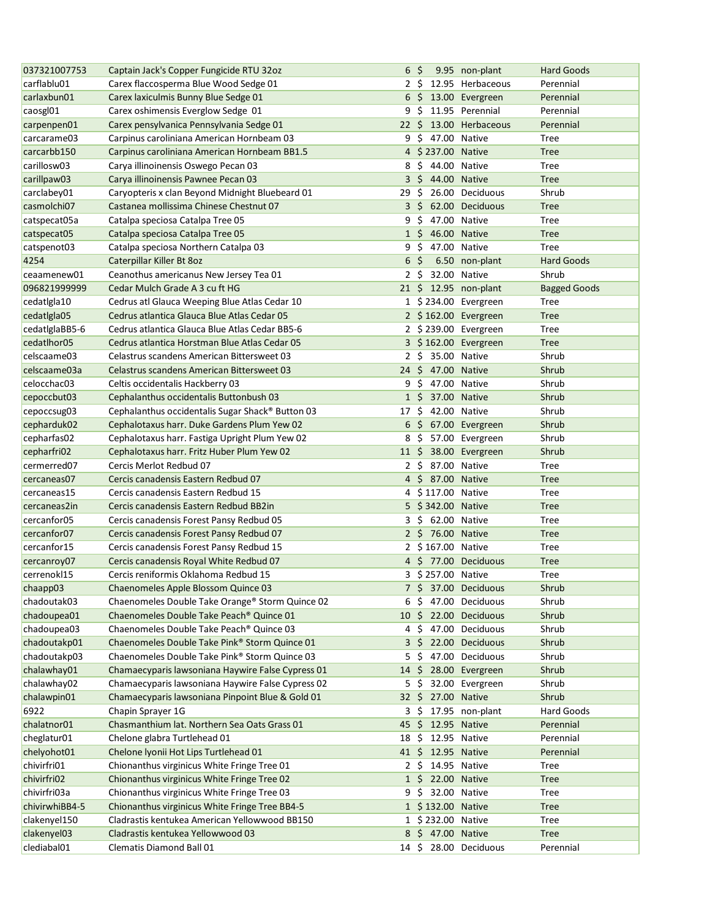| 037321007753 | Captain Jack's Copper Fungicide RTU 32oz | 6 | $ 9.95 | non-plant | Hard Goods |
|---|---|---|---|---|---|
| carflablu01 | Carex flaccosperma Blue Wood Sedge 01 | 2 | $ 12.95 | Herbaceous | Perennial |
| carlaxbun01 | Carex laxiculmis Bunny Blue Sedge 01 | 6 | $ 13.00 | Evergreen | Perennial |
| caosgl01 | Carex oshimensis Everglow Sedge 01 | 9 | $ 11.95 | Perennial | Perennial |
| carpenpen01 | Carex pensylvanica Pennsylvania Sedge 01 | 22 | $ 13.00 | Herbaceous | Perennial |
| carcarame03 | Carpinus caroliniana American Hornbeam 03 | 9 | $ 47.00 | Native | Tree |
| carcarbb150 | Carpinus caroliniana American Hornbeam BB1.5 | 4 | $ 237.00 | Native | Tree |
| carillosw03 | Carya illinoinensis Oswego Pecan 03 | 8 | $ 44.00 | Native | Tree |
| carillpaw03 | Carya illinoinensis Pawnee Pecan 03 | 3 | $ 44.00 | Native | Tree |
| carclabey01 | Caryopteris x clan Beyond Midnight Bluebeard 01 | 29 | $ 26.00 | Deciduous | Shrub |
| casmolchi07 | Castanea mollissima Chinese Chestnut 07 | 3 | $ 62.00 | Deciduous | Tree |
| catspecat05a | Catalpa speciosa Catalpa Tree 05 | 9 | $ 47.00 | Native | Tree |
| catspecat05 | Catalpa speciosa Catalpa Tree 05 | 1 | $ 46.00 | Native | Tree |
| catspenot03 | Catalpa speciosa Northern Catalpa 03 | 9 | $ 47.00 | Native | Tree |
| 4254 | Caterpillar Killer Bt 8oz | 6 | $ 6.50 | non-plant | Hard Goods |
| ceaamenew01 | Ceanothus americanus New Jersey Tea 01 | 2 | $ 32.00 | Native | Shrub |
| 096821999999 | Cedar Mulch Grade A 3 cu ft HG | 21 | $ 12.95 | non-plant | Bagged Goods |
| cedatlgla10 | Cedrus atl Glauca Weeping Blue Atlas Cedar 10 | 1 | $ 234.00 | Evergreen | Tree |
| cedatlgla05 | Cedrus atlantica Glauca Blue Atlas Cedar 05 | 2 | $ 162.00 | Evergreen | Tree |
| cedatlglaBB5-6 | Cedrus atlantica Glauca Blue Atlas Cedar BB5-6 | 2 | $ 239.00 | Evergreen | Tree |
| cedatlhor05 | Cedrus atlantica Horstman Blue Atlas Cedar 05 | 3 | $ 162.00 | Evergreen | Tree |
| celscaame03 | Celastrus scandens American Bittersweet 03 | 2 | $ 35.00 | Native | Shrub |
| celscaame03a | Celastrus scandens American Bittersweet 03 | 24 | $ 47.00 | Native | Shrub |
| celocchac03 | Celtis occidentalis Hackberry 03 | 9 | $ 47.00 | Native | Shrub |
| cepoccbut03 | Cephalanthus occidentalis Buttonbush 03 | 1 | $ 37.00 | Native | Shrub |
| cepoccsug03 | Cephalanthus occidentalis Sugar Shack® Button 03 | 17 | $ 42.00 | Native | Shrub |
| cepharduk02 | Cephalotaxus harr. Duke Gardens Plum Yew 02 | 6 | $ 67.00 | Evergreen | Shrub |
| cepharfas02 | Cephalotaxus harr. Fastiga Upright Plum Yew 02 | 8 | $ 57.00 | Evergreen | Shrub |
| cepharfri02 | Cephalotaxus harr. Fritz Huber Plum Yew 02 | 11 | $ 38.00 | Evergreen | Shrub |
| cermerred07 | Cercis Merlot Redbud 07 | 2 | $ 87.00 | Native | Tree |
| cercaneas07 | Cercis canadensis Eastern Redbud 07 | 4 | $ 87.00 | Native | Tree |
| cercaneas15 | Cercis canadensis Eastern Redbud 15 | 4 | $ 117.00 | Native | Tree |
| cercaneas2in | Cercis canadensis Eastern Redbud BB2in | 5 | $ 342.00 | Native | Tree |
| cercanfor05 | Cercis canadensis Forest Pansy Redbud 05 | 3 | $ 62.00 | Native | Tree |
| cercanfor07 | Cercis canadensis Forest Pansy Redbud 07 | 2 | $ 76.00 | Native | Tree |
| cercanfor15 | Cercis canadensis Forest Pansy Redbud 15 | 2 | $ 167.00 | Native | Tree |
| cercanroy07 | Cercis canadensis Royal White Redbud 07 | 4 | $ 77.00 | Deciduous | Tree |
| cerrenokl15 | Cercis reniformis Oklahoma Redbud 15 | 3 | $ 257.00 | Native | Tree |
| chaapp03 | Chaenomeles Apple Blossom Quince 03 | 7 | $ 37.00 | Deciduous | Shrub |
| chadoutak03 | Chaenomeles Double Take Orange® Storm Quince 02 | 6 | $ 47.00 | Deciduous | Shrub |
| chadoupea01 | Chaenomeles Double Take Peach® Quince 01 | 10 | $ 22.00 | Deciduous | Shrub |
| chadoupea03 | Chaenomeles Double Take Peach® Quince 03 | 4 | $ 47.00 | Deciduous | Shrub |
| chadoutakp01 | Chaenomeles Double Take Pink® Storm Quince 01 | 3 | $ 22.00 | Deciduous | Shrub |
| chadoutakp03 | Chaenomeles Double Take Pink® Storm Quince 03 | 5 | $ 47.00 | Deciduous | Shrub |
| chalawhay01 | Chamaecyparis lawsoniana Haywire False Cypress 01 | 14 | $ 28.00 | Evergreen | Shrub |
| chalawhay02 | Chamaecyparis lawsoniana Haywire False Cypress 02 | 5 | $ 32.00 | Evergreen | Shrub |
| chalawpin01 | Chamaecyparis lawsoniana Pinpoint Blue & Gold 01 | 32 | $ 27.00 | Native | Shrub |
| 6922 | Chapin Sprayer 1G | 3 | $ 17.95 | non-plant | Hard Goods |
| chalatnor01 | Chasmanthium lat. Northern Sea Oats Grass 01 | 45 | $ 12.95 | Native | Perennial |
| cheglatur01 | Chelone glabra Turtlehead 01 | 18 | $ 12.95 | Native | Perennial |
| chelyohot01 | Chelone lyonii Hot Lips Turtlehead 01 | 41 | $ 12.95 | Native | Perennial |
| chivirfri01 | Chionanthus virginicus White Fringe Tree 01 | 2 | $ 14.95 | Native | Tree |
| chivirfri02 | Chionanthus virginicus White Fringe Tree 02 | 1 | $ 22.00 | Native | Tree |
| chivirfri03a | Chionanthus virginicus White Fringe Tree 03 | 9 | $ 32.00 | Native | Tree |
| chivirwhiBB4-5 | Chionanthus virginicus White Fringe Tree BB4-5 | 1 | $ 132.00 | Native | Tree |
| clakenyel150 | Cladrastis kentukea American Yellowwood BB150 | 1 | $ 232.00 | Native | Tree |
| clakenyel03 | Cladrastis kentukea Yellowwood 03 | 8 | $ 47.00 | Native | Tree |
| clediabal01 | Clematis Diamond Ball 01 | 14 | $ 28.00 | Deciduous | Perennial |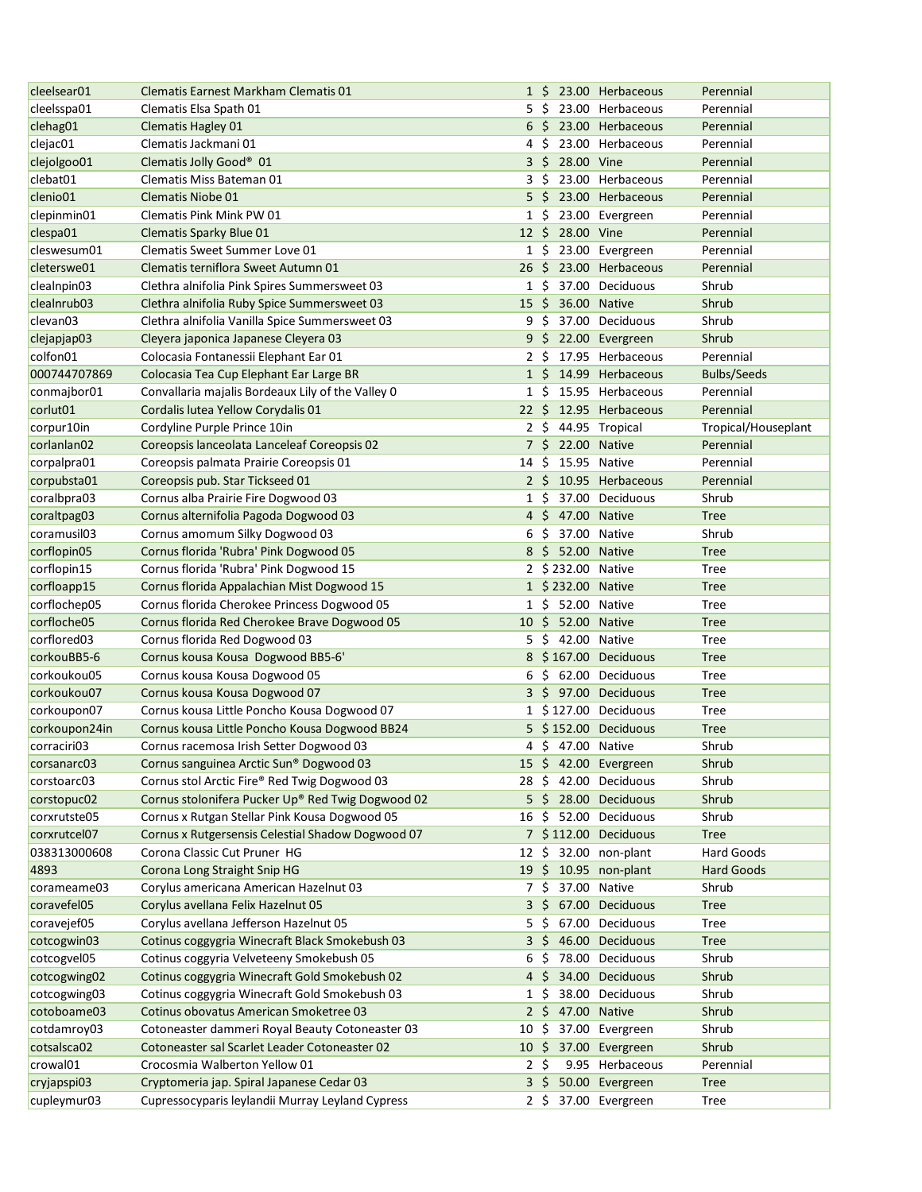| | | | | | |
|---|---|---|---|---|---|
| cleelsear01 | Clematis Earnest Markham Clematis 01 | 1 | $ 23.00 | Herbaceous | Perennial |
| cleelsspa01 | Clematis Elsa Spath 01 | 5 | $ 23.00 | Herbaceous | Perennial |
| clehag01 | Clematis Hagley 01 | 6 | $ 23.00 | Herbaceous | Perennial |
| clejac01 | Clematis Jackmani 01 | 4 | $ 23.00 | Herbaceous | Perennial |
| clejolgoo01 | Clematis Jolly Good® 01 | 3 | $ 28.00 | Vine | Perennial |
| clebat01 | Clematis Miss Bateman 01 | 3 | $ 23.00 | Herbaceous | Perennial |
| clenio01 | Clematis Niobe 01 | 5 | $ 23.00 | Herbaceous | Perennial |
| clepinmin01 | Clematis Pink Mink PW 01 | 1 | $ 23.00 | Evergreen | Perennial |
| clespa01 | Clematis Sparky Blue 01 | 12 | $ 28.00 | Vine | Perennial |
| cleswesum01 | Clematis Sweet Summer Love 01 | 1 | $ 23.00 | Evergreen | Perennial |
| cleterswe01 | Clematis terniflora Sweet Autumn 01 | 26 | $ 23.00 | Herbaceous | Perennial |
| clealnpin03 | Clethra alnifolia Pink Spires Summersweet 03 | 1 | $ 37.00 | Deciduous | Shrub |
| clealnrub03 | Clethra alnifolia Ruby Spice Summersweet 03 | 15 | $ 36.00 | Native | Shrub |
| clevan03 | Clethra alnifolia Vanilla Spice Summersweet 03 | 9 | $ 37.00 | Deciduous | Shrub |
| clejapjap03 | Cleyera japonica Japanese Cleyera 03 | 9 | $ 22.00 | Evergreen | Shrub |
| colfon01 | Colocasia Fontanessii Elephant Ear 01 | 2 | $ 17.95 | Herbaceous | Perennial |
| 000744707869 | Colocasia Tea Cup Elephant Ear Large BR | 1 | $ 14.99 | Herbaceous | Bulbs/Seeds |
| conmajbor01 | Convallaria majalis Bordeaux Lily of the Valley 0 | 1 | $ 15.95 | Herbaceous | Perennial |
| corlut01 | Cordalis lutea Yellow Corydalis 01 | 22 | $ 12.95 | Herbaceous | Perennial |
| corpur10in | Cordyline Purple Prince 10in | 2 | $ 44.95 | Tropical | Tropical/Houseplant |
| corlanlan02 | Coreopsis lanceolata Lanceleaf Coreopsis 02 | 7 | $ 22.00 | Native | Perennial |
| corpalpra01 | Coreopsis palmata Prairie Coreopsis 01 | 14 | $ 15.95 | Native | Perennial |
| corpubsta01 | Coreopsis pub. Star Tickseed 01 | 2 | $ 10.95 | Herbaceous | Perennial |
| coralbpra03 | Cornus alba Prairie Fire Dogwood 03 | 1 | $ 37.00 | Deciduous | Shrub |
| coraltpag03 | Cornus alternifolia Pagoda Dogwood 03 | 4 | $ 47.00 | Native | Tree |
| coramusil03 | Cornus amomum Silky Dogwood 03 | 6 | $ 37.00 | Native | Shrub |
| corflopin05 | Cornus florida 'Rubra' Pink Dogwood 05 | 8 | $ 52.00 | Native | Tree |
| corflopin15 | Cornus florida 'Rubra' Pink Dogwood 15 | 2 | $ 232.00 | Native | Tree |
| corfloapp15 | Cornus florida Appalachian Mist Dogwood 15 | 1 | $ 232.00 | Native | Tree |
| corflochep05 | Cornus florida Cherokee Princess Dogwood 05 | 1 | $ 52.00 | Native | Tree |
| corfloche05 | Cornus florida Red Cherokee Brave Dogwood 05 | 10 | $ 52.00 | Native | Tree |
| corflored03 | Cornus florida Red Dogwood 03 | 5 | $ 42.00 | Native | Tree |
| corkouBB5-6 | Cornus kousa Kousa Dogwood BB5-6' | 8 | $ 167.00 | Deciduous | Tree |
| corkoukou05 | Cornus kousa Kousa Dogwood 05 | 6 | $ 62.00 | Deciduous | Tree |
| corkoukou07 | Cornus kousa Kousa Dogwood 07 | 3 | $ 97.00 | Deciduous | Tree |
| corkoupon07 | Cornus kousa Little Poncho Kousa Dogwood 07 | 1 | $ 127.00 | Deciduous | Tree |
| corkoupon24in | Cornus kousa Little Poncho Kousa Dogwood BB24 | 5 | $ 152.00 | Deciduous | Tree |
| corraciri03 | Cornus racemosa Irish Setter Dogwood 03 | 4 | $ 47.00 | Native | Shrub |
| corsanarc03 | Cornus sanguinea Arctic Sun® Dogwood 03 | 15 | $ 42.00 | Evergreen | Shrub |
| corstoarc03 | Cornus stol Arctic Fire® Red Twig Dogwood 03 | 28 | $ 42.00 | Deciduous | Shrub |
| corstopuc02 | Cornus stolonifera Pucker Up® Red Twig Dogwood 02 | 5 | $ 28.00 | Deciduous | Shrub |
| corxrutste05 | Cornus x Rutgan Stellar Pink Kousa Dogwood 05 | 16 | $ 52.00 | Deciduous | Shrub |
| corxrutcel07 | Cornus x Rutgersensis Celestial Shadow Dogwood 07 | 7 | $ 112.00 | Deciduous | Tree |
| 038313000608 | Corona Classic Cut Pruner HG | 12 | $ 32.00 | non-plant | Hard Goods |
| 4893 | Corona Long Straight Snip HG | 19 | $ 10.95 | non-plant | Hard Goods |
| corameame03 | Corylus americana American Hazelnut 03 | 7 | $ 37.00 | Native | Shrub |
| coravefel05 | Corylus avellana Felix Hazelnut 05 | 3 | $ 67.00 | Deciduous | Tree |
| coravejef05 | Corylus avellana Jefferson Hazelnut 05 | 5 | $ 67.00 | Deciduous | Tree |
| cotcogwin03 | Cotinus coggygria Winecraft Black Smokebush 03 | 3 | $ 46.00 | Deciduous | Tree |
| cotcogvel05 | Cotinus coggygria Velveteeny Smokebush 05 | 6 | $ 78.00 | Deciduous | Shrub |
| cotcogwing02 | Cotinus coggygria Winecraft Gold Smokebush 02 | 4 | $ 34.00 | Deciduous | Shrub |
| cotcogwing03 | Cotinus coggygria Winecraft Gold Smokebush 03 | 1 | $ 38.00 | Deciduous | Shrub |
| cotoboame03 | Cotinus obovatus American Smoketree 03 | 2 | $ 47.00 | Native | Shrub |
| cotdamroy03 | Cotoneaster dammeri Royal Beauty Cotoneaster 03 | 10 | $ 37.00 | Evergreen | Shrub |
| cotsalsca02 | Cotoneaster sal Scarlet Leader Cotoneaster 02 | 10 | $ 37.00 | Evergreen | Shrub |
| crowal01 | Crocosmia Walberton Yellow 01 | 2 | $ 9.95 | Herbaceous | Perennial |
| cryjapspi03 | Cryptomeria jap. Spiral Japanese Cedar 03 | 3 | $ 50.00 | Evergreen | Tree |
| cupleymur03 | Cupressocyparis leylandii Murray Leyland Cypress | 2 | $ 37.00 | Evergreen | Tree |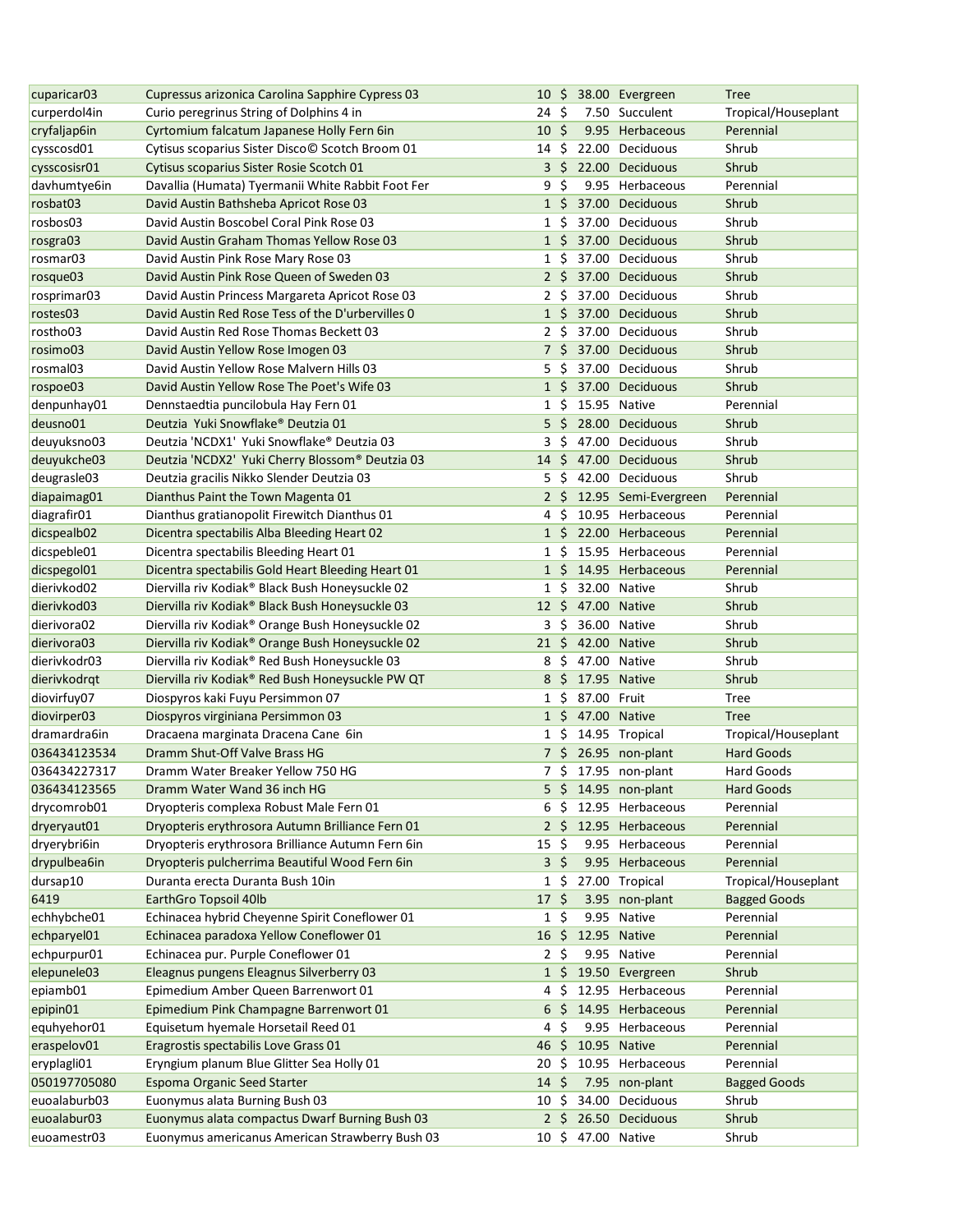| | | | | | |
|---|---|---|---|---|---|
| cuparicar03 | Cupressus arizonica Carolina Sapphire Cypress 03 | 10 | $ 38.00 | Evergreen | Tree |
| curperdol4in | Curio peregrinus String of Dolphins 4 in | 24 | $ 7.50 | Succulent | Tropical/Houseplant |
| cryfaljap6in | Cyrtomium falcatum Japanese Holly Fern 6in | 10 | $ 9.95 | Herbaceous | Perennial |
| cysscosd01 | Cytisus scoparius Sister Disco© Scotch Broom 01 | 14 | $ 22.00 | Deciduous | Shrub |
| cysscosisr01 | Cytisus scoparius Sister Rosie Scotch 01 | 3 | $ 22.00 | Deciduous | Shrub |
| davhumtye6in | Davallia (Humata) Tyermanii White Rabbit Foot Fer | 9 | $ 9.95 | Herbaceous | Perennial |
| rosbat03 | David Austin Bathsheba Apricot Rose 03 | 1 | $ 37.00 | Deciduous | Shrub |
| rosbos03 | David Austin Boscobel Coral Pink Rose 03 | 1 | $ 37.00 | Deciduous | Shrub |
| rosgra03 | David Austin Graham Thomas Yellow Rose 03 | 1 | $ 37.00 | Deciduous | Shrub |
| rosmar03 | David Austin Pink Rose Mary Rose 03 | 1 | $ 37.00 | Deciduous | Shrub |
| rosque03 | David Austin Pink Rose Queen of Sweden 03 | 2 | $ 37.00 | Deciduous | Shrub |
| rosprimar03 | David Austin Princess Margareta Apricot Rose 03 | 2 | $ 37.00 | Deciduous | Shrub |
| rostes03 | David Austin Red Rose Tess of the D'urbervilles 0 | 1 | $ 37.00 | Deciduous | Shrub |
| rostho03 | David Austin Red Rose Thomas Beckett 03 | 2 | $ 37.00 | Deciduous | Shrub |
| rosimo03 | David Austin Yellow Rose Imogen 03 | 7 | $ 37.00 | Deciduous | Shrub |
| rosmal03 | David Austin Yellow Rose Malvern Hills 03 | 5 | $ 37.00 | Deciduous | Shrub |
| rospoe03 | David Austin Yellow Rose The Poet's Wife 03 | 1 | $ 37.00 | Deciduous | Shrub |
| denpunhay01 | Dennstaedtia puncilobula Hay Fern 01 | 1 | $ 15.95 | Native | Perennial |
| deusno01 | Deutzia  Yuki Snowflake® Deutzia 01 | 5 | $ 28.00 | Deciduous | Shrub |
| deuyuksno03 | Deutzia 'NCDX1'  Yuki Snowflake® Deutzia 03 | 3 | $ 47.00 | Deciduous | Shrub |
| deuyukche03 | Deutzia 'NCDX2'  Yuki Cherry Blossom® Deutzia 03 | 14 | $ 47.00 | Deciduous | Shrub |
| deugrasle03 | Deutzia gracilis Nikko Slender Deutzia 03 | 5 | $ 42.00 | Deciduous | Shrub |
| diapaimag01 | Dianthus Paint the Town Magenta 01 | 2 | $ 12.95 | Semi-Evergreen | Perennial |
| diagrafir01 | Dianthus gratianopolit Firewitch Dianthus 01 | 4 | $ 10.95 | Herbaceous | Perennial |
| dicspealb02 | Dicentra spectabilis Alba Bleeding Heart 02 | 1 | $ 22.00 | Herbaceous | Perennial |
| dicspeble01 | Dicentra spectabilis Bleeding Heart 01 | 1 | $ 15.95 | Herbaceous | Perennial |
| dicspegol01 | Dicentra spectabilis Gold Heart Bleeding Heart 01 | 1 | $ 14.95 | Herbaceous | Perennial |
| dierivkod02 | Diervilla riv Kodiak® Black Bush Honeysuckle 02 | 1 | $ 32.00 | Native | Shrub |
| dierivkod03 | Diervilla riv Kodiak® Black Bush Honeysuckle 03 | 12 | $ 47.00 | Native | Shrub |
| dierivora02 | Diervilla riv Kodiak® Orange Bush Honeysuckle 02 | 3 | $ 36.00 | Native | Shrub |
| dierivora03 | Diervilla riv Kodiak® Orange Bush Honeysuckle 02 | 21 | $ 42.00 | Native | Shrub |
| dierivkodr03 | Diervilla riv Kodiak® Red Bush Honeysuckle 03 | 8 | $ 47.00 | Native | Shrub |
| dierivkodrqt | Diervilla riv Kodiak® Red Bush Honeysuckle PW QT | 8 | $ 17.95 | Native | Shrub |
| diovirfuy07 | Diospyros kaki Fuyu Persimmon 07 | 1 | $ 87.00 | Fruit | Tree |
| diovirper03 | Diospyros virginiana Persimmon 03 | 1 | $ 47.00 | Native | Tree |
| dramardra6in | Dracaena marginata Dracena Cane  6in | 1 | $ 14.95 | Tropical | Tropical/Houseplant |
| 036434123534 | Dramm Shut-Off Valve Brass HG | 7 | $ 26.95 | non-plant | Hard Goods |
| 036434227317 | Dramm Water Breaker Yellow 750 HG | 7 | $ 17.95 | non-plant | Hard Goods |
| 036434123565 | Dramm Water Wand 36 inch HG | 5 | $ 14.95 | non-plant | Hard Goods |
| drycomrob01 | Dryopteris complexa Robust Male Fern 01 | 6 | $ 12.95 | Herbaceous | Perennial |
| dryeryaut01 | Dryopteris erythrosora Autumn Brilliance Fern 01 | 2 | $ 12.95 | Herbaceous | Perennial |
| dryerybri6in | Dryopteris erythrosora Brilliance Autumn Fern 6in | 15 | $ 9.95 | Herbaceous | Perennial |
| drypulbea6in | Dryopteris pulcherrima Beautiful Wood Fern 6in | 3 | $ 9.95 | Herbaceous | Perennial |
| dursap10 | Duranta erecta Duranta Bush 10in | 1 | $ 27.00 | Tropical | Tropical/Houseplant |
| 6419 | EarthGro Topsoil 40lb | 17 | $ 3.95 | non-plant | Bagged Goods |
| echhybche01 | Echinacea hybrid Cheyenne Spirit Coneflower 01 | 1 | $ 9.95 | Native | Perennial |
| echparyel01 | Echinacea paradoxa Yellow Coneflower 01 | 16 | $ 12.95 | Native | Perennial |
| echpurpur01 | Echinacea pur. Purple Coneflower 01 | 2 | $ 9.95 | Native | Perennial |
| elepunele03 | Eleagnus pungens Eleagnus Silverberry 03 | 1 | $ 19.50 | Evergreen | Shrub |
| epiamb01 | Epimedium Amber Queen Barrenwort 01 | 4 | $ 12.95 | Herbaceous | Perennial |
| epipin01 | Epimedium Pink Champagne Barrenwort 01 | 6 | $ 14.95 | Herbaceous | Perennial |
| equhyehor01 | Equisetum hyemale Horsetail Reed 01 | 4 | $ 9.95 | Herbaceous | Perennial |
| eraspelov01 | Eragrostis spectabilis Love Grass 01 | 46 | $ 10.95 | Native | Perennial |
| eryplagli01 | Eryngium planum Blue Glitter Sea Holly 01 | 20 | $ 10.95 | Herbaceous | Perennial |
| 050197705080 | Espoma Organic Seed Starter | 14 | $ 7.95 | non-plant | Bagged Goods |
| euoalaburb03 | Euonymus alata Burning Bush 03 | 10 | $ 34.00 | Deciduous | Shrub |
| euoalabur03 | Euonymus alata compactus Dwarf Burning Bush 03 | 2 | $ 26.50 | Deciduous | Shrub |
| euoamestr03 | Euonymus americanus American Strawberry Bush 03 | 10 | $ 47.00 | Native | Shrub |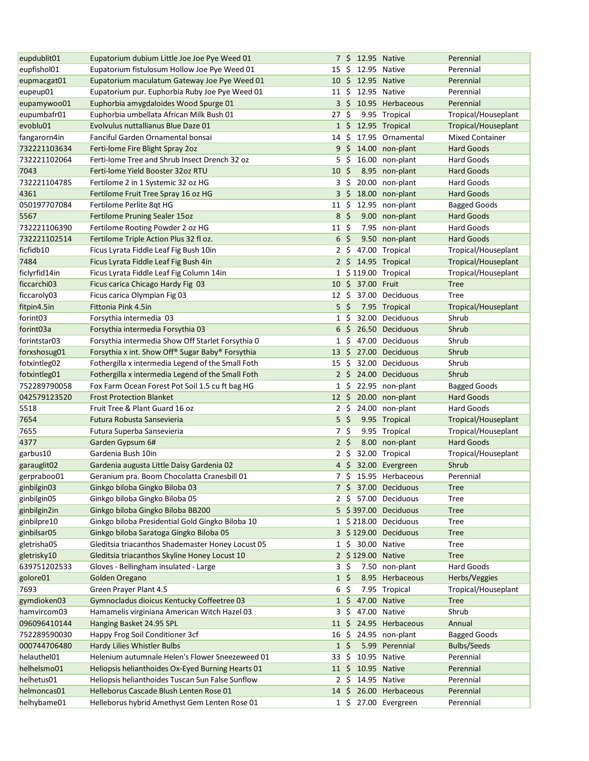| | | | | | |
|---|---|---|---|---|---|
| eupdublit01 | Eupatorium dubium Little Joe Joe Pye Weed 01 | 7 | $ 12.95 | Native | Perennial |
| eupfishol01 | Eupatorium fistulosum Hollow Joe Pye Weed 01 | 15 | $ 12.95 | Native | Perennial |
| eupmacgat01 | Eupatorium maculatum Gateway Joe Pye Weed 01 | 10 | $ 12.95 | Native | Perennial |
| eupeup01 | Eupatorium pur. Euphorbia Ruby Joe Pye Weed 01 | 11 | $ 12.95 | Native | Perennial |
| eupamywoo01 | Euphorbia amygdaloides Wood Spurge 01 | 3 | $ 10.95 | Herbaceous | Perennial |
| eupumbafr01 | Euphorbia umbellata African Milk Bush 01 | 27 | $ 9.95 | Tropical | Tropical/Houseplant |
| evoblu01 | Evolvulus nuttallianus Blue Daze 01 | 1 | $ 12.95 | Tropical | Tropical/Houseplant |
| fangarorn4in | Fanciful Garden Ornamental bonsai | 14 | $ 17.95 | Ornamental | Mixed Container |
| 732221103634 | Ferti-lome Fire Blight Spray 2oz | 9 | $ 14.00 | non-plant | Hard Goods |
| 732221102064 | Ferti-lome Tree and Shrub Insect Drench 32 oz | 5 | $ 16.00 | non-plant | Hard Goods |
| 7043 | Ferti-lome Yield Booster 32oz RTU | 10 | $ 8.95 | non-plant | Hard Goods |
| 732221104785 | Fertilome 2 in 1 Systemic 32 oz HG | 3 | $ 20.00 | non-plant | Hard Goods |
| 4361 | Fertilome Fruit Tree Spray 16 oz HG | 3 | $ 18.00 | non-plant | Hard Goods |
| 050197707084 | Fertilome Perlite 8qt HG | 11 | $ 12.95 | non-plant | Bagged Goods |
| 5567 | Fertilome Pruning Sealer 15oz | 8 | $ 9.00 | non-plant | Hard Goods |
| 732221106390 | Fertilome Rooting Powder 2 oz HG | 11 | $ 7.95 | non-plant | Hard Goods |
| 732221102514 | Fertilome Triple Action Plus 32 fl oz. | 6 | $ 9.50 | non-plant | Hard Goods |
| ficfidb10 | Ficus Lyrata Fiddle Leaf Fig Bush 10in | 2 | $ 47.00 | Tropical | Tropical/Houseplant |
| 7484 | Ficus Lyrata Fiddle Leaf Fig Bush 4in | 2 | $ 14.95 | Tropical | Tropical/Houseplant |
| ficlyrfid14in | Ficus Lyrata Fiddle Leaf Fig Column 14in | 1 | $ 119.00 | Tropical | Tropical/Houseplant |
| ficcarchi03 | Ficus carica Chicago Hardy Fig 03 | 10 | $ 37.00 | Fruit | Tree |
| ficcaroly03 | Ficus carica Olympian Fig 03 | 12 | $ 37.00 | Deciduous | Tree |
| fitpin4.5in | Fittonia Pink 4.5in | 5 | $ 7.95 | Tropical | Tropical/Houseplant |
| forint03 | Forsythia intermedia 03 | 1 | $ 32.00 | Deciduous | Shrub |
| forint03a | Forsythia intermedia Forsythia 03 | 6 | $ 26.50 | Deciduous | Shrub |
| forintstar03 | Forsythia intermedia Show Off Starlet Forsythia 0 | 1 | $ 47.00 | Deciduous | Shrub |
| forxshosug01 | Forsythia x int. Show Off® Sugar Baby® Forsythia | 13 | $ 27.00 | Deciduous | Shrub |
| fotxintleg02 | Fothergilla x intermedia Legend of the Small Foth | 15 | $ 32.00 | Deciduous | Shrub |
| fotxintleg01 | Fothergilla x intermedia Legend of the Small Foth | 2 | $ 24.00 | Deciduous | Shrub |
| 752289790058 | Fox Farm Ocean Forest Pot Soil 1.5 cu ft bag HG | 1 | $ 22.95 | non-plant | Bagged Goods |
| 042579123520 | Frost Protection Blanket | 12 | $ 20.00 | non-plant | Hard Goods |
| 5518 | Fruit Tree & Plant Guard 16 oz | 2 | $ 24.00 | non-plant | Hard Goods |
| 7654 | Futura Robusta Sansevieria | 5 | $ 9.95 | Tropical | Tropical/Houseplant |
| 7655 | Futura Superba Sansevieria | 7 | $ 9.95 | Tropical | Tropical/Houseplant |
| 4377 | Garden Gypsum 6# | 2 | $ 8.00 | non-plant | Hard Goods |
| garbus10 | Gardenia Bush 10in | 2 | $ 32.00 | Tropical | Tropical/Houseplant |
| garauglit02 | Gardenia augusta Little Daisy Gardenia 02 | 4 | $ 32.00 | Evergreen | Shrub |
| gerpraboo01 | Geranium pra. Boom Chocolatta Cranesbill 01 | 7 | $ 15.95 | Herbaceous | Perennial |
| ginbilgin03 | Ginkgo biloba Gingko Biloba 03 | 7 | $ 37.00 | Deciduous | Tree |
| ginbilgin05 | Ginkgo biloba Gingko Biloba 05 | 2 | $ 57.00 | Deciduous | Tree |
| ginbilgin2in | Ginkgo biloba Gingko Biloba BB200 | 5 | $ 397.00 | Deciduous | Tree |
| ginbilpre10 | Ginkgo biloba Presidential Gold Gingko Biloba 10 | 1 | $ 218.00 | Deciduous | Tree |
| ginbilsar05 | Ginkgo biloba Saratoga Gingko Biloba 05 | 3 | $ 129.00 | Deciduous | Tree |
| gletrisha05 | Gleditsia triacanthos Shademaster Honey Locust 05 | 1 | $ 30.00 | Native | Tree |
| gletrisky10 | Gleditsia triacanthos Skyline Honey Locust 10 | 2 | $ 129.00 | Native | Tree |
| 639751202533 | Gloves - Bellingham insulated - Large | 3 | $ 7.50 | non-plant | Hard Goods |
| golore01 | Golden Oregano | 1 | $ 8.95 | Herbaceous | Herbs/Veggies |
| 7693 | Green Prayer Plant 4.5 | 6 | $ 7.95 | Tropical | Tropical/Houseplant |
| gymdioken03 | Gymnocladus dioicus Kentucky Coffeetree 03 | 1 | $ 47.00 | Native | Tree |
| hamvircom03 | Hamamelis virginiana American Witch Hazel 03 | 3 | $ 47.00 | Native | Shrub |
| 096096410144 | Hanging Basket 24.95 SPL | 11 | $ 24.95 | Herbaceous | Annual |
| 752289990030 | Happy Frog Soil Conditioner 3cf | 16 | $ 24.95 | non-plant | Bagged Goods |
| 000744706480 | Hardy Lilies Whistler Bulbs | 1 | $ 5.99 | Perennial | Bulbs/Seeds |
| helauthel01 | Helenium autumnale Helen's Flower Sneezeweed 01 | 33 | $ 10.95 | Native | Perennial |
| helhelsmo01 | Heliopsis helianthoides Ox-Eyed Burning Hearts 01 | 11 | $ 10.95 | Native | Perennial |
| helhetus01 | Heliopsis helianthoides Tuscan Sun False Sunflow | 2 | $ 14.95 | Native | Perennial |
| helmoncas01 | Helleborus Cascade Blush Lenten Rose 01 | 14 | $ 26.00 | Herbaceous | Perennial |
| helhybame01 | Helleborus hybrid Amethyst Gem Lenten Rose 01 | 1 | $ 27.00 | Evergreen | Perennial |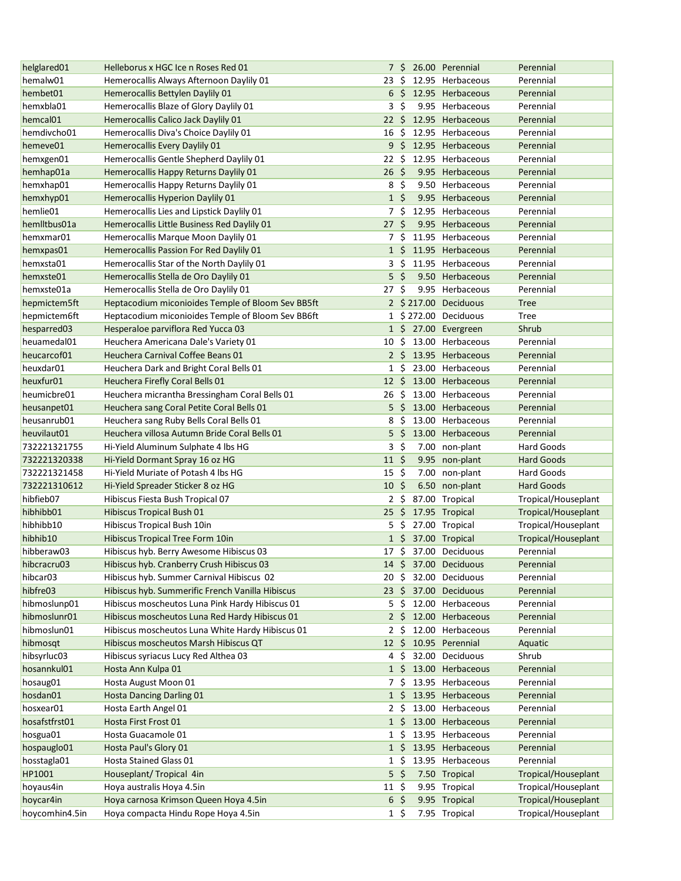| | | | | | |
|---|---|---|---|---|---|
| helglared01 | Helleborus x HGC Ice n Roses Red 01 | 7 | $ 26.00 | Perennial | Perennial |
| hemalw01 | Hemerocallis Always Afternoon Daylily 01 | 23 | $ 12.95 | Herbaceous | Perennial |
| hembet01 | Hemerocallis Bettylen Daylily 01 | 6 | $ 12.95 | Herbaceous | Perennial |
| hemxbla01 | Hemerocallis Blaze of Glory Daylily 01 | 3 | $ 9.95 | Herbaceous | Perennial |
| hemcal01 | Hemerocallis Calico Jack Daylily 01 | 22 | $ 12.95 | Herbaceous | Perennial |
| hemdivcho01 | Hemerocallis Diva's Choice Daylily 01 | 16 | $ 12.95 | Herbaceous | Perennial |
| hemeve01 | Hemerocallis Every Daylily 01 | 9 | $ 12.95 | Herbaceous | Perennial |
| hemxgen01 | Hemerocallis Gentle Shepherd Daylily 01 | 22 | $ 12.95 | Herbaceous | Perennial |
| hemhap01a | Hemerocallis Happy Returns Daylily 01 | 26 | $ 9.95 | Herbaceous | Perennial |
| hemxhap01 | Hemerocallis Happy Returns Daylily 01 | 8 | $ 9.50 | Herbaceous | Perennial |
| hemxhyp01 | Hemerocallis Hyperion Daylily 01 | 1 | $ 9.95 | Herbaceous | Perennial |
| hemlie01 | Hemerocallis Lies and Lipstick Daylily 01 | 7 | $ 12.95 | Herbaceous | Perennial |
| hemlltbus01a | Hemerocallis Little Business Red Daylily 01 | 27 | $ 9.95 | Herbaceous | Perennial |
| hemxmar01 | Hemerocallis Marque Moon Daylily 01 | 7 | $ 11.95 | Herbaceous | Perennial |
| hemxpas01 | Hemerocallis Passion For Red Daylily 01 | 1 | $ 11.95 | Herbaceous | Perennial |
| hemxsta01 | Hemerocallis Star of the North Daylily 01 | 3 | $ 11.95 | Herbaceous | Perennial |
| hemxste01 | Hemerocallis Stella de Oro Daylily 01 | 5 | $ 9.50 | Herbaceous | Perennial |
| hemxste01a | Hemerocallis Stella de Oro Daylily 01 | 27 | $ 9.95 | Herbaceous | Perennial |
| hepmictem5ft | Heptacodium miconioides Temple of Bloom Sev BB5ft | 2 | $ 217.00 | Deciduous | Tree |
| hepmictem6ft | Heptacodium miconioides Temple of Bloom Sev BB6ft | 1 | $ 272.00 | Deciduous | Tree |
| hesparred03 | Hesperaloe parviflora Red Yucca 03 | 1 | $ 27.00 | Evergreen | Shrub |
| heuamedal01 | Heuchera Americana Dale's Variety 01 | 10 | $ 13.00 | Herbaceous | Perennial |
| heucarcof01 | Heuchera Carnival Coffee Beans 01 | 2 | $ 13.95 | Herbaceous | Perennial |
| heuxdar01 | Heuchera Dark and Bright Coral Bells 01 | 1 | $ 23.00 | Herbaceous | Perennial |
| heuxfur01 | Heuchera Firefly Coral Bells 01 | 12 | $ 13.00 | Herbaceous | Perennial |
| heumicbre01 | Heuchera micrantha Bressingham Coral Bells 01 | 26 | $ 13.00 | Herbaceous | Perennial |
| heusanpet01 | Heuchera sang Coral Petite Coral Bells 01 | 5 | $ 13.00 | Herbaceous | Perennial |
| heusanrub01 | Heuchera sang Ruby Bells Coral Bells 01 | 8 | $ 13.00 | Herbaceous | Perennial |
| heuvilaut01 | Heuchera villosa Autumn Bride Coral Bells 01 | 5 | $ 13.00 | Herbaceous | Perennial |
| 732221321755 | Hi-Yield Aluminum Sulphate 4 lbs HG | 3 | $ 7.00 | non-plant | Hard Goods |
| 732221320338 | Hi-Yield Dormant Spray 16 oz HG | 11 | $ 9.95 | non-plant | Hard Goods |
| 732221321458 | Hi-Yield Muriate of Potash 4 lbs HG | 15 | $ 7.00 | non-plant | Hard Goods |
| 732221310612 | Hi-Yield Spreader Sticker 8 oz HG | 10 | $ 6.50 | non-plant | Hard Goods |
| hibfieb07 | Hibiscus Fiesta Bush Tropical 07 | 2 | $ 87.00 | Tropical | Tropical/Houseplant |
| hibhibb01 | Hibiscus Tropical Bush 01 | 25 | $ 17.95 | Tropical | Tropical/Houseplant |
| hibhibb10 | Hibiscus Tropical Bush 10in | 5 | $ 27.00 | Tropical | Tropical/Houseplant |
| hibhib10 | Hibiscus Tropical Tree Form 10in | 1 | $ 37.00 | Tropical | Tropical/Houseplant |
| hibberaw03 | Hibiscus hyb. Berry Awesome Hibiscus 03 | 17 | $ 37.00 | Deciduous | Perennial |
| hibcracru03 | Hibiscus hyb. Cranberry Crush Hibiscus 03 | 14 | $ 37.00 | Deciduous | Perennial |
| hibcar03 | Hibiscus hyb. Summer Carnival Hibiscus 02 | 20 | $ 32.00 | Deciduous | Perennial |
| hibfre03 | Hibiscus hyb. Summerific French Vanilla Hibiscus | 23 | $ 37.00 | Deciduous | Perennial |
| hibmoslunp01 | Hibiscus moscheutos Luna Pink Hardy Hibiscus 01 | 5 | $ 12.00 | Herbaceous | Perennial |
| hibmoslunr01 | Hibiscus moscheutos Luna Red Hardy Hibiscus 01 | 2 | $ 12.00 | Herbaceous | Perennial |
| hibmoslun01 | Hibiscus moscheutos Luna White Hardy Hibiscus 01 | 2 | $ 12.00 | Herbaceous | Perennial |
| hibmosqt | Hibiscus moscheutos Marsh Hibiscus QT | 12 | $ 10.95 | Perennial | Aquatic |
| hibsyrluc03 | Hibiscus syriacus Lucy Red Althea 03 | 4 | $ 32.00 | Deciduous | Shrub |
| hosannkul01 | Hosta Ann Kulpa 01 | 1 | $ 13.00 | Herbaceous | Perennial |
| hosaug01 | Hosta August Moon 01 | 7 | $ 13.95 | Herbaceous | Perennial |
| hosdan01 | Hosta Dancing Darling 01 | 1 | $ 13.95 | Herbaceous | Perennial |
| hosxear01 | Hosta Earth Angel 01 | 2 | $ 13.00 | Herbaceous | Perennial |
| hosafstfrst01 | Hosta First Frost 01 | 1 | $ 13.00 | Herbaceous | Perennial |
| hosgua01 | Hosta Guacamole 01 | 1 | $ 13.95 | Herbaceous | Perennial |
| hospauglo01 | Hosta Paul's Glory 01 | 1 | $ 13.95 | Herbaceous | Perennial |
| hosstagla01 | Hosta Stained Glass 01 | 1 | $ 13.95 | Herbaceous | Perennial |
| HP1001 | Houseplant/ Tropical 4in | 5 | $ 7.50 | Tropical | Tropical/Houseplant |
| hoyaus4in | Hoya australis Hoya 4.5in | 11 | $ 9.95 | Tropical | Tropical/Houseplant |
| hoycar4in | Hoya carnosa Krimson Queen Hoya 4.5in | 6 | $ 9.95 | Tropical | Tropical/Houseplant |
| hoycomhin4.5in | Hoya compacta Hindu Rope Hoya 4.5in | 1 | $ 7.95 | Tropical | Tropical/Houseplant |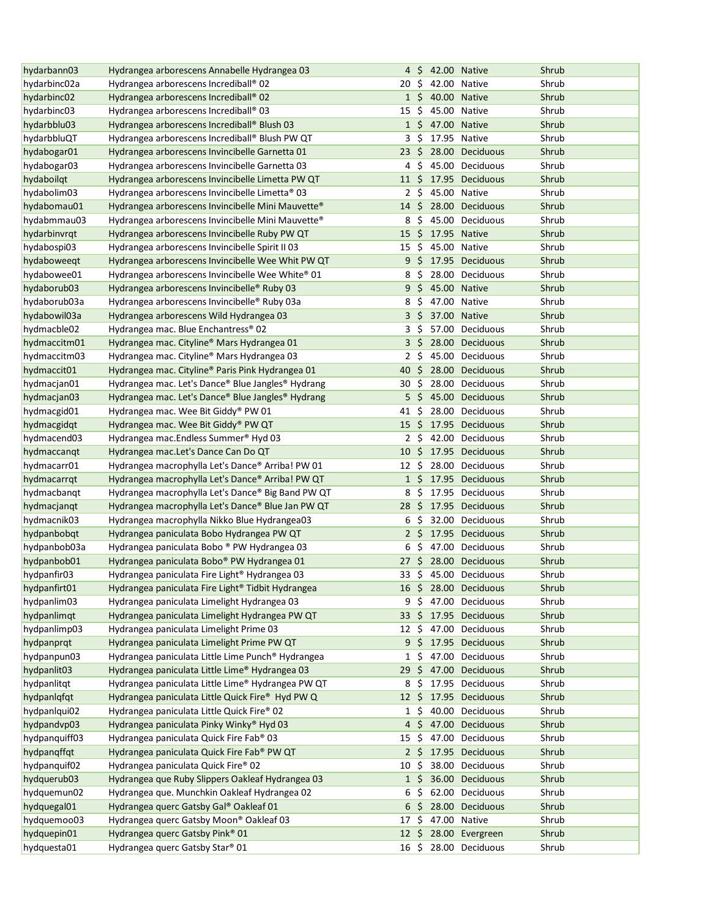| | | | | | |
|---|---|---|---|---|---|
| hydarbann03 | Hydrangea arborescens Annabelle Hydrangea 03 | 4 | $ 42.00 | Native | Shrub |
| hydarbinc02a | Hydrangea arborescens Incrediball® 02 | 20 | $ 42.00 | Native | Shrub |
| hydarbinc02 | Hydrangea arborescens Incrediball® 02 | 1 | $ 40.00 | Native | Shrub |
| hydarbinc03 | Hydrangea arborescens Incrediball® 03 | 15 | $ 45.00 | Native | Shrub |
| hydarbblu03 | Hydrangea arborescens Incrediball® Blush 03 | 1 | $ 47.00 | Native | Shrub |
| hydarbbluQT | Hydrangea arborescens Incrediball® Blush PW QT | 3 | $ 17.95 | Native | Shrub |
| hydabogar01 | Hydrangea arborescens Invincibelle Garnetta 01 | 23 | $ 28.00 | Deciduous | Shrub |
| hydabogar03 | Hydrangea arborescens Invincibelle Garnetta 03 | 4 | $ 45.00 | Deciduous | Shrub |
| hydaboilqt | Hydrangea arborescens Invincibelle Limetta PW QT | 11 | $ 17.95 | Deciduous | Shrub |
| hydabolim03 | Hydrangea arborescens Invincibelle Limetta® 03 | 2 | $ 45.00 | Native | Shrub |
| hydabomau01 | Hydrangea arborescens Invincibelle Mini Mauvette® | 14 | $ 28.00 | Deciduous | Shrub |
| hydabmmau03 | Hydrangea arborescens Invincibelle Mini Mauvette® | 8 | $ 45.00 | Deciduous | Shrub |
| hydarbinvrqt | Hydrangea arborescens Invincibelle Ruby PW QT | 15 | $ 17.95 | Native | Shrub |
| hydabospi03 | Hydrangea arborescens Invincibelle Spirit II 03 | 15 | $ 45.00 | Native | Shrub |
| hydaboweeqt | Hydrangea arborescens Invincibelle Wee Whit PW QT | 9 | $ 17.95 | Deciduous | Shrub |
| hydabowee01 | Hydrangea arborescens Invincibelle Wee White® 01 | 8 | $ 28.00 | Deciduous | Shrub |
| hydaborub03 | Hydrangea arborescens Invincibelle® Ruby 03 | 9 | $ 45.00 | Native | Shrub |
| hydaborub03a | Hydrangea arborescens Invincibelle® Ruby 03a | 8 | $ 47.00 | Native | Shrub |
| hydabowil03a | Hydrangea arborescens Wild Hydrangea 03 | 3 | $ 37.00 | Native | Shrub |
| hydmacble02 | Hydrangea mac. Blue Enchantress® 02 | 3 | $ 57.00 | Deciduous | Shrub |
| hydmaccitm01 | Hydrangea mac. Cityline® Mars Hydrangea 01 | 3 | $ 28.00 | Deciduous | Shrub |
| hydmaccitm03 | Hydrangea mac. Cityline® Mars Hydrangea 03 | 2 | $ 45.00 | Deciduous | Shrub |
| hydmaccit01 | Hydrangea mac. Cityline® Paris Pink Hydrangea 01 | 40 | $ 28.00 | Deciduous | Shrub |
| hydmacjan01 | Hydrangea mac. Let's Dance® Blue Jangles® Hydrang | 30 | $ 28.00 | Deciduous | Shrub |
| hydmacjan03 | Hydrangea mac. Let's Dance® Blue Jangles® Hydrang | 5 | $ 45.00 | Deciduous | Shrub |
| hydmacgid01 | Hydrangea mac. Wee Bit Giddy® PW 01 | 41 | $ 28.00 | Deciduous | Shrub |
| hydmacgidqt | Hydrangea mac. Wee Bit Giddy® PW QT | 15 | $ 17.95 | Deciduous | Shrub |
| hydmacend03 | Hydrangea mac.Endless Summer® Hyd 03 | 2 | $ 42.00 | Deciduous | Shrub |
| hydmaccanqt | Hydrangea mac.Let's Dance Can Do QT | 10 | $ 17.95 | Deciduous | Shrub |
| hydmacarr01 | Hydrangea macrophylla Let's Dance® Arriba! PW 01 | 12 | $ 28.00 | Deciduous | Shrub |
| hydmacarrqt | Hydrangea macrophylla Let's Dance® Arriba! PW QT | 1 | $ 17.95 | Deciduous | Shrub |
| hydmacbanqt | Hydrangea macrophylla Let's Dance® Big Band PW QT | 8 | $ 17.95 | Deciduous | Shrub |
| hydmacjanqt | Hydrangea macrophylla Let's Dance® Blue Jan PW QT | 28 | $ 17.95 | Deciduous | Shrub |
| hydmacnik03 | Hydrangea macrophylla Nikko Blue Hydrangea03 | 6 | $ 32.00 | Deciduous | Shrub |
| hydpanbobqt | Hydrangea paniculata Bobo Hydrangea PW QT | 2 | $ 17.95 | Deciduous | Shrub |
| hydpanbob03a | Hydrangea paniculata Bobo ® PW Hydrangea 03 | 6 | $ 47.00 | Deciduous | Shrub |
| hydpanbob01 | Hydrangea paniculata Bobo® PW Hydrangea 01 | 27 | $ 28.00 | Deciduous | Shrub |
| hydpanfir03 | Hydrangea paniculata Fire Light® Hydrangea 03 | 33 | $ 45.00 | Deciduous | Shrub |
| hydpanfirt01 | Hydrangea paniculata Fire Light® Tidbit Hydrangea | 16 | $ 28.00 | Deciduous | Shrub |
| hydpanlim03 | Hydrangea paniculata Limelight Hydrangea 03 | 9 | $ 47.00 | Deciduous | Shrub |
| hydpanlimqt | Hydrangea paniculata Limelight Hydrangea PW QT | 33 | $ 17.95 | Deciduous | Shrub |
| hydpanlimp03 | Hydrangea paniculata Limelight Prime 03 | 12 | $ 47.00 | Deciduous | Shrub |
| hydpanprqt | Hydrangea paniculata Limelight Prime PW QT | 9 | $ 17.95 | Deciduous | Shrub |
| hydpanpun03 | Hydrangea paniculata Little Lime Punch® Hydrangea | 1 | $ 47.00 | Deciduous | Shrub |
| hydpanlit03 | Hydrangea paniculata Little Lime® Hydrangea 03 | 29 | $ 47.00 | Deciduous | Shrub |
| hydpanlitqt | Hydrangea paniculata Little Lime® Hydrangea PW QT | 8 | $ 17.95 | Deciduous | Shrub |
| hydpanlqfqt | Hydrangea paniculata Little Quick Fire® Hyd PW Q | 12 | $ 17.95 | Deciduous | Shrub |
| hydpanlqui02 | Hydrangea paniculata Little Quick Fire® 02 | 1 | $ 40.00 | Deciduous | Shrub |
| hydpandvp03 | Hydrangea paniculata Pinky Winky® Hyd 03 | 4 | $ 47.00 | Deciduous | Shrub |
| hydpanquiff03 | Hydrangea paniculata Quick Fire Fab® 03 | 15 | $ 47.00 | Deciduous | Shrub |
| hydpanqffqt | Hydrangea paniculata Quick Fire Fab® PW QT | 2 | $ 17.95 | Deciduous | Shrub |
| hydpanquif02 | Hydrangea paniculata Quick Fire® 02 | 10 | $ 38.00 | Deciduous | Shrub |
| hydquerub03 | Hydrangea que Ruby Slippers Oakleaf Hydrangea 03 | 1 | $ 36.00 | Deciduous | Shrub |
| hydquemun02 | Hydrangea que. Munchkin Oakleaf Hydrangea 02 | 6 | $ 62.00 | Deciduous | Shrub |
| hydquegal01 | Hydrangea querc Gatsby Gal® Oakleaf 01 | 6 | $ 28.00 | Deciduous | Shrub |
| hydquemoo03 | Hydrangea querc Gatsby Moon® Oakleaf 03 | 17 | $ 47.00 | Native | Shrub |
| hydquepin01 | Hydrangea querc Gatsby Pink® 01 | 12 | $ 28.00 | Evergreen | Shrub |
| hydquesta01 | Hydrangea querc Gatsby Star® 01 | 16 | $ 28.00 | Deciduous | Shrub |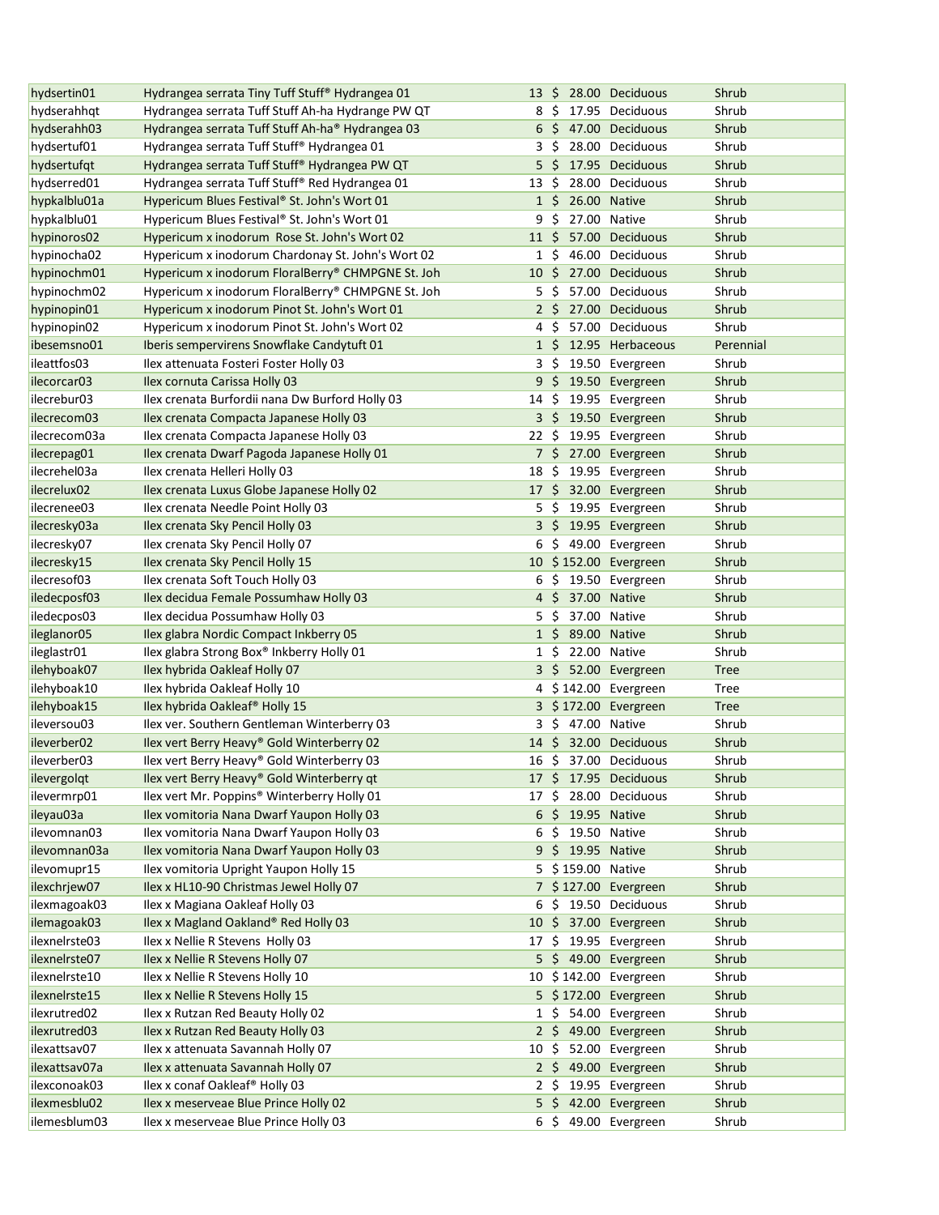| | | | | | |
|---|---|---|---|---|---|
| hydsertin01 | Hydrangea serrata Tiny Tuff Stuff® Hydrangea 01 | 13 | $ 28.00 | Deciduous | Shrub |
| hydserahhqt | Hydrangea serrata Tuff Stuff Ah-ha Hydrange PW QT | 8 | $ 17.95 | Deciduous | Shrub |
| hydserahh03 | Hydrangea serrata Tuff Stuff Ah-ha® Hydrangea 03 | 6 | $ 47.00 | Deciduous | Shrub |
| hydsertuf01 | Hydrangea serrata Tuff Stuff® Hydrangea 01 | 3 | $ 28.00 | Deciduous | Shrub |
| hydsertufqt | Hydrangea serrata Tuff Stuff® Hydrangea PW QT | 5 | $ 17.95 | Deciduous | Shrub |
| hydserred01 | Hydrangea serrata Tuff Stuff® Red Hydrangea 01 | 13 | $ 28.00 | Deciduous | Shrub |
| hypkalblu01a | Hypericum Blues Festival® St. John's Wort 01 | 1 | $ 26.00 | Native | Shrub |
| hypkalblu01 | Hypericum Blues Festival® St. John's Wort 01 | 9 | $ 27.00 | Native | Shrub |
| hypinoros02 | Hypericum x inodorum Rose St. John's Wort 02 | 11 | $ 57.00 | Deciduous | Shrub |
| hypinocha02 | Hypericum x inodorum Chardonay St. John's Wort 02 | 1 | $ 46.00 | Deciduous | Shrub |
| hypinochm01 | Hypericum x inodorum FloralBerry® CHMPGNE St. Joh | 10 | $ 27.00 | Deciduous | Shrub |
| hypinochm02 | Hypericum x inodorum FloralBerry® CHMPGNE St. Joh | 5 | $ 57.00 | Deciduous | Shrub |
| hypinopin01 | Hypericum x inodorum Pinot St. John's Wort 01 | 2 | $ 27.00 | Deciduous | Shrub |
| hypinopin02 | Hypericum x inodorum Pinot St. John's Wort 02 | 4 | $ 57.00 | Deciduous | Shrub |
| ibesemsno01 | Iberis sempervirens Snowflake Candytuft 01 | 1 | $ 12.95 | Herbaceous | Perennial |
| ileattfos03 | Ilex attenuata Fosteri Foster Holly 03 | 3 | $ 19.50 | Evergreen | Shrub |
| ilecorcar03 | Ilex cornuta Carissa Holly 03 | 9 | $ 19.50 | Evergreen | Shrub |
| ilecrebur03 | Ilex crenata Burfordii nana Dw Burford Holly 03 | 14 | $ 19.95 | Evergreen | Shrub |
| ilecrecom03 | Ilex crenata Compacta Japanese Holly 03 | 3 | $ 19.50 | Evergreen | Shrub |
| ilecrecom03a | Ilex crenata Compacta Japanese Holly 03 | 22 | $ 19.95 | Evergreen | Shrub |
| ilecrepag01 | Ilex crenata Dwarf Pagoda Japanese Holly 01 | 7 | $ 27.00 | Evergreen | Shrub |
| ilecrehel03a | Ilex crenata Helleri Holly 03 | 18 | $ 19.95 | Evergreen | Shrub |
| ilecrelux02 | Ilex crenata Luxus Globe Japanese Holly 02 | 17 | $ 32.00 | Evergreen | Shrub |
| ilecrenee03 | Ilex crenata Needle Point Holly 03 | 5 | $ 19.95 | Evergreen | Shrub |
| ilecresky03a | Ilex crenata Sky Pencil Holly 03 | 3 | $ 19.95 | Evergreen | Shrub |
| ilecresky07 | Ilex crenata Sky Pencil Holly 07 | 6 | $ 49.00 | Evergreen | Shrub |
| ilecresky15 | Ilex crenata Sky Pencil Holly 15 | 10 | $ 152.00 | Evergreen | Shrub |
| ilecresof03 | Ilex crenata Soft Touch Holly 03 | 6 | $ 19.50 | Evergreen | Shrub |
| iledecposf03 | Ilex decidua Female Possumhaw Holly 03 | 4 | $ 37.00 | Native | Shrub |
| iledecpos03 | Ilex decidua Possumhaw Holly 03 | 5 | $ 37.00 | Native | Shrub |
| ileglanor05 | Ilex glabra Nordic Compact Inkberry 05 | 1 | $ 89.00 | Native | Shrub |
| ileglastr01 | Ilex glabra Strong Box® Inkberry Holly 01 | 1 | $ 22.00 | Native | Shrub |
| ilehyboak07 | Ilex hybrida Oakleaf Holly 07 | 3 | $ 52.00 | Evergreen | Tree |
| ilehyboak10 | Ilex hybrida Oakleaf Holly 10 | 4 | $ 142.00 | Evergreen | Tree |
| ilehyboak15 | Ilex hybrida Oakleaf® Holly 15 | 3 | $ 172.00 | Evergreen | Tree |
| ileversou03 | Ilex ver. Southern Gentleman Winterberry 03 | 3 | $ 47.00 | Native | Shrub |
| ileverber02 | Ilex vert Berry Heavy® Gold Winterberry 02 | 14 | $ 32.00 | Deciduous | Shrub |
| ileverber03 | Ilex vert Berry Heavy® Gold Winterberry 03 | 16 | $ 37.00 | Deciduous | Shrub |
| ilevergolqt | Ilex vert Berry Heavy® Gold Winterberry qt | 17 | $ 17.95 | Deciduous | Shrub |
| ilevermrp01 | Ilex vert Mr. Poppins® Winterberry Holly 01 | 17 | $ 28.00 | Deciduous | Shrub |
| ileyau03a | Ilex vomitoria Nana Dwarf Yaupon Holly 03 | 6 | $ 19.95 | Native | Shrub |
| ilevomnan03 | Ilex vomitoria Nana Dwarf Yaupon Holly 03 | 6 | $ 19.50 | Native | Shrub |
| ilevomnan03a | Ilex vomitoria Nana Dwarf Yaupon Holly 03 | 9 | $ 19.95 | Native | Shrub |
| ilevomupr15 | Ilex vomitoria Upright Yaupon Holly 15 | 5 | $ 159.00 | Native | Shrub |
| ilexchrjew07 | Ilex x HL10-90 Christmas Jewel Holly 07 | 7 | $ 127.00 | Evergreen | Shrub |
| ilexmagoak03 | Ilex x Magiana Oakleaf Holly 03 | 6 | $ 19.50 | Deciduous | Shrub |
| ilemagoak03 | Ilex x Magland Oakland® Red Holly 03 | 10 | $ 37.00 | Evergreen | Shrub |
| ilexnelrste03 | Ilex x Nellie R Stevens Holly 03 | 17 | $ 19.95 | Evergreen | Shrub |
| ilexnelrste07 | Ilex x Nellie R Stevens Holly 07 | 5 | $ 49.00 | Evergreen | Shrub |
| ilexnelrste10 | Ilex x Nellie R Stevens Holly 10 | 10 | $ 142.00 | Evergreen | Shrub |
| ilexnelrste15 | Ilex x Nellie R Stevens Holly 15 | 5 | $ 172.00 | Evergreen | Shrub |
| ilexrutred02 | Ilex x Rutzan Red Beauty Holly 02 | 1 | $ 54.00 | Evergreen | Shrub |
| ilexrutred03 | Ilex x Rutzan Red Beauty Holly 03 | 2 | $ 49.00 | Evergreen | Shrub |
| ilexattsav07 | Ilex x attenuata Savannah Holly 07 | 10 | $ 52.00 | Evergreen | Shrub |
| ilexattsav07a | Ilex x attenuata Savannah Holly 07 | 2 | $ 49.00 | Evergreen | Shrub |
| ilexconoak03 | Ilex x conaf Oakleaf® Holly 03 | 2 | $ 19.95 | Evergreen | Shrub |
| ilexmesblu02 | Ilex x meserveae Blue Prince Holly 02 | 5 | $ 42.00 | Evergreen | Shrub |
| ilemesblum03 | Ilex x meserveae Blue Prince Holly 03 | 6 | $ 49.00 | Evergreen | Shrub |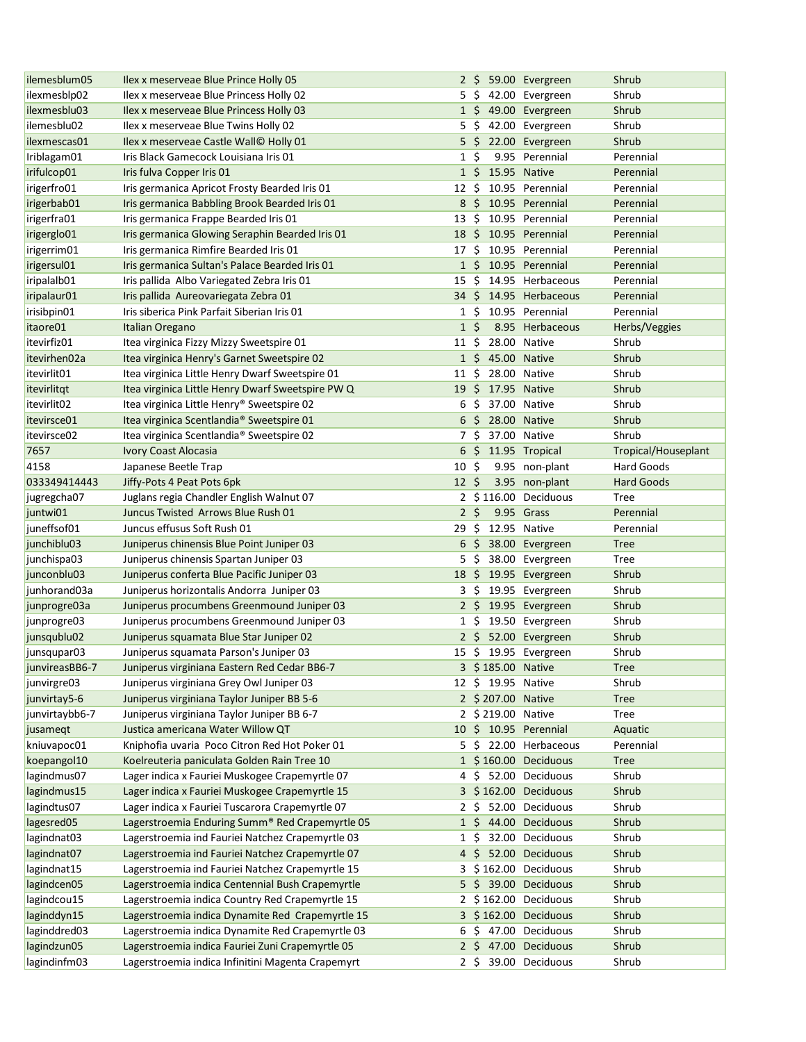| | | | | | |
|---|---|---|---|---|---|
| ilemesblum05 | Ilex x meserveae Blue Prince Holly 05 | 2 | $ 59.00 | Evergreen | Shrub |
| ilexmesblp02 | Ilex x meserveae Blue Princess Holly 02 | 5 | $ 42.00 | Evergreen | Shrub |
| ilexmesblu03 | Ilex x meserveae Blue Princess Holly 03 | 1 | $ 49.00 | Evergreen | Shrub |
| ilemesblu02 | Ilex x meserveae Blue Twins Holly 02 | 5 | $ 42.00 | Evergreen | Shrub |
| ilexmescas01 | Ilex x meserveae Castle Wall© Holly 01 | 5 | $ 22.00 | Evergreen | Shrub |
| Iriblagam01 | Iris Black Gamecock Louisiana Iris 01 | 1 | $ 9.95 | Perennial | Perennial |
| irifulcop01 | Iris fulva Copper Iris 01 | 1 | $ 15.95 | Native | Perennial |
| irigerfro01 | Iris germanica Apricot Frosty Bearded Iris 01 | 12 | $ 10.95 | Perennial | Perennial |
| irigerbab01 | Iris germanica Babbling Brook Bearded Iris 01 | 8 | $ 10.95 | Perennial | Perennial |
| irigerfra01 | Iris germanica Frappe Bearded Iris 01 | 13 | $ 10.95 | Perennial | Perennial |
| irigerglo01 | Iris germanica Glowing Seraphin Bearded Iris 01 | 18 | $ 10.95 | Perennial | Perennial |
| irigerrim01 | Iris germanica Rimfire Bearded Iris 01 | 17 | $ 10.95 | Perennial | Perennial |
| irigersul01 | Iris germanica Sultan's Palace Bearded Iris 01 | 1 | $ 10.95 | Perennial | Perennial |
| iripalalb01 | Iris pallida Albo Variegated Zebra Iris 01 | 15 | $ 14.95 | Herbaceous | Perennial |
| iripalaur01 | Iris pallida Aureovariegata Zebra 01 | 34 | $ 14.95 | Herbaceous | Perennial |
| irisibpin01 | Iris siberica Pink Parfait Siberian Iris 01 | 1 | $ 10.95 | Perennial | Perennial |
| itaore01 | Italian Oregano | 1 | $ 8.95 | Herbaceous | Herbs/Veggies |
| itevirfiz01 | Itea virginica Fizzy Mizzy Sweetspire 01 | 11 | $ 28.00 | Native | Shrub |
| itevirhen02a | Itea virginica Henry's Garnet Sweetspire 02 | 1 | $ 45.00 | Native | Shrub |
| itevirlit01 | Itea virginica Little Henry Dwarf Sweetspire 01 | 11 | $ 28.00 | Native | Shrub |
| itevirlitqt | Itea virginica Little Henry Dwarf Sweetspire PW Q | 19 | $ 17.95 | Native | Shrub |
| itevirlit02 | Itea virginica Little Henry® Sweetspire 02 | 6 | $ 37.00 | Native | Shrub |
| itevirsce01 | Itea virginica Scentlandia® Sweetspire 01 | 6 | $ 28.00 | Native | Shrub |
| itevirsce02 | Itea virginica Scentlandia® Sweetspire 02 | 7 | $ 37.00 | Native | Shrub |
| 7657 | Ivory Coast Alocasia | 6 | $ 11.95 | Tropical | Tropical/Houseplant |
| 4158 | Japanese Beetle Trap | 10 | $ 9.95 | non-plant | Hard Goods |
| 033349414443 | Jiffy-Pots 4 Peat Pots 6pk | 12 | $ 3.95 | non-plant | Hard Goods |
| jugregcha07 | Juglans regia Chandler English Walnut 07 | 2 | $ 116.00 | Deciduous | Tree |
| juntwi01 | Juncus Twisted Arrows Blue Rush 01 | 2 | $ 9.95 | Grass | Perennial |
| juneffsof01 | Juncus effusus Soft Rush 01 | 29 | $ 12.95 | Native | Perennial |
| junchiblu03 | Juniperus chinensis Blue Point Juniper 03 | 6 | $ 38.00 | Evergreen | Tree |
| junchispa03 | Juniperus chinensis Spartan Juniper 03 | 5 | $ 38.00 | Evergreen | Tree |
| junconblu03 | Juniperus conferta Blue Pacific Juniper 03 | 18 | $ 19.95 | Evergreen | Shrub |
| junhorand03a | Juniperus horizontalis Andorra Juniper 03 | 3 | $ 19.95 | Evergreen | Shrub |
| junprogre03a | Juniperus procumbens Greenmound Juniper 03 | 2 | $ 19.95 | Evergreen | Shrub |
| junprogre03 | Juniperus procumbens Greenmound Juniper 03 | 1 | $ 19.50 | Evergreen | Shrub |
| junsqublu02 | Juniperus squamata Blue Star Juniper 02 | 2 | $ 52.00 | Evergreen | Shrub |
| junsqupar03 | Juniperus squamata Parson's Juniper 03 | 15 | $ 19.95 | Evergreen | Shrub |
| junvireasBB6-7 | Juniperus virginiana Eastern Red Cedar BB6-7 | 3 | $ 185.00 | Native | Tree |
| junvirgre03 | Juniperus virginiana Grey Owl Juniper 03 | 12 | $ 19.95 | Native | Shrub |
| junvirtay5-6 | Juniperus virginiana Taylor Juniper BB 5-6 | 2 | $ 207.00 | Native | Tree |
| junvirtaybb6-7 | Juniperus virginiana Taylor Juniper BB 6-7 | 2 | $ 219.00 | Native | Tree |
| jusameqt | Justica americana Water Willow QT | 10 | $ 10.95 | Perennial | Aquatic |
| kniuvapoc01 | Kniphofia uvaria Poco Citron Red Hot Poker 01 | 5 | $ 22.00 | Herbaceous | Perennial |
| koepangol10 | Koelreuteria paniculata Golden Rain Tree 10 | 1 | $ 160.00 | Deciduous | Tree |
| lagindmus07 | Lager indica x Fauriei Muskogee Crapemyrtle 07 | 4 | $ 52.00 | Deciduous | Shrub |
| lagindmus15 | Lager indica x Fauriei Muskogee Crapemyrtle 15 | 3 | $ 162.00 | Deciduous | Shrub |
| lagindtus07 | Lager indica x Fauriei Tuscarora Crapemyrtle 07 | 2 | $ 52.00 | Deciduous | Shrub |
| lagesred05 | Lagerstroemia Enduring Summ® Red Crapemyrtle 05 | 1 | $ 44.00 | Deciduous | Shrub |
| lagindnat03 | Lagerstroemia ind Fauriei Natchez Crapemyrtle 03 | 1 | $ 32.00 | Deciduous | Shrub |
| lagindnat07 | Lagerstroemia ind Fauriei Natchez Crapemyrtle 07 | 4 | $ 52.00 | Deciduous | Shrub |
| lagindnat15 | Lagerstroemia ind Fauriei Natchez Crapemyrtle 15 | 3 | $ 162.00 | Deciduous | Shrub |
| lagindcen05 | Lagerstroemia indica Centennial Bush Crapemyrtle | 5 | $ 39.00 | Deciduous | Shrub |
| lagindcou15 | Lagerstroemia indica Country Red Crapemyrtle 15 | 2 | $ 162.00 | Deciduous | Shrub |
| laginddyn15 | Lagerstroemia indica Dynamite Red Crapemyrtle 15 | 3 | $ 162.00 | Deciduous | Shrub |
| laginddred03 | Lagerstroemia indica Dynamite Red Crapemyrtle 03 | 6 | $ 47.00 | Deciduous | Shrub |
| lagindzun05 | Lagerstroemia indica Fauriei Zuni Crapemyrtle 05 | 2 | $ 47.00 | Deciduous | Shrub |
| lagindinfm03 | Lagerstroemia indica Infinitini Magenta Crapemyrt | 2 | $ 39.00 | Deciduous | Shrub |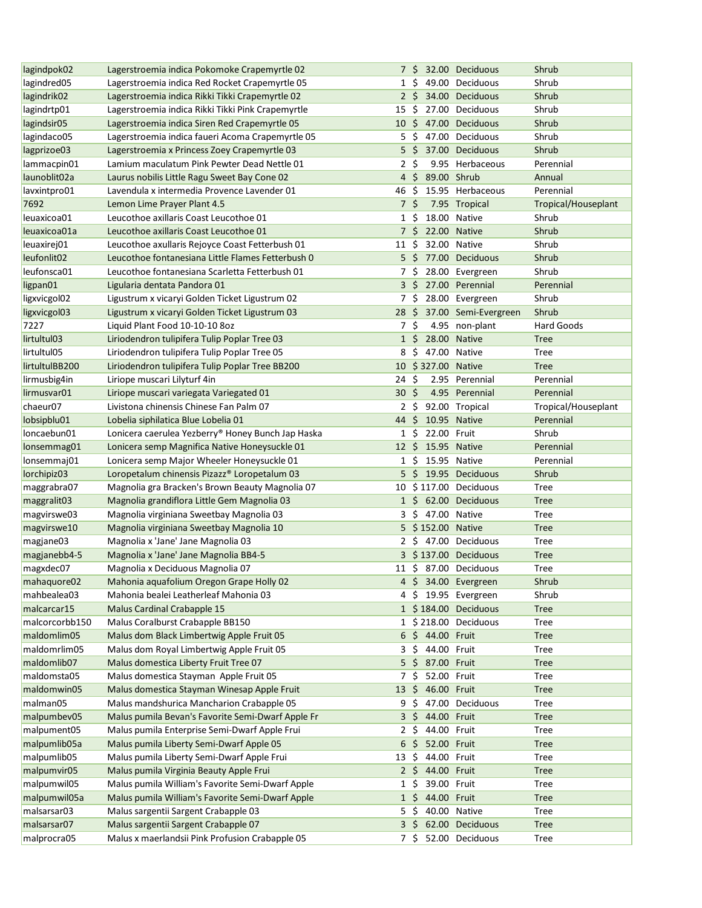| | | | | | |
|---|---|---|---|---|---|
| lagindpok02 | Lagerstroemia indica Pokomoke Crapemyrtle 02 | 7 | $ 32.00 | Deciduous | Shrub |
| lagindred05 | Lagerstroemia indica Red Rocket Crapemyrtle 05 | 1 | $ 49.00 | Deciduous | Shrub |
| lagindrik02 | Lagerstroemia indica Rikki Tikki Crapemyrtle 02 | 2 | $ 34.00 | Deciduous | Shrub |
| lagindrtp01 | Lagerstroemia indica Rikki Tikki Pink Crapemyrtle | 15 | $ 27.00 | Deciduous | Shrub |
| lagindsir05 | Lagerstroemia indica Siren Red Crapemyrtle 05 | 10 | $ 47.00 | Deciduous | Shrub |
| lagindaco05 | Lagerstroemia indica faueri Acoma Crapemyrtle 05 | 5 | $ 47.00 | Deciduous | Shrub |
| lagprizoe03 | Lagerstroemia x Princess Zoey Crapemyrtle 03 | 5 | $ 37.00 | Deciduous | Shrub |
| lammacpin01 | Lamium maculatum Pink Pewter Dead Nettle 01 | 2 | $ 9.95 | Herbaceous | Perennial |
| launoblit02a | Laurus nobilis Little Ragu Sweet Bay Cone 02 | 4 | $ 89.00 | Shrub | Annual |
| lavxintpro01 | Lavendula x intermedia Provence Lavender 01 | 46 | $ 15.95 | Herbaceous | Perennial |
| 7692 | Lemon Lime Prayer Plant 4.5 | 7 | $ 7.95 | Tropical | Tropical/Houseplant |
| leuaxicoa01 | Leucothoe axillaris Coast Leucothoe 01 | 1 | $ 18.00 | Native | Shrub |
| leuaxicoa01a | Leucothoe axillaris Coast Leucothoe 01 | 7 | $ 22.00 | Native | Shrub |
| leuaxirej01 | Leucothoe axullaris Rejoyce Coast Fetterbush 01 | 11 | $ 32.00 | Native | Shrub |
| leufonlit02 | Leucothoe fontanesiana Little Flames Fetterbush 0 | 5 | $ 77.00 | Deciduous | Shrub |
| leufonsca01 | Leucothoe fontanesiana Scarletta Fetterbush 01 | 7 | $ 28.00 | Evergreen | Shrub |
| ligpan01 | Ligularia dentata Pandora 01 | 3 | $ 27.00 | Perennial | Perennial |
| ligxvicgol02 | Ligustrum x vicaryi Golden Ticket Ligustrum 02 | 7 | $ 28.00 | Evergreen | Shrub |
| ligxvicgol03 | Ligustrum x vicaryi Golden Ticket Ligustrum 03 | 28 | $ 37.00 | Semi-Evergreen | Shrub |
| 7227 | Liquid Plant Food 10-10-10 8oz | 7 | $ 4.95 | non-plant | Hard Goods |
| lirtultul03 | Liriodendron tulipifera Tulip Poplar Tree 03 | 1 | $ 28.00 | Native | Tree |
| lirtultul05 | Liriodendron tulipifera Tulip Poplar Tree 05 | 8 | $ 47.00 | Native | Tree |
| lirtultulBB200 | Liriodendron tulipifera Tulip Poplar Tree BB200 | 10 | $ 327.00 | Native | Tree |
| lirmusbig4in | Liriope muscari Lilyturf 4in | 24 | $ 2.95 | Perennial | Perennial |
| lirmusvar01 | Liriope muscari variegata Variegated 01 | 30 | $ 4.95 | Perennial | Perennial |
| chaeur07 | Livistona chinensis Chinese Fan Palm 07 | 2 | $ 92.00 | Tropical | Tropical/Houseplant |
| lobsipblu01 | Lobelia siphilatica Blue Lobelia 01 | 44 | $ 10.95 | Native | Perennial |
| loncaebun01 | Lonicera caerulea Yezberry® Honey Bunch Jap Haska | 1 | $ 22.00 | Fruit | Shrub |
| lonsemmag01 | Lonicera semp Magnifica Native Honeysuckle 01 | 12 | $ 15.95 | Native | Perennial |
| lonsemmaj01 | Lonicera semp Major Wheeler Honeysuckle 01 | 1 | $ 15.95 | Native | Perennial |
| lorchipiz03 | Loropetalum chinensis Pizazz® Loropetalum 03 | 5 | $ 19.95 | Deciduous | Shrub |
| maggrabra07 | Magnolia gra Bracken's Brown Beauty Magnolia 07 | 10 | $ 117.00 | Deciduous | Tree |
| maggralit03 | Magnolia grandiflora Little Gem Magnolia 03 | 1 | $ 62.00 | Deciduous | Tree |
| magvirswe03 | Magnolia virginiana Sweetbay Magnolia 03 | 3 | $ 47.00 | Native | Tree |
| magvirswe10 | Magnolia virginiana Sweetbay Magnolia 10 | 5 | $ 152.00 | Native | Tree |
| magjane03 | Magnolia x 'Jane' Jane Magnolia 03 | 2 | $ 47.00 | Deciduous | Tree |
| magjanebb4-5 | Magnolia x 'Jane' Jane Magnolia BB4-5 | 3 | $ 137.00 | Deciduous | Tree |
| magxdec07 | Magnolia x Deciduous Magnolia 07 | 11 | $ 87.00 | Deciduous | Tree |
| mahaquore02 | Mahonia aquafolium Oregon Grape Holly 02 | 4 | $ 34.00 | Evergreen | Shrub |
| mahbealea03 | Mahonia bealei Leatherleaf Mahonia 03 | 4 | $ 19.95 | Evergreen | Shrub |
| malcarcar15 | Malus Cardinal Crabapple 15 | 1 | $ 184.00 | Deciduous | Tree |
| malcorcorbb150 | Malus Coralburst Crabapple BB150 | 1 | $ 218.00 | Deciduous | Tree |
| maldomlim05 | Malus dom Black Limbertwig Apple Fruit 05 | 6 | $ 44.00 | Fruit | Tree |
| maldomrlim05 | Malus dom Royal Limbertwig Apple Fruit 05 | 3 | $ 44.00 | Fruit | Tree |
| maldomlib07 | Malus domestica Liberty Fruit Tree 07 | 5 | $ 87.00 | Fruit | Tree |
| maldomsta05 | Malus domestica Stayman Apple Fruit 05 | 7 | $ 52.00 | Fruit | Tree |
| maldomwin05 | Malus domestica Stayman Winesap Apple Fruit | 13 | $ 46.00 | Fruit | Tree |
| malman05 | Malus mandshurica Mancharion Crabapple 05 | 9 | $ 47.00 | Deciduous | Tree |
| malpumbev05 | Malus pumila Bevan's Favorite Semi-Dwarf Apple Fr | 3 | $ 44.00 | Fruit | Tree |
| malpument05 | Malus pumila Enterprise Semi-Dwarf Apple Frui | 2 | $ 44.00 | Fruit | Tree |
| malpumlib05a | Malus pumila Liberty Semi-Dwarf Apple 05 | 6 | $ 52.00 | Fruit | Tree |
| malpumlib05 | Malus pumila Liberty Semi-Dwarf Apple Frui | 13 | $ 44.00 | Fruit | Tree |
| malpumvir05 | Malus pumila Virginia Beauty Apple Frui | 2 | $ 44.00 | Fruit | Tree |
| malpumwil05 | Malus pumila William's Favorite Semi-Dwarf Apple | 1 | $ 39.00 | Fruit | Tree |
| malpumwil05a | Malus pumila William's Favorite Semi-Dwarf Apple | 1 | $ 44.00 | Fruit | Tree |
| malsarsar03 | Malus sargentii Sargent Crabapple 03 | 5 | $ 40.00 | Native | Tree |
| malsarsar07 | Malus sargentii Sargent Crabapple 07 | 3 | $ 62.00 | Deciduous | Tree |
| malprocra05 | Malus x maerlandsii Pink Profusion Crabapple 05 | 7 | $ 52.00 | Deciduous | Tree |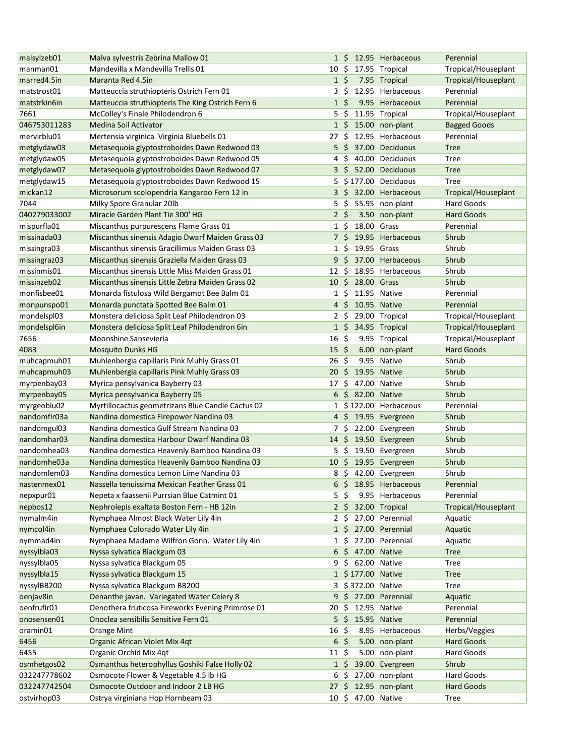| | | | | | |
|---|---|---|---|---|---|
| malsylzeb01 | Malva sylvestris Zebrina Mallow 01 | 1 | $ 12.95 | Herbaceous | Perennial |
| manman01 | Mandevilla x Mandevilla Trellis 01 | 10 | $ 17.95 | Tropical | Tropical/Houseplant |
| marred4.5in | Maranta Red 4.5in | 1 | $ 7.95 | Tropical | Tropical/Houseplant |
| matstrost01 | Matteuccia struthiopteris Ostrich Fern 01 | 3 | $ 12.95 | Herbaceous | Perennial |
| matstrkin6in | Matteuccia struthiopteris The King Ostrich Fern 6 | 1 | $ 9.95 | Herbaceous | Perennial |
| 7661 | McColley's Finale Philodendron 6 | 5 | $ 11.95 | Tropical | Tropical/Houseplant |
| 046753011283 | Medina Soil Activator | 1 | $ 15.00 | non-plant | Bagged Goods |
| mervirblu01 | Mertensia virginica Virginia Bluebells 01 | 27 | $ 12.95 | Herbaceous | Perennial |
| metglydaw03 | Metasequoia glyptostroboides Dawn Redwood 03 | 5 | $ 37.00 | Deciduous | Tree |
| metglydaw05 | Metasequoia glyptostroboides Dawn Redwood 05 | 4 | $ 40.00 | Deciduous | Tree |
| metglydaw07 | Metasequoia glyptostroboides Dawn Redwood 07 | 3 | $ 52.00 | Deciduous | Tree |
| metglydaw15 | Metasequoia glyptostroboides Dawn Redwood 15 | 5 | $ 177.00 | Deciduous | Tree |
| mickan12 | Microsorum scolopendria Kangaroo Fern 12 in | 3 | $ 32.00 | Herbaceous | Tropical/Houseplant |
| 7044 | Milky Spore Granular 20lb | 5 | $ 55.95 | non-plant | Hard Goods |
| 040279033002 | Miracle Garden Plant Tie 300' HG | 2 | $ 3.50 | non-plant | Hard Goods |
| mispurfla01 | Miscanthus purpurescens Flame Grass 01 | 1 | $ 18.00 | Grass | Perennial |
| missinada03 | Miscanthus sinensis Adagio Dwarf Maiden Grass 03 | 7 | $ 19.95 | Herbaceous | Shrub |
| missingra03 | Miscanthus sinensis Gracillimus Maiden Grass 03 | 1 | $ 19.95 | Grass | Shrub |
| missingraz03 | Miscanthus sinensis Graziella Maiden Grass 03 | 9 | $ 37.00 | Herbaceous | Shrub |
| missinmis01 | Miscanthus sinensis Little Miss Maiden Grass 01 | 12 | $ 18.95 | Herbaceous | Shrub |
| missinzeb02 | Miscanthus sinensis Little Zebra Maiden Grass 02 | 10 | $ 28.00 | Grass | Shrub |
| monfisbee01 | Monarda fistulosa Wild Bergamot Bee Balm 01 | 1 | $ 11.95 | Native | Perennial |
| monpunspo01 | Monarda punctata Spotted Bee Balm 01 | 4 | $ 10.95 | Native | Perennial |
| mondelspl03 | Monstera deliciosa Split Leaf Philodendron 03 | 2 | $ 29.00 | Tropical | Tropical/Houseplant |
| mondelspl6in | Monstera deliciosa Split Leaf Philodendron 6in | 1 | $ 34.95 | Tropical | Tropical/Houseplant |
| 7656 | Moonshine Sansevieria | 16 | $ 9.95 | Tropical | Tropical/Houseplant |
| 4083 | Mosquito Dunks HG | 15 | $ 6.00 | non-plant | Hard Goods |
| muhcapmuh01 | Muhlenbergia capillaris Pink Muhly Grass 01 | 26 | $ 9.95 | Native | Shrub |
| muhcapmuh03 | Muhlenbergia capillaris Pink Muhly Grass 03 | 20 | $ 19.95 | Native | Shrub |
| myrpenbay03 | Myrica pensylvanica Bayberry 03 | 17 | $ 47.00 | Native | Shrub |
| myrpenbay05 | Myrica pensylvanica Bayberry 05 | 6 | $ 82.00 | Native | Shrub |
| myrgeoblu02 | Myrtillocactus geometrizans Blue Candle Cactus 02 | 1 | $ 122.00 | Herbaceous | Perennial |
| nandomfir03a | Nandina domestica Firepower Nandina 03 | 4 | $ 19.95 | Evergreen | Shrub |
| nandomgul03 | Nandina domestica Gulf Stream Nandina 03 | 7 | $ 22.00 | Evergreen | Shrub |
| nandomhar03 | Nandina domestica Harbour Dwarf Nandina 03 | 14 | $ 19.50 | Evergreen | Shrub |
| nandomhea03 | Nandina domestica Heavenly Bamboo Nandina 03 | 5 | $ 19.50 | Evergreen | Shrub |
| nandomhe03a | Nandina domestica Heavenly Bamboo Nandina 03 | 10 | $ 19.95 | Evergreen | Shrub |
| nandomlem03 | Nandina domestica Lemon Lime Nandina 03 | 8 | $ 42.00 | Evergreen | Shrub |
| nastenmex01 | Nassella tenuissima Mexican Feather Grass 01 | 6 | $ 18.95 | Herbaceous | Perennial |
| nepxpur01 | Nepeta x faassenii Purrsian Blue Catmint 01 | 5 | $ 9.95 | Herbaceous | Perennial |
| nepbos12 | Nephrolepis exaltata Boston Fern - HB 12in | 2 | $ 32.00 | Tropical | Tropical/Houseplant |
| nymalm4in | Nymphaea Almost Black Water Lily 4in | 2 | $ 27.00 | Perennial | Aquatic |
| nymcol4in | Nymphaea Colorado Water Lily 4in | 1 | $ 27.00 | Perennial | Aquatic |
| nymmad4in | Nymphaea Madame Wilfron Gonn. Water Lily 4in | 1 | $ 27.00 | Perennial | Aquatic |
| nyssylbla03 | Nyssa sylvatica Blackgum 03 | 6 | $ 47.00 | Native | Tree |
| nyssylbla05 | Nyssa sylvatica Blackgum 05 | 9 | $ 62.00 | Native | Tree |
| nyssylbla15 | Nyssa sylvatica Blackgum 15 | 1 | $ 177.00 | Native | Tree |
| nyssylBB200 | Nyssa sylvatica Blackgum BB200 | 3 | $ 372.00 | Native | Tree |
| oenjav8in | Oenanthe javan. Variegated Water Celery 8 | 9 | $ 27.00 | Perennial | Aquatic |
| oenfrufir01 | Oenothera fruticosa Fireworks Evening Primrose 01 | 20 | $ 12.95 | Native | Perennial |
| onosensen01 | Onoclea sensibilis Sensitive Fern 01 | 5 | $ 15.95 | Native | Perennial |
| oramin01 | Orange Mint | 16 | $ 8.95 | Herbaceous | Herbs/Veggies |
| 6456 | Organic African Violet Mix 4qt | 6 | $ 5.00 | non-plant | Hard Goods |
| 6455 | Organic Orchid Mix 4qt | 11 | $ 5.00 | non-plant | Hard Goods |
| osmhetgos02 | Osmanthus heterophyllus Goshiki False Holly 02 | 1 | $ 39.00 | Evergreen | Shrub |
| 032247778602 | Osmocote Flower & Vegetable 4.5 lb HG | 6 | $ 27.00 | non-plant | Hard Goods |
| 032247742504 | Osmocote Outdoor and Indoor 2 LB HG | 27 | $ 12.95 | non-plant | Hard Goods |
| ostvirhop03 | Ostrya virginiana Hop Hornbeam 03 | 10 | $ 47.00 | Native | Tree |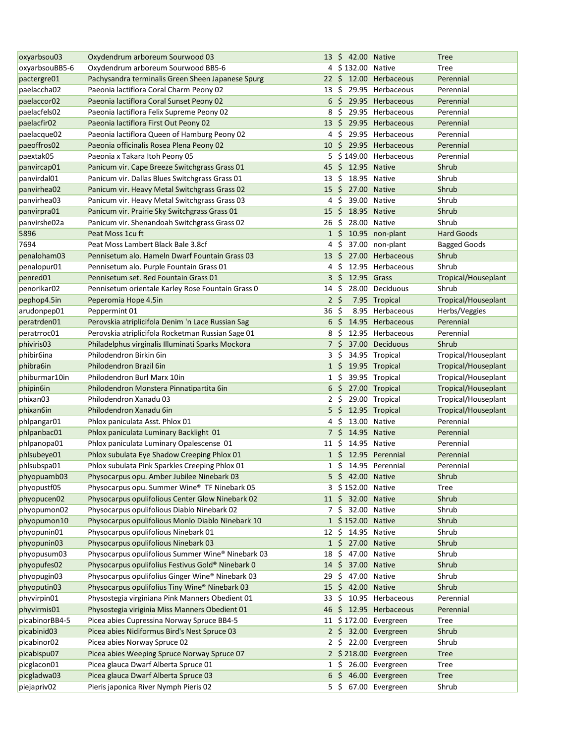| | | | | | |
|---|---|---|---|---|---|
| oxyarbsou03 | Oxydendrum arboreum Sourwood 03 | 13 | $ 42.00 | Native | Tree |
| oxyarbsouBB5-6 | Oxydendrum arboreum Sourwood BB5-6 | 4 | $ 132.00 | Native | Tree |
| pactergre01 | Pachysandra terminalis Green Sheen Japanese Spurg | 22 | $ 12.00 | Herbaceous | Perennial |
| paelaccha02 | Paeonia lactiflora Coral Charm Peony 02 | 13 | $ 29.95 | Herbaceous | Perennial |
| paelaccor02 | Paeonia lactiflora Coral Sunset Peony 02 | 6 | $ 29.95 | Herbaceous | Perennial |
| paelacfels02 | Paeonia lactiflora Felix Supreme Peony 02 | 8 | $ 29.95 | Herbaceous | Perennial |
| paelacfir02 | Paeonia lactiflora First Out Peony 02 | 13 | $ 29.95 | Herbaceous | Perennial |
| paelacque02 | Paeonia lactiflora Queen of Hamburg Peony 02 | 4 | $ 29.95 | Herbaceous | Perennial |
| paeoffros02 | Paeonia officinalis Rosea Plena Peony 02 | 10 | $ 29.95 | Herbaceous | Perennial |
| paextak05 | Paeonia x Takara Itoh Peony 05 | 5 | $ 149.00 | Herbaceous | Perennial |
| panvircap01 | Panicum vir. Cape Breeze Switchgrass Grass 01 | 45 | $ 12.95 | Native | Shrub |
| panvirdal01 | Panicum vir. Dallas Blues Switchgrass Grass 01 | 13 | $ 18.95 | Native | Shrub |
| panvirhea02 | Panicum vir. Heavy Metal Switchgrass Grass 02 | 15 | $ 27.00 | Native | Shrub |
| panvirhea03 | Panicum vir. Heavy Metal Switchgrass Grass 03 | 4 | $ 39.00 | Native | Shrub |
| panvirpra01 | Panicum vir. Prairie Sky Switchgrass Grass 01 | 15 | $ 18.95 | Native | Shrub |
| panvirshe02a | Panicum vir. Shenandoah Switchgrass Grass 02 | 26 | $ 28.00 | Native | Shrub |
| 5896 | Peat Moss 1cu ft | 1 | $ 10.95 | non-plant | Hard Goods |
| 7694 | Peat Moss Lambert Black Bale 3.8cf | 4 | $ 37.00 | non-plant | Bagged Goods |
| penaloham03 | Pennisetum alo. Hameln Dwarf Fountain Grass 03 | 13 | $ 27.00 | Herbaceous | Shrub |
| penalopur01 | Pennisetum alo. Purple Fountain Grass 01 | 4 | $ 12.95 | Herbaceous | Shrub |
| penred01 | Pennisetum set. Red Fountain Grass 01 | 3 | $ 12.95 | Grass | Tropical/Houseplant |
| penorikar02 | Pennisetum orientale Karley Rose Fountain Grass 0 | 14 | $ 28.00 | Deciduous | Shrub |
| pephop4.5in | Peperomia Hope 4.5in | 2 | $ 7.95 | Tropical | Tropical/Houseplant |
| arudonpep01 | Peppermint 01 | 36 | $ 8.95 | Herbaceous | Herbs/Veggies |
| peratrden01 | Perovskia atriplicifola Denim 'n Lace Russian Sag | 6 | $ 14.95 | Herbaceous | Perennial |
| peratrroc01 | Perovskia atriplicifolia Rocketman Russian Sage 01 | 8 | $ 12.95 | Herbaceous | Perennial |
| phiviris03 | Philadelphus virginalis Illuminati Sparks Mockora | 7 | $ 37.00 | Deciduous | Shrub |
| phibir6ina | Philodendron Birkin 6in | 3 | $ 34.95 | Tropical | Tropical/Houseplant |
| phibra6in | Philodendron Brazil 6in | 1 | $ 19.95 | Tropical | Tropical/Houseplant |
| phiburmar10in | Philodendron Burl Marx 10in | 1 | $ 39.95 | Tropical | Tropical/Houseplant |
| phipin6in | Philodendron Monstera Pinnatipartita 6in | 6 | $ 27.00 | Tropical | Tropical/Houseplant |
| phixan03 | Philodendron Xanadu 03 | 2 | $ 29.00 | Tropical | Tropical/Houseplant |
| phixan6in | Philodendron Xanadu 6in | 5 | $ 12.95 | Tropical | Tropical/Houseplant |
| phlpangar01 | Phlox paniculata Asst. Phlox 01 | 4 | $ 13.00 | Native | Perennial |
| phlpanbac01 | Phlox paniculata Luminary Backlight 01 | 7 | $ 14.95 | Native | Perennial |
| phlpanopa01 | Phlox paniculata Luminary Opalescense 01 | 11 | $ 14.95 | Native | Perennial |
| phlsubeye01 | Phlox subulata Eye Shadow Creeping Phlox 01 | 1 | $ 12.95 | Perennial | Perennial |
| phlsubspa01 | Phlox subulata Pink Sparkles Creeping Phlox 01 | 1 | $ 14.95 | Perennial | Perennial |
| phyopuamb03 | Physocarpus opu. Amber Jubilee Ninebark 03 | 5 | $ 42.00 | Native | Shrub |
| phyopustf05 | Physocarpus opu. Summer Wine® TF Ninebark 05 | 3 | $ 152.00 | Native | Tree |
| phyopucen02 | Physocarpus opulifolious Center Glow Ninebark 02 | 11 | $ 32.00 | Native | Shrub |
| phyopumon02 | Physocarpus opulifolious Diablo Ninebark 02 | 7 | $ 32.00 | Native | Shrub |
| phyopumon10 | Physocarpus opulifolious Monlo Diablo Ninebark 10 | 1 | $ 152.00 | Native | Shrub |
| phyopunin01 | Physocarpus opulifolious Ninebark 01 | 12 | $ 14.95 | Native | Shrub |
| phyopunin03 | Physocarpus opulifolious Ninebark 03 | 1 | $ 27.00 | Native | Shrub |
| phyopusum03 | Physocarpus opulifolious Summer Wine® Ninebark 03 | 18 | $ 47.00 | Native | Shrub |
| phyopufes02 | Physocarpus opulifolius Festivus Gold® Ninebark 0 | 14 | $ 37.00 | Native | Shrub |
| phyopugin03 | Physocarpus opulifolius Ginger Wine® Ninebark 03 | 29 | $ 47.00 | Native | Shrub |
| phyoputin03 | Physocarpus opulifolius Tiny Wine® Ninebark 03 | 15 | $ 42.00 | Native | Shrub |
| phyvirpin01 | Physostegia virginiana Pink Manners Obedient 01 | 33 | $ 10.95 | Herbaceous | Perennial |
| phyvirmis01 | Physostegia viriginia Miss Manners Obedient 01 | 46 | $ 12.95 | Herbaceous | Perennial |
| picabinorBB4-5 | Picea abies Cupressina Norway Spruce BB4-5 | 11 | $ 172.00 | Evergreen | Tree |
| picabinid03 | Picea abies Nidiformus Bird's Nest Spruce 03 | 2 | $ 32.00 | Evergreen | Shrub |
| picabinor02 | Picea abies Norway Spruce 02 | 2 | $ 22.00 | Evergreen | Shrub |
| picabispu07 | Picea abies Weeping Spruce Norway Spruce 07 | 2 | $ 218.00 | Evergreen | Tree |
| picglacon01 | Picea glauca Dwarf Alberta Spruce 01 | 1 | $ 26.00 | Evergreen | Tree |
| picgladwa03 | Picea glauca Dwarf Alberta Spruce 03 | 6 | $ 46.00 | Evergreen | Tree |
| piejapriv02 | Pieris japonica River Nymph Pieris 02 | 5 | $ 67.00 | Evergreen | Shrub |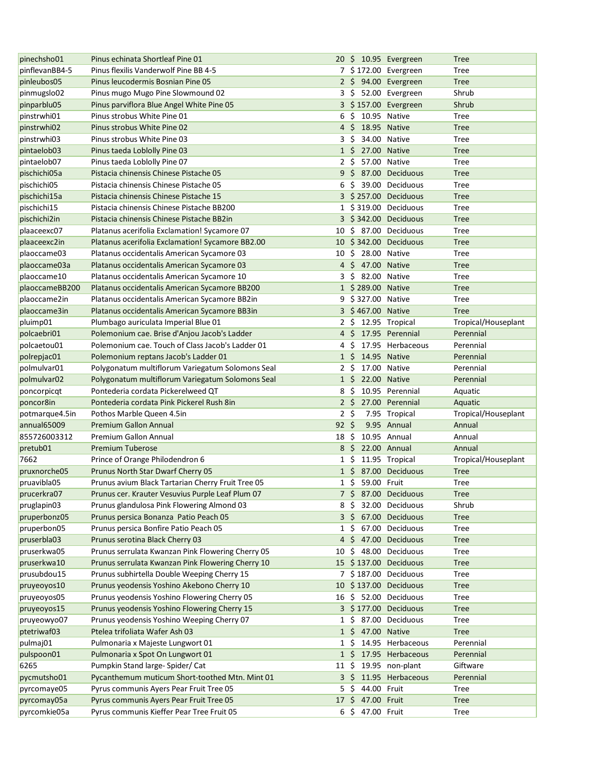| | | | | | |
|---|---|---|---|---|---|
| pinechsho01 | Pinus echinata Shortleaf Pine 01 | 20 | $ 10.95 | Evergreen | Tree |
| pinflevanBB4-5 | Pinus flexilis Vanderwolf Pine BB 4-5 | 7 | $ 172.00 | Evergreen | Tree |
| pinleubos05 | Pinus leucodermis Bosnian Pine 05 | 2 | $ 94.00 | Evergreen | Tree |
| pinmugslo02 | Pinus mugo Mugo Pine Slowmound 02 | 3 | $ 52.00 | Evergreen | Shrub |
| pinparblu05 | Pinus parviflora Blue Angel White Pine 05 | 3 | $ 157.00 | Evergreen | Shrub |
| pinstrwhi01 | Pinus strobus White Pine 01 | 6 | $ 10.95 | Native | Tree |
| pinstrwhi02 | Pinus strobus White Pine 02 | 4 | $ 18.95 | Native | Tree |
| pinstrwhi03 | Pinus strobus White Pine 03 | 3 | $ 34.00 | Native | Tree |
| pintaelob03 | Pinus taeda Loblolly Pine 03 | 1 | $ 27.00 | Native | Tree |
| pintaelob07 | Pinus taeda Loblolly Pine 07 | 2 | $ 57.00 | Native | Tree |
| pischichi05a | Pistacia chinensis Chinese Pistache 05 | 9 | $ 87.00 | Deciduous | Tree |
| pischichi05 | Pistacia chinensis Chinese Pistache 05 | 6 | $ 39.00 | Deciduous | Tree |
| pischichi15a | Pistacia chinensis Chinese Pistache 15 | 3 | $ 257.00 | Deciduous | Tree |
| pischichi15 | Pistacia chinensis Chinese Pistache BB200 | 1 | $ 319.00 | Deciduous | Tree |
| pischichi2in | Pistacia chinensis Chinese Pistache BB2in | 3 | $ 342.00 | Deciduous | Tree |
| plaaceexc07 | Platanus acerifolia Exclamation! Sycamore 07 | 10 | $ 87.00 | Deciduous | Tree |
| plaaceexc2in | Platanus acerifolia Exclamation! Sycamore BB2.00 | 10 | $ 342.00 | Deciduous | Tree |
| plaoccame03 | Platanus occidentalis American Sycamore 03 | 10 | $ 28.00 | Native | Tree |
| plaoccame03a | Platanus occidentalis American Sycamore 03 | 4 | $ 47.00 | Native | Tree |
| plaoccame10 | Platanus occidentalis American Sycamore 10 | 3 | $ 82.00 | Native | Tree |
| plaoccameBB200 | Platanus occidentalis American Sycamore BB200 | 1 | $ 289.00 | Native | Tree |
| plaoccame2in | Platanus occidentalis American Sycamore BB2in | 9 | $ 327.00 | Native | Tree |
| plaoccame3in | Platanus occidentalis American Sycamore BB3in | 3 | $ 467.00 | Native | Tree |
| pluimp01 | Plumbago auriculata Imperial Blue 01 | 2 | $ 12.95 | Tropical | Tropical/Houseplant |
| polcaebri01 | Polemonium cae. Brise d'Anjou Jacob's Ladder | 4 | $ 17.95 | Perennial | Perennial |
| polcaetou01 | Polemonium cae. Touch of Class Jacob's Ladder 01 | 4 | $ 17.95 | Herbaceous | Perennial |
| polrepjac01 | Polemonium reptans Jacob's Ladder 01 | 1 | $ 14.95 | Native | Perennial |
| polmulvar01 | Polygonatum multiflorum Variegatum Solomons Seal | 2 | $ 17.00 | Native | Perennial |
| polmulvar02 | Polygonatum multiflorum Variegatum Solomons Seal | 1 | $ 22.00 | Native | Perennial |
| poncorpicqt | Pontederia cordata Pickerelweed QT | 8 | $ 10.95 | Perennial | Aquatic |
| poncor8in | Pontederia cordata Pink Pickerel Rush 8in | 2 | $ 27.00 | Perennial | Aquatic |
| potmarque4.5in | Pothos Marble Queen 4.5in | 2 | $ 7.95 | Tropical | Tropical/Houseplant |
| annual65009 | Premium Gallon Annual | 92 | $ 9.95 | Annual | Annual |
| 855726003312 | Premium Gallon Annual | 18 | $ 10.95 | Annual | Annual |
| pretub01 | Premium Tuberose | 8 | $ 22.00 | Annual | Annual |
| 7662 | Prince of Orange Philodendron 6 | 1 | $ 11.95 | Tropical | Tropical/Houseplant |
| pruxnorche05 | Prunus North Star Dwarf Cherry 05 | 1 | $ 87.00 | Deciduous | Tree |
| pruavibla05 | Prunus avium Black Tartarian Cherry Fruit Tree 05 | 1 | $ 59.00 | Fruit | Tree |
| prucerkra07 | Prunus cer. Krauter Vesuvius Purple Leaf Plum 07 | 7 | $ 87.00 | Deciduous | Tree |
| pruglapin03 | Prunus glandulosa Pink Flowering Almond 03 | 8 | $ 32.00 | Deciduous | Shrub |
| pruperbonz05 | Prunus persica Bonanza Patio Peach 05 | 3 | $ 67.00 | Deciduous | Tree |
| pruperbon05 | Prunus persica Bonfire Patio Peach 05 | 1 | $ 67.00 | Deciduous | Tree |
| pruserbla03 | Prunus serotina Black Cherry 03 | 4 | $ 47.00 | Deciduous | Tree |
| pruserkwa05 | Prunus serrulata Kwanzan Pink Flowering Cherry 05 | 10 | $ 48.00 | Deciduous | Tree |
| pruserkwa10 | Prunus serrulata Kwanzan Pink Flowering Cherry 10 | 15 | $ 137.00 | Deciduous | Tree |
| prusubdou15 | Prunus subhirtella Double Weeping Cherry 15 | 7 | $ 187.00 | Deciduous | Tree |
| pruyeoyos10 | Prunus yeodensis Yoshino Akebono Cherry 10 | 10 | $ 137.00 | Deciduous | Tree |
| pruyeoyos05 | Prunus yeodensis Yoshino Flowering Cherry 05 | 16 | $ 52.00 | Deciduous | Tree |
| pruyeoyos15 | Prunus yeodensis Yoshino Flowering Cherry 15 | 3 | $ 177.00 | Deciduous | Tree |
| pruyeowyo07 | Prunus yeodensis Yoshino Weeping Cherry 07 | 1 | $ 87.00 | Deciduous | Tree |
| ptetriwaf03 | Ptelea trifoliata Wafer Ash 03 | 1 | $ 47.00 | Native | Tree |
| pulmaj01 | Pulmonaria x Majeste Lungwort 01 | 1 | $ 14.95 | Herbaceous | Perennial |
| pulspoon01 | Pulmonaria x Spot On Lungwort 01 | 1 | $ 17.95 | Herbaceous | Perennial |
| 6265 | Pumpkin Stand large- Spider/ Cat | 11 | $ 19.95 | non-plant | Giftware |
| pycmutsho01 | Pycanthemum muticum Short-toothed Mtn. Mint 01 | 3 | $ 11.95 | Herbaceous | Perennial |
| pyrcomaye05 | Pyrus communis Ayers Pear Fruit Tree 05 | 5 | $ 44.00 | Fruit | Tree |
| pyrcomay05a | Pyrus communis Ayers Pear Fruit Tree 05 | 17 | $ 47.00 | Fruit | Tree |
| pyrcomkie05a | Pyrus communis Kieffer Pear Tree Fruit 05 | 6 | $ 47.00 | Fruit | Tree |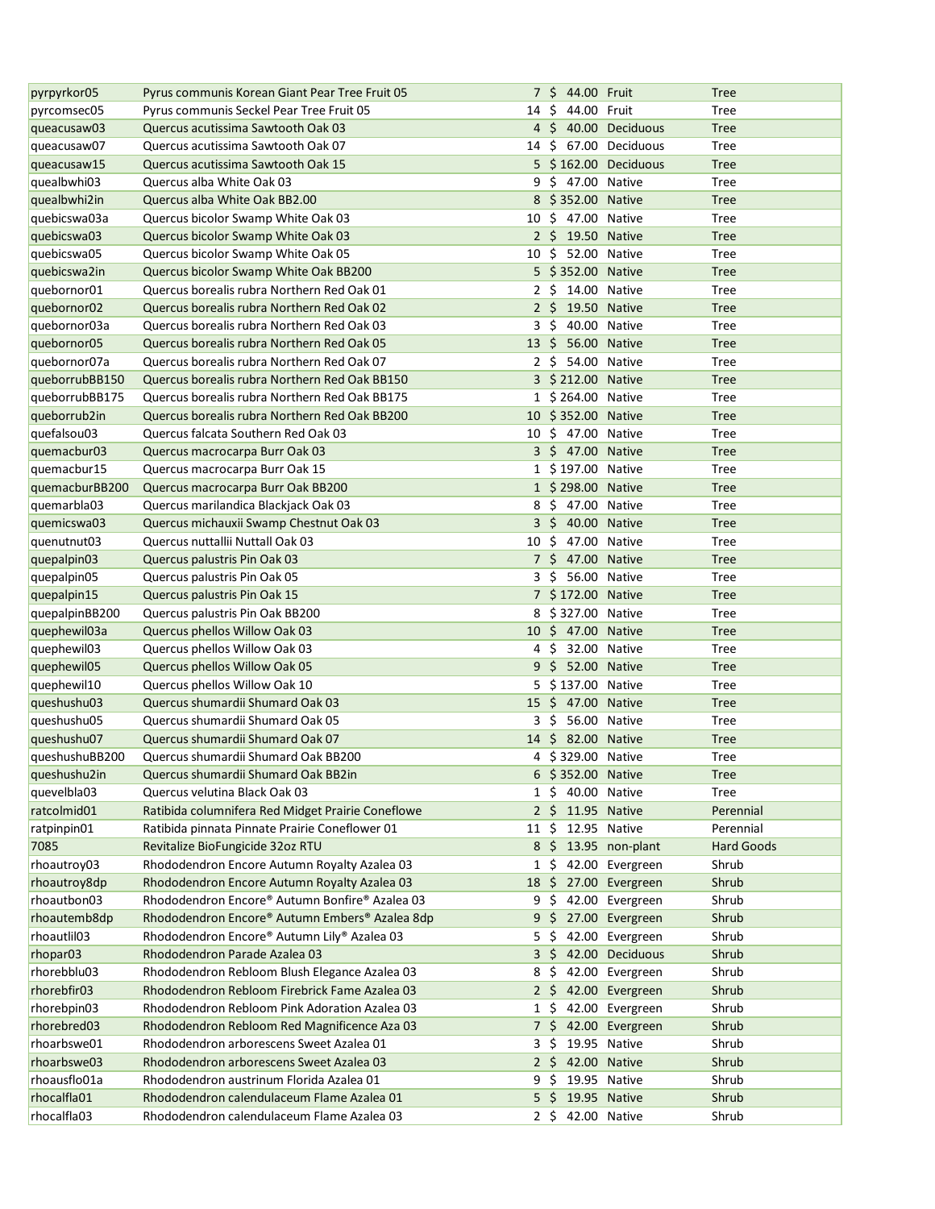| | | | | | |
|---|---|---|---|---|---|
| pyrpyrkor05 | Pyrus communis Korean Giant Pear Tree Fruit 05 | 7 | $ 44.00 | Fruit | Tree |
| pyrcomsec05 | Pyrus communis Seckel Pear Tree Fruit 05 | 14 | $ 44.00 | Fruit | Tree |
| queacusaw03 | Quercus acutissima Sawtooth Oak 03 | 4 | $ 40.00 | Deciduous | Tree |
| queacusaw07 | Quercus acutissima Sawtooth Oak 07 | 14 | $ 67.00 | Deciduous | Tree |
| queacusaw15 | Quercus acutissima Sawtooth Oak 15 | 5 | $ 162.00 | Deciduous | Tree |
| quealbwhi03 | Quercus alba White Oak 03 | 9 | $ 47.00 | Native | Tree |
| quealbwhi2in | Quercus alba White Oak BB2.00 | 8 | $ 352.00 | Native | Tree |
| quebicswa03a | Quercus bicolor Swamp White Oak 03 | 10 | $ 47.00 | Native | Tree |
| quebicswa03 | Quercus bicolor Swamp White Oak 03 | 2 | $ 19.50 | Native | Tree |
| quebicswa05 | Quercus bicolor Swamp White Oak 05 | 10 | $ 52.00 | Native | Tree |
| quebicswa2in | Quercus bicolor Swamp White Oak BB200 | 5 | $ 352.00 | Native | Tree |
| quebornor01 | Quercus borealis rubra Northern Red Oak 01 | 2 | $ 14.00 | Native | Tree |
| quebornor02 | Quercus borealis rubra Northern Red Oak 02 | 2 | $ 19.50 | Native | Tree |
| quebornor03a | Quercus borealis rubra Northern Red Oak 03 | 3 | $ 40.00 | Native | Tree |
| quebornor05 | Quercus borealis rubra Northern Red Oak 05 | 13 | $ 56.00 | Native | Tree |
| quebornor07a | Quercus borealis rubra Northern Red Oak 07 | 2 | $ 54.00 | Native | Tree |
| queborrubBB150 | Quercus borealis rubra Northern Red Oak BB150 | 3 | $ 212.00 | Native | Tree |
| queborrubBB175 | Quercus borealis rubra Northern Red Oak BB175 | 1 | $ 264.00 | Native | Tree |
| queborrub2in | Quercus borealis rubra Northern Red Oak BB200 | 10 | $ 352.00 | Native | Tree |
| quefalsou03 | Quercus falcata Southern Red Oak 03 | 10 | $ 47.00 | Native | Tree |
| quemacbur03 | Quercus macrocarpa Burr Oak 03 | 3 | $ 47.00 | Native | Tree |
| quemacbur15 | Quercus macrocarpa Burr Oak 15 | 1 | $ 197.00 | Native | Tree |
| quemacburBB200 | Quercus macrocarpa Burr Oak BB200 | 1 | $ 298.00 | Native | Tree |
| quemarbla03 | Quercus marilandica Blackjack Oak 03 | 8 | $ 47.00 | Native | Tree |
| quemicswa03 | Quercus michauxii Swamp Chestnut Oak 03 | 3 | $ 40.00 | Native | Tree |
| quenutnut03 | Quercus nuttallii Nuttall Oak 03 | 10 | $ 47.00 | Native | Tree |
| quepalpin03 | Quercus palustris Pin Oak 03 | 7 | $ 47.00 | Native | Tree |
| quepalpin05 | Quercus palustris Pin Oak 05 | 3 | $ 56.00 | Native | Tree |
| quepalpin15 | Quercus palustris Pin Oak 15 | 7 | $ 172.00 | Native | Tree |
| quepalpinBB200 | Quercus palustris Pin Oak BB200 | 8 | $ 327.00 | Native | Tree |
| quephewil03a | Quercus phellos Willow Oak 03 | 10 | $ 47.00 | Native | Tree |
| quephewil03 | Quercus phellos Willow Oak 03 | 4 | $ 32.00 | Native | Tree |
| quephewil05 | Quercus phellos Willow Oak 05 | 9 | $ 52.00 | Native | Tree |
| quephewil10 | Quercus phellos Willow Oak 10 | 5 | $ 137.00 | Native | Tree |
| queshushu03 | Quercus shumardii Shumard Oak 03 | 15 | $ 47.00 | Native | Tree |
| queshushu05 | Quercus shumardii Shumard Oak 05 | 3 | $ 56.00 | Native | Tree |
| queshushu07 | Quercus shumardii Shumard Oak 07 | 14 | $ 82.00 | Native | Tree |
| queshushuBB200 | Quercus shumardii Shumard Oak BB200 | 4 | $ 329.00 | Native | Tree |
| queshushu2in | Quercus shumardii Shumard Oak BB2in | 6 | $ 352.00 | Native | Tree |
| quevelbla03 | Quercus velutina Black Oak 03 | 1 | $ 40.00 | Native | Tree |
| ratcolmid01 | Ratibida columnifera Red Midget Prairie Coneflowe | 2 | $ 11.95 | Native | Perennial |
| ratpinpin01 | Ratibida pinnata Pinnate Prairie Coneflower 01 | 11 | $ 12.95 | Native | Perennial |
| 7085 | Revitalize BioFungicide 32oz RTU | 8 | $ 13.95 | non-plant | Hard Goods |
| rhoautroy03 | Rhododendron Encore Autumn Royalty Azalea 03 | 1 | $ 42.00 | Evergreen | Shrub |
| rhoautroy8dp | Rhododendron Encore Autumn Royalty Azalea 03 | 18 | $ 27.00 | Evergreen | Shrub |
| rhoautbon03 | Rhododendron Encore® Autumn Bonfire® Azalea 03 | 9 | $ 42.00 | Evergreen | Shrub |
| rhoautemb8dp | Rhododendron Encore® Autumn Embers® Azalea 8dp | 9 | $ 27.00 | Evergreen | Shrub |
| rhoautlil03 | Rhododendron Encore® Autumn Lily® Azalea 03 | 5 | $ 42.00 | Evergreen | Shrub |
| rhopar03 | Rhododendron Parade Azalea 03 | 3 | $ 42.00 | Deciduous | Shrub |
| rhorebblu03 | Rhododendron Rebloom Blush Elegance Azalea 03 | 8 | $ 42.00 | Evergreen | Shrub |
| rhorebfir03 | Rhododendron Rebloom Firebrick Fame Azalea 03 | 2 | $ 42.00 | Evergreen | Shrub |
| rhorebpin03 | Rhododendron Rebloom Pink Adoration Azalea 03 | 1 | $ 42.00 | Evergreen | Shrub |
| rhorebred03 | Rhododendron Rebloom Red Magnificence Aza 03 | 7 | $ 42.00 | Evergreen | Shrub |
| rhoarbswe01 | Rhododendron arborescens Sweet Azalea 01 | 3 | $ 19.95 | Native | Shrub |
| rhoarbswe03 | Rhododendron arborescens Sweet Azalea 03 | 2 | $ 42.00 | Native | Shrub |
| rhoausflo01a | Rhododendron austrinum Florida Azalea 01 | 9 | $ 19.95 | Native | Shrub |
| rhocalfla01 | Rhododendron calendulaceum Flame Azalea 01 | 5 | $ 19.95 | Native | Shrub |
| rhocalfla03 | Rhododendron calendulaceum Flame Azalea 03 | 2 | $ 42.00 | Native | Shrub |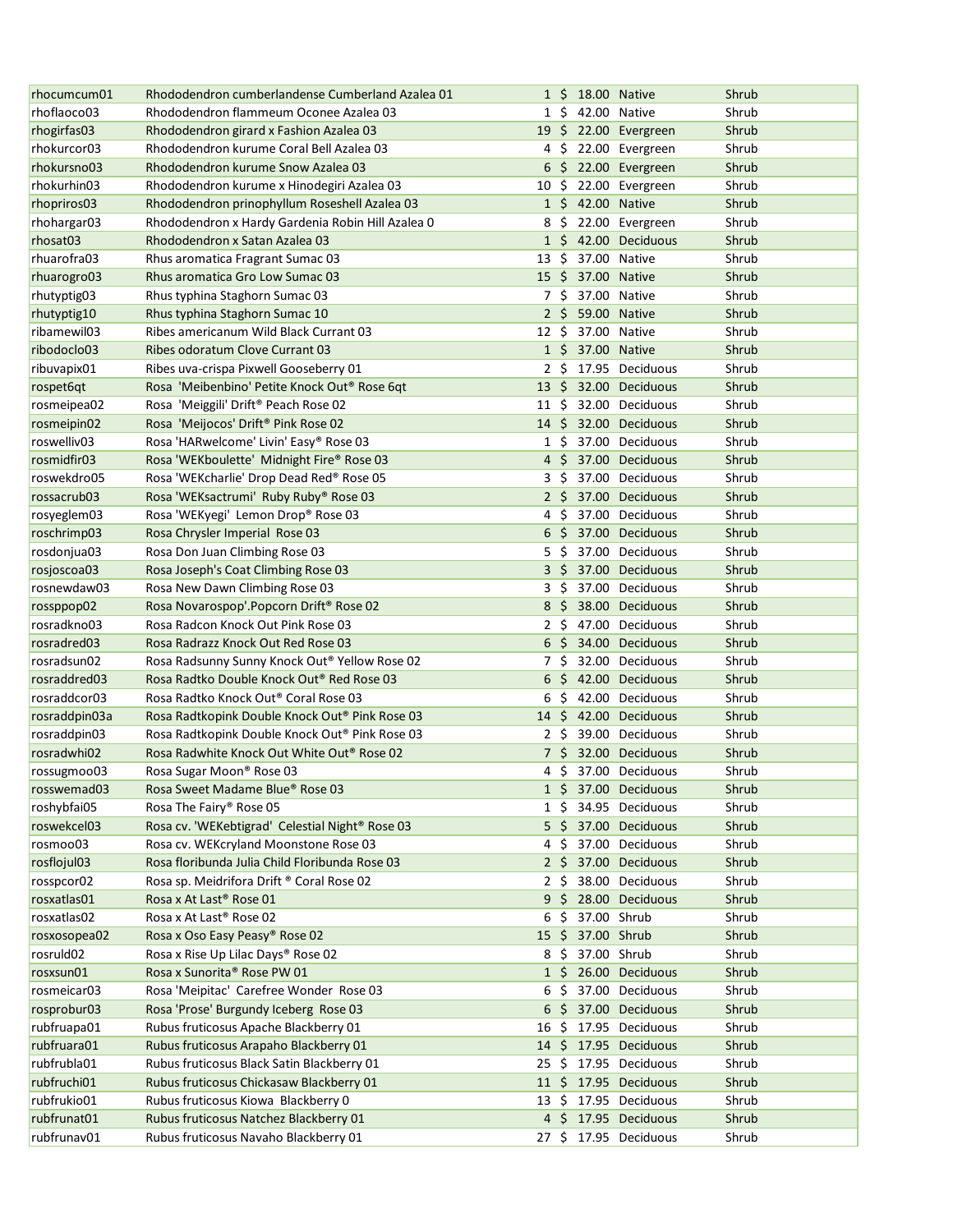| | | | | | | |
|---|---|---|---|---|---|---|
| rhocumcum01 | Rhododendron cumberlandense Cumberland Azalea 01 | 1 | $ | 18.00 | Native | Shrub |
| rhoflaoco03 | Rhododendron flammeum Oconee Azalea 03 | 1 | $ | 42.00 | Native | Shrub |
| rhogirfas03 | Rhododendron girard x Fashion Azalea 03 | 19 | $ | 22.00 | Evergreen | Shrub |
| rhokurcor03 | Rhododendron kurume Coral Bell Azalea 03 | 4 | $ | 22.00 | Evergreen | Shrub |
| rhokursno03 | Rhododendron kurume Snow Azalea 03 | 6 | $ | 22.00 | Evergreen | Shrub |
| rhokurhin03 | Rhododendron kurume x Hinodegiri Azalea 03 | 10 | $ | 22.00 | Evergreen | Shrub |
| rhopriros03 | Rhododendron prinophyllum Roseshell Azalea 03 | 1 | $ | 42.00 | Native | Shrub |
| rhohargar03 | Rhododendron x Hardy Gardenia Robin Hill Azalea 0 | 8 | $ | 22.00 | Evergreen | Shrub |
| rhosat03 | Rhododendron x Satan Azalea 03 | 1 | $ | 42.00 | Deciduous | Shrub |
| rhuarofra03 | Rhus aromatica Fragrant Sumac 03 | 13 | $ | 37.00 | Native | Shrub |
| rhuarogro03 | Rhus aromatica Gro Low Sumac 03 | 15 | $ | 37.00 | Native | Shrub |
| rhutyptig03 | Rhus typhina Staghorn Sumac 03 | 7 | $ | 37.00 | Native | Shrub |
| rhutyptig10 | Rhus typhina Staghorn Sumac 10 | 2 | $ | 59.00 | Native | Shrub |
| ribamewil03 | Ribes americanum Wild Black Currant 03 | 12 | $ | 37.00 | Native | Shrub |
| ribodoclo03 | Ribes odoratum Clove Currant 03 | 1 | $ | 37.00 | Native | Shrub |
| ribuvapix01 | Ribes uva-crispa Pixwell Gooseberry 01 | 2 | $ | 17.95 | Deciduous | Shrub |
| rospet6qt | Rosa 'Meibenbino' Petite Knock Out® Rose 6qt | 13 | $ | 32.00 | Deciduous | Shrub |
| rosmeipea02 | Rosa 'Meiggili' Drift® Peach Rose 02 | 11 | $ | 32.00 | Deciduous | Shrub |
| rosmeipin02 | Rosa 'Meijocos' Drift® Pink Rose 02 | 14 | $ | 32.00 | Deciduous | Shrub |
| roswelliv03 | Rosa 'HARwelcome' Livin' Easy® Rose 03 | 1 | $ | 37.00 | Deciduous | Shrub |
| rosmidfir03 | Rosa 'WEKboulette' Midnight Fire® Rose 03 | 4 | $ | 37.00 | Deciduous | Shrub |
| roswekdro05 | Rosa 'WEKcharlie' Drop Dead Red® Rose 05 | 3 | $ | 37.00 | Deciduous | Shrub |
| rossacrub03 | Rosa 'WEKsactrumi' Ruby Ruby® Rose 03 | 2 | $ | 37.00 | Deciduous | Shrub |
| rosyeglem03 | Rosa 'WEKyegi' Lemon Drop® Rose 03 | 4 | $ | 37.00 | Deciduous | Shrub |
| roschrimp03 | Rosa Chrysler Imperial Rose 03 | 6 | $ | 37.00 | Deciduous | Shrub |
| rosdonjua03 | Rosa Don Juan Climbing Rose 03 | 5 | $ | 37.00 | Deciduous | Shrub |
| rosjoscoa03 | Rosa Joseph's Coat Climbing Rose 03 | 3 | $ | 37.00 | Deciduous | Shrub |
| rosnewdaw03 | Rosa New Dawn Climbing Rose 03 | 3 | $ | 37.00 | Deciduous | Shrub |
| rossppop02 | Rosa Novarospop'.Popcorn Drift® Rose 02 | 8 | $ | 38.00 | Deciduous | Shrub |
| rosradkno03 | Rosa Radcon Knock Out Pink Rose 03 | 2 | $ | 47.00 | Deciduous | Shrub |
| rosradred03 | Rosa Radrazz Knock Out Red Rose 03 | 6 | $ | 34.00 | Deciduous | Shrub |
| rosradsun02 | Rosa Radsunny Sunny Knock Out® Yellow Rose 02 | 7 | $ | 32.00 | Deciduous | Shrub |
| rosraddred03 | Rosa Radtko Double Knock Out® Red Rose 03 | 6 | $ | 42.00 | Deciduous | Shrub |
| rosraddcor03 | Rosa Radtko Knock Out® Coral Rose 03 | 6 | $ | 42.00 | Deciduous | Shrub |
| rosraddpin03a | Rosa Radtkopink Double Knock Out® Pink Rose 03 | 14 | $ | 42.00 | Deciduous | Shrub |
| rosraddpin03 | Rosa Radtkopink Double Knock Out® Pink Rose 03 | 2 | $ | 39.00 | Deciduous | Shrub |
| rosradwhi02 | Rosa Radwhite Knock Out White Out® Rose 02 | 7 | $ | 32.00 | Deciduous | Shrub |
| rossugmoo03 | Rosa Sugar Moon® Rose 03 | 4 | $ | 37.00 | Deciduous | Shrub |
| rosswemad03 | Rosa Sweet Madame Blue® Rose 03 | 1 | $ | 37.00 | Deciduous | Shrub |
| roshybfai05 | Rosa The Fairy® Rose 05 | 1 | $ | 34.95 | Deciduous | Shrub |
| roswekcel03 | Rosa cv. 'WEKebtigrad' Celestial Night® Rose 03 | 5 | $ | 37.00 | Deciduous | Shrub |
| rosmoo03 | Rosa cv. WEKcryland Moonstone Rose 03 | 4 | $ | 37.00 | Deciduous | Shrub |
| rosflojul03 | Rosa floribunda Julia Child Floribunda Rose 03 | 2 | $ | 37.00 | Deciduous | Shrub |
| rosspcor02 | Rosa sp. Meidrifora Drift ® Coral Rose 02 | 2 | $ | 38.00 | Deciduous | Shrub |
| rosxatlas01 | Rosa x At Last® Rose 01 | 9 | $ | 28.00 | Deciduous | Shrub |
| rosxatlas02 | Rosa x At Last® Rose 02 | 6 | $ | 37.00 | Shrub | Shrub |
| rosxosopea02 | Rosa x Oso Easy Peasy® Rose 02 | 15 | $ | 37.00 | Shrub | Shrub |
| rosruld02 | Rosa x Rise Up Lilac Days® Rose 02 | 8 | $ | 37.00 | Shrub | Shrub |
| rosxsun01 | Rosa x Sunorita® Rose PW 01 | 1 | $ | 26.00 | Deciduous | Shrub |
| rosmeicar03 | Rosa 'Meipitac' Carefree Wonder Rose 03 | 6 | $ | 37.00 | Deciduous | Shrub |
| rosprobur03 | Rosa 'Prose' Burgundy Iceberg Rose 03 | 6 | $ | 37.00 | Deciduous | Shrub |
| rubfruapa01 | Rubus fruticosus Apache Blackberry 01 | 16 | $ | 17.95 | Deciduous | Shrub |
| rubfruara01 | Rubus fruticosus Arapaho Blackberry 01 | 14 | $ | 17.95 | Deciduous | Shrub |
| rubfrubla01 | Rubus fruticosus Black Satin Blackberry 01 | 25 | $ | 17.95 | Deciduous | Shrub |
| rubfruchi01 | Rubus fruticosus Chickasaw Blackberry 01 | 11 | $ | 17.95 | Deciduous | Shrub |
| rubfrukio01 | Rubus fruticosus Kiowa Blackberry 0 | 13 | $ | 17.95 | Deciduous | Shrub |
| rubfrunat01 | Rubus fruticosus Natchez Blackberry 01 | 4 | $ | 17.95 | Deciduous | Shrub |
| rubfrunav01 | Rubus fruticosus Navaho Blackberry 01 | 27 | $ | 17.95 | Deciduous | Shrub |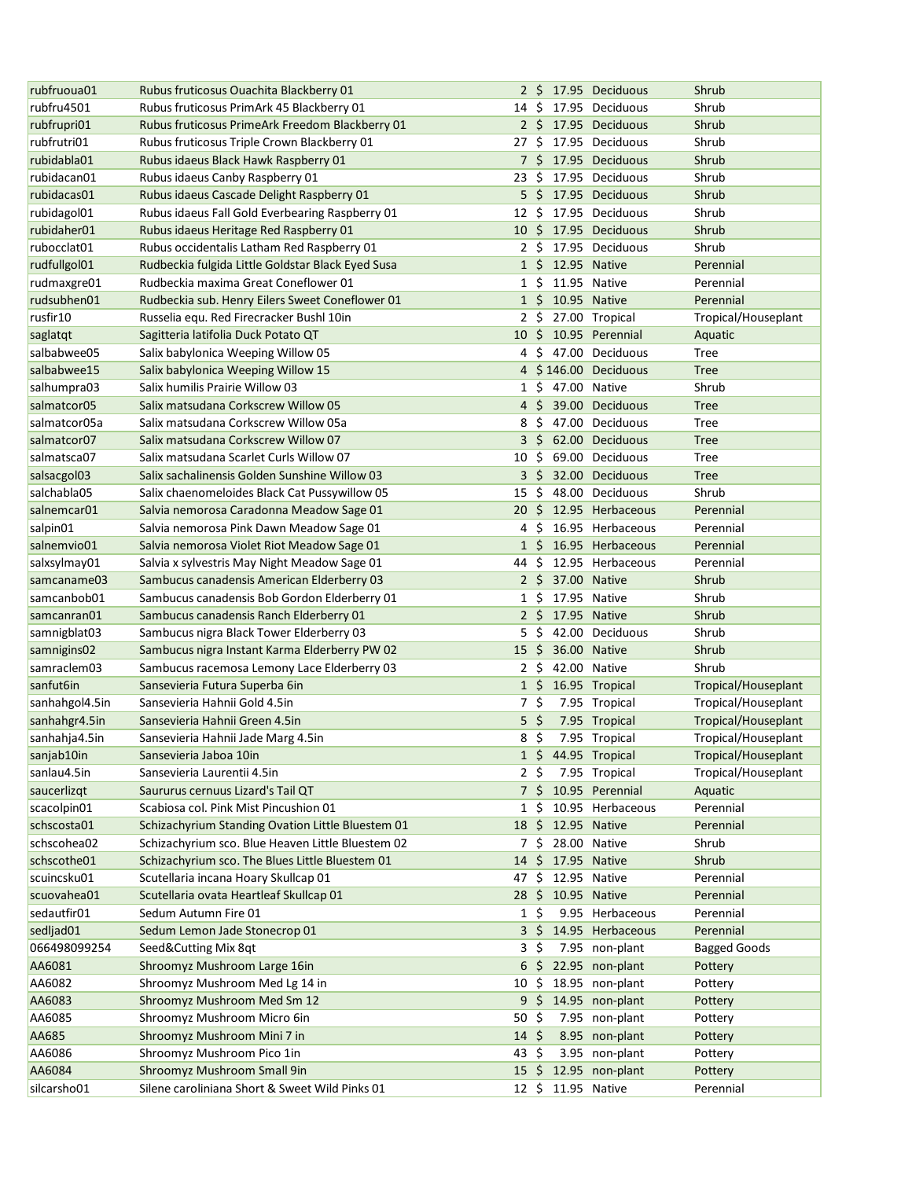| | | | | | |
|---|---|---|---|---|---|
| rubfruoua01 | Rubus fruticosus Ouachita Blackberry 01 | 2 | $ 17.95 | Deciduous | Shrub |
| rubfru4501 | Rubus fruticosus PrimArk 45 Blackberry 01 | 14 | $ 17.95 | Deciduous | Shrub |
| rubfrupri01 | Rubus fruticosus PrimeArk Freedom Blackberry 01 | 2 | $ 17.95 | Deciduous | Shrub |
| rubfrutri01 | Rubus fruticosus Triple Crown Blackberry 01 | 27 | $ 17.95 | Deciduous | Shrub |
| rubidabla01 | Rubus idaeus Black Hawk Raspberry 01 | 7 | $ 17.95 | Deciduous | Shrub |
| rubidacan01 | Rubus idaeus Canby Raspberry 01 | 23 | $ 17.95 | Deciduous | Shrub |
| rubidacas01 | Rubus idaeus Cascade Delight Raspberry 01 | 5 | $ 17.95 | Deciduous | Shrub |
| rubidagol01 | Rubus idaeus Fall Gold Everbearing Raspberry 01 | 12 | $ 17.95 | Deciduous | Shrub |
| rubidaher01 | Rubus idaeus Heritage Red Raspberry 01 | 10 | $ 17.95 | Deciduous | Shrub |
| rubocclat01 | Rubus occidentalis Latham Red Raspberry 01 | 2 | $ 17.95 | Deciduous | Shrub |
| rudfullgol01 | Rudbeckia fulgida Little Goldstar Black Eyed Susa | 1 | $ 12.95 | Native | Perennial |
| rudmaxgre01 | Rudbeckia maxima Great Coneflower 01 | 1 | $ 11.95 | Native | Perennial |
| rudsubhen01 | Rudbeckia sub. Henry Eilers Sweet Coneflower 01 | 1 | $ 10.95 | Native | Perennial |
| rusfir10 | Russelia equ. Red Firecracker Bushl 10in | 2 | $ 27.00 | Tropical | Tropical/Houseplant |
| saglatqt | Sagitteria latifolia Duck Potato QT | 10 | $ 10.95 | Perennial | Aquatic |
| salbabwee05 | Salix babylonica Weeping Willow 05 | 4 | $ 47.00 | Deciduous | Tree |
| salbabwee15 | Salix babylonica Weeping Willow 15 | 4 | $ 146.00 | Deciduous | Tree |
| salhumpra03 | Salix humilis Prairie Willow 03 | 1 | $ 47.00 | Native | Shrub |
| salmatcor05 | Salix matsudana Corkscrew Willow 05 | 4 | $ 39.00 | Deciduous | Tree |
| salmatcor05a | Salix matsudana Corkscrew Willow 05a | 8 | $ 47.00 | Deciduous | Tree |
| salmatcor07 | Salix matsudana Corkscrew Willow 07 | 3 | $ 62.00 | Deciduous | Tree |
| salmatsca07 | Salix matsudana Scarlet Curls Willow 07 | 10 | $ 69.00 | Deciduous | Tree |
| salsacgol03 | Salix sachalinensis Golden Sunshine Willow 03 | 3 | $ 32.00 | Deciduous | Tree |
| salchabla05 | Salix chaenomeloides Black Cat Pussywillow 05 | 15 | $ 48.00 | Deciduous | Shrub |
| salnemcar01 | Salvia nemorosa Caradonna Meadow Sage 01 | 20 | $ 12.95 | Herbaceous | Perennial |
| salpin01 | Salvia nemorosa Pink Dawn Meadow Sage 01 | 4 | $ 16.95 | Herbaceous | Perennial |
| salnemvio01 | Salvia nemorosa Violet Riot Meadow Sage 01 | 1 | $ 16.95 | Herbaceous | Perennial |
| salxsylmay01 | Salvia x sylvestris May Night Meadow Sage 01 | 44 | $ 12.95 | Herbaceous | Perennial |
| samcaname03 | Sambucus canadensis American Elderberry 03 | 2 | $ 37.00 | Native | Shrub |
| samcanbob01 | Sambucus canadensis Bob Gordon Elderberry 01 | 1 | $ 17.95 | Native | Shrub |
| samcanran01 | Sambucus canadensis Ranch Elderberry 01 | 2 | $ 17.95 | Native | Shrub |
| samnigblat03 | Sambucus nigra Black Tower Elderberry 03 | 5 | $ 42.00 | Deciduous | Shrub |
| samnigins02 | Sambucus nigra Instant Karma Elderberry PW 02 | 15 | $ 36.00 | Native | Shrub |
| samraclem03 | Sambucus racemosa Lemony Lace Elderberry 03 | 2 | $ 42.00 | Native | Shrub |
| sanfut6in | Sansevieria Futura Superba 6in | 1 | $ 16.95 | Tropical | Tropical/Houseplant |
| sanhahgol4.5in | Sansevieria Hahnii Gold 4.5in | 7 | $ 7.95 | Tropical | Tropical/Houseplant |
| sanhahgr4.5in | Sansevieria Hahnii Green 4.5in | 5 | $ 7.95 | Tropical | Tropical/Houseplant |
| sanhahja4.5in | Sansevieria Hahnii Jade Marg 4.5in | 8 | $ 7.95 | Tropical | Tropical/Houseplant |
| sanjab10in | Sansevieria Jaboa 10in | 1 | $ 44.95 | Tropical | Tropical/Houseplant |
| sanlau4.5in | Sansevieria Laurentii 4.5in | 2 | $ 7.95 | Tropical | Tropical/Houseplant |
| saucerlizqt | Saururus cernuus Lizard's Tail QT | 7 | $ 10.95 | Perennial | Aquatic |
| scacolpin01 | Scabiosa col. Pink Mist Pincushion 01 | 1 | $ 10.95 | Herbaceous | Perennial |
| schscosta01 | Schizachyrium Standing Ovation Little Bluestem 01 | 18 | $ 12.95 | Native | Perennial |
| schscohea02 | Schizachyrium sco. Blue Heaven Little Bluestem 02 | 7 | $ 28.00 | Native | Shrub |
| schscothe01 | Schizachyrium sco. The Blues Little Bluestem 01 | 14 | $ 17.95 | Native | Shrub |
| scuincsku01 | Scutellaria incana Hoary Skullcap 01 | 47 | $ 12.95 | Native | Perennial |
| scuovahea01 | Scutellaria ovata Heartleaf Skullcap 01 | 28 | $ 10.95 | Native | Perennial |
| sedautfir01 | Sedum Autumn Fire 01 | 1 | $ 9.95 | Herbaceous | Perennial |
| sedljad01 | Sedum Lemon Jade Stonecrop 01 | 3 | $ 14.95 | Herbaceous | Perennial |
| 066498099254 | Seed&Cutting Mix 8qt | 3 | $ 7.95 | non-plant | Bagged Goods |
| AA6081 | Shroomyz Mushroom Large 16in | 6 | $ 22.95 | non-plant | Pottery |
| AA6082 | Shroomyz Mushroom Med Lg 14 in | 10 | $ 18.95 | non-plant | Pottery |
| AA6083 | Shroomyz Mushroom Med Sm 12 | 9 | $ 14.95 | non-plant | Pottery |
| AA6085 | Shroomyz Mushroom Micro 6in | 50 | $ 7.95 | non-plant | Pottery |
| AA685 | Shroomyz Mushroom Mini 7 in | 14 | $ 8.95 | non-plant | Pottery |
| AA6086 | Shroomyz Mushroom Pico 1in | 43 | $ 3.95 | non-plant | Pottery |
| AA6084 | Shroomyz Mushroom Small 9in | 15 | $ 12.95 | non-plant | Pottery |
| silcarsho01 | Silene caroliniana Short & Sweet Wild Pinks 01 | 12 | $ 11.95 | Native | Perennial |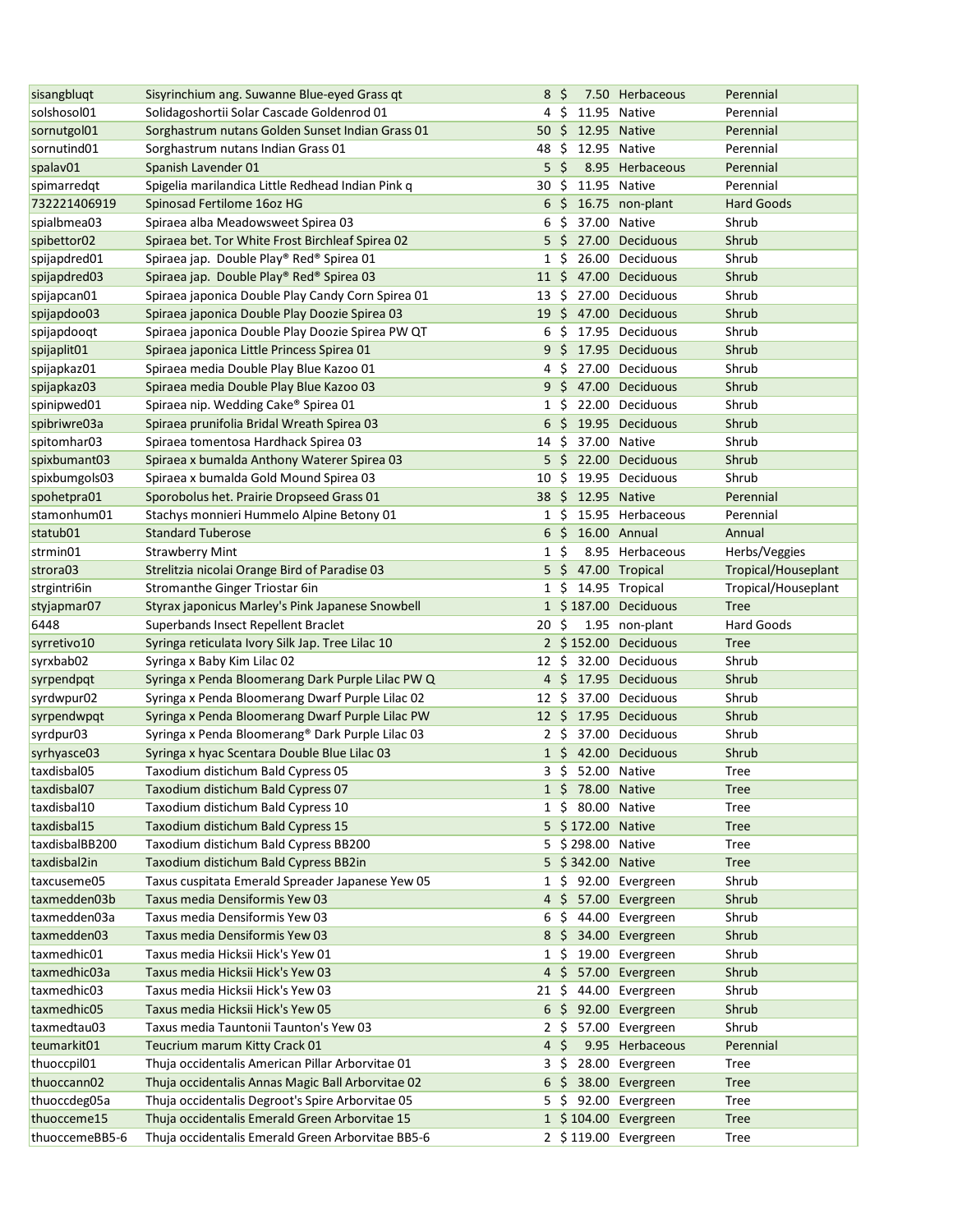| sisangbluqt | Sisyrinchium ang. Suwanne Blue-eyed Grass qt | 8 | $ 7.50 | Herbaceous | Perennial |
|---|---|---|---|---|---|
| solshosol01 | Solidagoshortii Solar Cascade Goldenrod 01 | 4 | $ 11.95 | Native | Perennial |
| sornutgol01 | Sorghastrum nutans Golden Sunset Indian Grass 01 | 50 | $ 12.95 | Native | Perennial |
| sornutind01 | Sorghastrum nutans Indian Grass 01 | 48 | $ 12.95 | Native | Perennial |
| spalav01 | Spanish Lavender 01 | 5 | $ 8.95 | Herbaceous | Perennial |
| spimarredqt | Spigelia marilandica Little Redhead Indian Pink q | 30 | $ 11.95 | Native | Perennial |
| 732221406919 | Spinosad Fertilome 16oz HG | 6 | $ 16.75 | non-plant | Hard Goods |
| spialbmea03 | Spiraea alba Meadowsweet Spirea 03 | 6 | $ 37.00 | Native | Shrub |
| spibettor02 | Spiraea bet. Tor White Frost Birchleaf Spirea 02 | 5 | $ 27.00 | Deciduous | Shrub |
| spijapdred01 | Spiraea jap. Double Play® Red® Spirea 01 | 1 | $ 26.00 | Deciduous | Shrub |
| spijapdred03 | Spiraea jap. Double Play® Red® Spirea 03 | 11 | $ 47.00 | Deciduous | Shrub |
| spijapcan01 | Spiraea japonica Double Play Candy Corn Spirea 01 | 13 | $ 27.00 | Deciduous | Shrub |
| spijapdoo03 | Spiraea japonica Double Play Doozie Spirea 03 | 19 | $ 47.00 | Deciduous | Shrub |
| spijapdooqt | Spiraea japonica Double Play Doozie Spirea PW QT | 6 | $ 17.95 | Deciduous | Shrub |
| spijaplit01 | Spiraea japonica Little Princess Spirea 01 | 9 | $ 17.95 | Deciduous | Shrub |
| spijapkaz01 | Spiraea media Double Play Blue Kazoo 01 | 4 | $ 27.00 | Deciduous | Shrub |
| spijapkaz03 | Spiraea media Double Play Blue Kazoo 03 | 9 | $ 47.00 | Deciduous | Shrub |
| spinipwed01 | Spiraea nip. Wedding Cake® Spirea 01 | 1 | $ 22.00 | Deciduous | Shrub |
| spibriwre03a | Spiraea prunifolia Bridal Wreath Spirea 03 | 6 | $ 19.95 | Deciduous | Shrub |
| spitomhar03 | Spiraea tomentosa Hardhack Spirea 03 | 14 | $ 37.00 | Native | Shrub |
| spixbumant03 | Spiraea x bumalda Anthony Waterer Spirea 03 | 5 | $ 22.00 | Deciduous | Shrub |
| spixbumgols03 | Spiraea x bumalda Gold Mound Spirea 03 | 10 | $ 19.95 | Deciduous | Shrub |
| spohetpra01 | Sporobolus het. Prairie Dropseed Grass 01 | 38 | $ 12.95 | Native | Perennial |
| stamonhum01 | Stachys monnieri Hummelo Alpine Betony 01 | 1 | $ 15.95 | Herbaceous | Perennial |
| statub01 | Standard Tuberose | 6 | $ 16.00 | Annual | Annual |
| strmin01 | Strawberry Mint | 1 | $ 8.95 | Herbaceous | Herbs/Veggies |
| strora03 | Strelitzia nicolai Orange Bird of Paradise 03 | 5 | $ 47.00 | Tropical | Tropical/Houseplant |
| strgintri6in | Stromanthe Ginger Triostar 6in | 1 | $ 14.95 | Tropical | Tropical/Houseplant |
| styjapmar07 | Styrax japonicus Marley's Pink Japanese Snowbell | 1 | $ 187.00 | Deciduous | Tree |
| 6448 | Superbands Insect Repellent Braclet | 20 | $ 1.95 | non-plant | Hard Goods |
| syrretivo10 | Syringa reticulata Ivory Silk Jap. Tree Lilac 10 | 2 | $ 152.00 | Deciduous | Tree |
| syrxbab02 | Syringa x Baby Kim Lilac 02 | 12 | $ 32.00 | Deciduous | Shrub |
| syrpendpqt | Syringa x Penda Bloomerang Dark Purple Lilac PW Q | 4 | $ 17.95 | Deciduous | Shrub |
| syrdwpur02 | Syringa x Penda Bloomerang Dwarf Purple Lilac 02 | 12 | $ 37.00 | Deciduous | Shrub |
| syrpendwpqt | Syringa x Penda Bloomerang Dwarf Purple Lilac PW | 12 | $ 17.95 | Deciduous | Shrub |
| syrdpur03 | Syringa x Penda Bloomerang® Dark Purple Lilac 03 | 2 | $ 37.00 | Deciduous | Shrub |
| syrhyasce03 | Syringa x hyac Scentara Double Blue Lilac 03 | 1 | $ 42.00 | Deciduous | Shrub |
| taxdisbal05 | Taxodium distichum Bald Cypress 05 | 3 | $ 52.00 | Native | Tree |
| taxdisbal07 | Taxodium distichum Bald Cypress 07 | 1 | $ 78.00 | Native | Tree |
| taxdisbal10 | Taxodium distichum Bald Cypress 10 | 1 | $ 80.00 | Native | Tree |
| taxdisbal15 | Taxodium distichum Bald Cypress 15 | 5 | $ 172.00 | Native | Tree |
| taxdisbalBB200 | Taxodium distichum Bald Cypress BB200 | 5 | $ 298.00 | Native | Tree |
| taxdisbal2in | Taxodium distichum Bald Cypress BB2in | 5 | $ 342.00 | Native | Tree |
| taxcuseme05 | Taxus cuspitata Emerald Spreader Japanese Yew 05 | 1 | $ 92.00 | Evergreen | Shrub |
| taxmedden03b | Taxus media Densiformis Yew 03 | 4 | $ 57.00 | Evergreen | Shrub |
| taxmedden03a | Taxus media Densiformis Yew 03 | 6 | $ 44.00 | Evergreen | Shrub |
| taxmedden03 | Taxus media Densiformis Yew 03 | 8 | $ 34.00 | Evergreen | Shrub |
| taxmedhic01 | Taxus media Hicksii Hick's Yew 01 | 1 | $ 19.00 | Evergreen | Shrub |
| taxmedhic03a | Taxus media Hicksii Hick's Yew 03 | 4 | $ 57.00 | Evergreen | Shrub |
| taxmedhic03 | Taxus media Hicksii Hick's Yew 03 | 21 | $ 44.00 | Evergreen | Shrub |
| taxmedhic05 | Taxus media Hicksii Hick's Yew 05 | 6 | $ 92.00 | Evergreen | Shrub |
| taxmedtau03 | Taxus media Tauntonii Taunton's Yew 03 | 2 | $ 57.00 | Evergreen | Shrub |
| teumarkit01 | Teucrium marum Kitty Crack 01 | 4 | $ 9.95 | Herbaceous | Perennial |
| thuoccpil01 | Thuja occidentalis American Pillar Arborvitae 01 | 3 | $ 28.00 | Evergreen | Tree |
| thuoccann02 | Thuja occidentalis Annas Magic Ball Arborvitae 02 | 6 | $ 38.00 | Evergreen | Tree |
| thuoccdeg05a | Thuja occidentalis Degroot's Spire Arborvitae 05 | 5 | $ 92.00 | Evergreen | Tree |
| thuocceme15 | Thuja occidentalis Emerald Green Arborvitae 15 | 1 | $ 104.00 | Evergreen | Tree |
| thuocceme BB5-6 | Thuja occidentalis Emerald Green Arborvitae BB5-6 | 2 | $ 119.00 | Evergreen | Tree |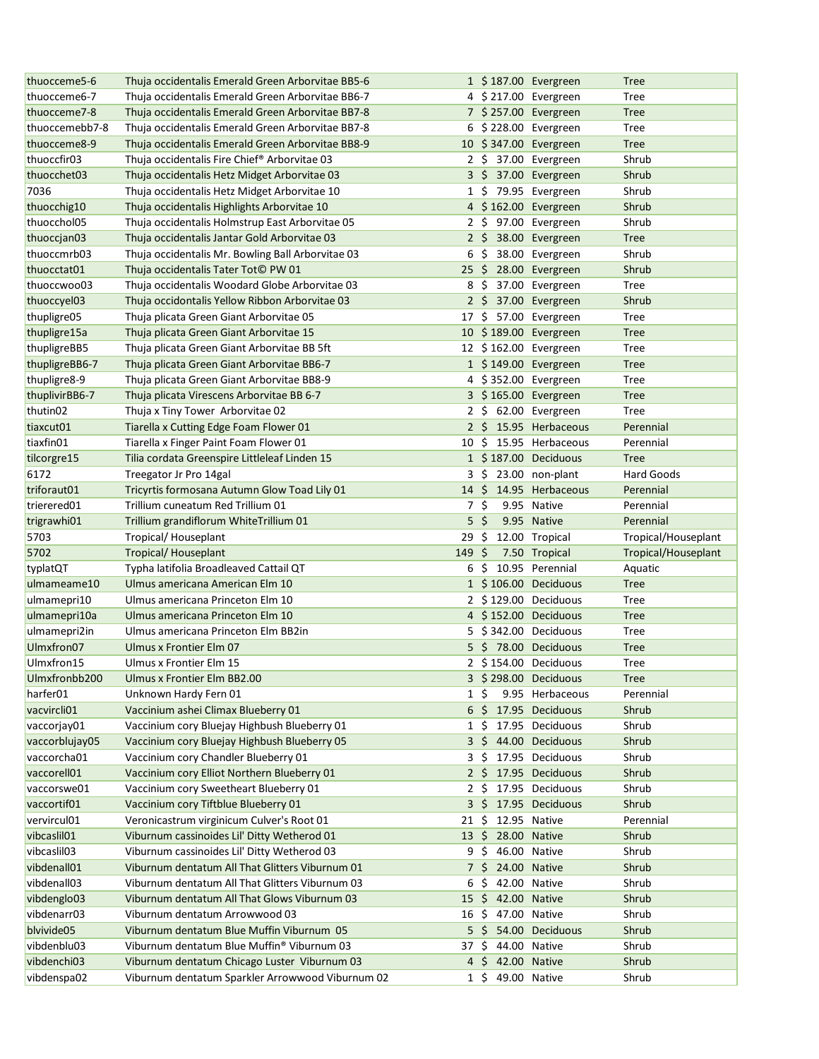| | | | | | |
|---|---|---|---|---|---|
| thuocceme5-6 | Thuja occidentalis Emerald Green Arborvitae BB5-6 | 1 | $ 187.00 | Evergreen | Tree |
| thuocceme6-7 | Thuja occidentalis Emerald Green Arborvitae BB6-7 | 4 | $ 217.00 | Evergreen | Tree |
| thuocceme7-8 | Thuja occidentalis Emerald Green Arborvitae BB7-8 | 7 | $ 257.00 | Evergreen | Tree |
| thuoccemebb7-8 | Thuja occidentalis Emerald Green Arborvitae BB7-8 | 6 | $ 228.00 | Evergreen | Tree |
| thuocceme8-9 | Thuja occidentalis Emerald Green Arborvitae BB8-9 | 10 | $ 347.00 | Evergreen | Tree |
| thuoccfir03 | Thuja occidentalis Fire Chief® Arborvitae 03 | 2 | $ 37.00 | Evergreen | Shrub |
| thuocchet03 | Thuja occidentalis Hetz Midget Arborvitae 03 | 3 | $ 37.00 | Evergreen | Shrub |
| 7036 | Thuja occidentalis Hetz Midget Arborvitae 10 | 1 | $ 79.95 | Evergreen | Shrub |
| thuocchig10 | Thuja occidentalis Highlights Arborvitae 10 | 4 | $ 162.00 | Evergreen | Shrub |
| thuocchol05 | Thuja occidentalis Holmstrup East Arborvitae 05 | 2 | $ 97.00 | Evergreen | Shrub |
| thuoccjan03 | Thuja occidentalis Jantar Gold Arborvitae 03 | 2 | $ 38.00 | Evergreen | Tree |
| thuoccmrb03 | Thuja occidentalis Mr. Bowling Ball Arborvitae 03 | 6 | $ 38.00 | Evergreen | Shrub |
| thuocctat01 | Thuja occidentalis Tater Tot© PW 01 | 25 | $ 28.00 | Evergreen | Shrub |
| thuoccwoo03 | Thuja occidentalis Woodard Globe Arborvitae 03 | 8 | $ 37.00 | Evergreen | Tree |
| thuoccyel03 | Thuja occidontalis Yellow Ribbon Arborvitae 03 | 2 | $ 37.00 | Evergreen | Shrub |
| thupligre05 | Thuja plicata Green Giant Arborvitae 05 | 17 | $ 57.00 | Evergreen | Tree |
| thupligre15a | Thuja plicata Green Giant Arborvitae 15 | 10 | $ 189.00 | Evergreen | Tree |
| thupligreBB5 | Thuja plicata Green Giant Arborvitae BB 5ft | 12 | $ 162.00 | Evergreen | Tree |
| thupligreBB6-7 | Thuja plicata Green Giant Arborvitae BB6-7 | 1 | $ 149.00 | Evergreen | Tree |
| thupligre8-9 | Thuja plicata Green Giant Arborvitae BB8-9 | 4 | $ 352.00 | Evergreen | Tree |
| thuplivirBB6-7 | Thuja plicata Virescens Arborvitae BB 6-7 | 3 | $ 165.00 | Evergreen | Tree |
| thutin02 | Thuja x Tiny Tower Arborvitae 02 | 2 | $ 62.00 | Evergreen | Tree |
| tiaxcut01 | Tiarella x Cutting Edge Foam Flower 01 | 2 | $ 15.95 | Herbaceous | Perennial |
| tiaxfin01 | Tiarella x Finger Paint Foam Flower 01 | 10 | $ 15.95 | Herbaceous | Perennial |
| tilcorgre15 | Tilia cordata Greenspire Littleleaf Linden 15 | 1 | $ 187.00 | Deciduous | Tree |
| 6172 | Treegator Jr Pro 14gal | 3 | $ 23.00 | non-plant | Hard Goods |
| triforaut01 | Tricyrtis formosana Autumn Glow Toad Lily 01 | 14 | $ 14.95 | Herbaceous | Perennial |
| trierered01 | Trillium cuneatum Red Trillium 01 | 7 | $ 9.95 | Native | Perennial |
| trigrawhi01 | Trillium grandiflorum WhiteTrillium 01 | 5 | $ 9.95 | Native | Perennial |
| 5703 | Tropical/ Houseplant | 29 | $ 12.00 | Tropical | Tropical/Houseplant |
| 5702 | Tropical/ Houseplant | 149 | $ 7.50 | Tropical | Tropical/Houseplant |
| typlatQT | Typha latifolia Broadleaved Cattail QT | 6 | $ 10.95 | Perennial | Aquatic |
| ulmameame10 | Ulmus americana American Elm 10 | 1 | $ 106.00 | Deciduous | Tree |
| ulmamepri10 | Ulmus americana Princeton Elm 10 | 2 | $ 129.00 | Deciduous | Tree |
| ulmamepri10a | Ulmus americana Princeton Elm 10 | 4 | $ 152.00 | Deciduous | Tree |
| ulmamepri2in | Ulmus americana Princeton Elm BB2in | 5 | $ 342.00 | Deciduous | Tree |
| Ulmxfron07 | Ulmus x Frontier Elm 07 | 5 | $ 78.00 | Deciduous | Tree |
| Ulmxfron15 | Ulmus x Frontier Elm 15 | 2 | $ 154.00 | Deciduous | Tree |
| Ulmxfronbb200 | Ulmus x Frontier Elm BB2.00 | 3 | $ 298.00 | Deciduous | Tree |
| harfer01 | Unknown Hardy Fern 01 | 1 | $ 9.95 | Herbaceous | Perennial |
| vacvircli01 | Vaccinium ashei Climax Blueberry 01 | 6 | $ 17.95 | Deciduous | Shrub |
| vaccorjay01 | Vaccinium cory Bluejay Highbush Blueberry 01 | 1 | $ 17.95 | Deciduous | Shrub |
| vaccorblujay05 | Vaccinium cory Bluejay Highbush Blueberry 05 | 3 | $ 44.00 | Deciduous | Shrub |
| vaccorcha01 | Vaccinium cory Chandler Blueberry 01 | 3 | $ 17.95 | Deciduous | Shrub |
| vaccorell01 | Vaccinium cory Elliot Northern Blueberry 01 | 2 | $ 17.95 | Deciduous | Shrub |
| vaccorswe01 | Vaccinium cory Sweetheart Blueberry 01 | 2 | $ 17.95 | Deciduous | Shrub |
| vaccortif01 | Vaccinium cory Tiftblue Blueberry 01 | 3 | $ 17.95 | Deciduous | Shrub |
| vervircul01 | Veronicastrum virginicum Culver's Root 01 | 21 | $ 12.95 | Native | Perennial |
| vibcaslil01 | Viburnum cassinoides Lil' Ditty Wetherod 01 | 13 | $ 28.00 | Native | Shrub |
| vibcaslil03 | Viburnum cassinoides Lil' Ditty Wetherod 03 | 9 | $ 46.00 | Native | Shrub |
| vibdenall01 | Viburnum dentatum All That Glitters Viburnum 01 | 7 | $ 24.00 | Native | Shrub |
| vibdenall03 | Viburnum dentatum All That Glitters Viburnum 03 | 6 | $ 42.00 | Native | Shrub |
| vibdenglo03 | Viburnum dentatum All That Glows Viburnum 03 | 15 | $ 42.00 | Native | Shrub |
| vibdenarr03 | Viburnum dentatum Arrowwood 03 | 16 | $ 47.00 | Native | Shrub |
| blvivide05 | Viburnum dentatum Blue Muffin Viburnum 05 | 5 | $ 54.00 | Deciduous | Shrub |
| vibdenblu03 | Viburnum dentatum Blue Muffin® Viburnum 03 | 37 | $ 44.00 | Native | Shrub |
| vibdenchi03 | Viburnum dentatum Chicago Luster Viburnum 03 | 4 | $ 42.00 | Native | Shrub |
| vibdenspa02 | Viburnum dentatum Sparkler Arrowwood Viburnum 02 | 1 | $ 49.00 | Native | Shrub |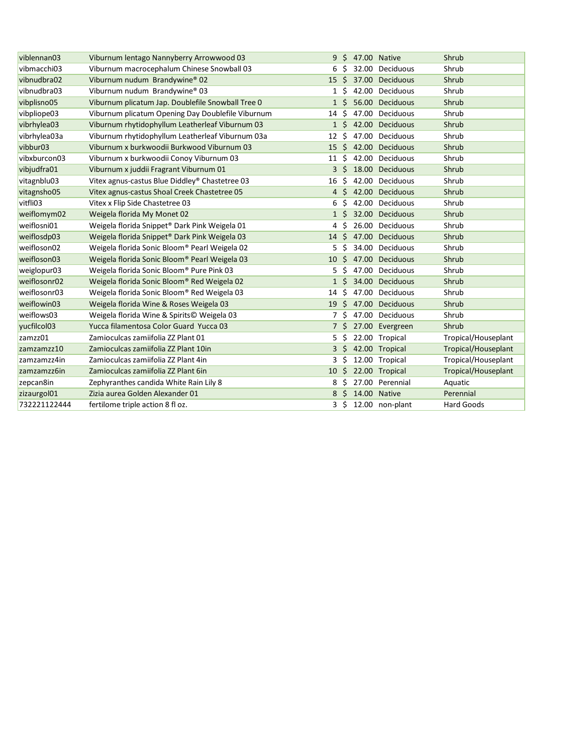| | | | | | |
|---|---|---|---|---|---|
| viblennan03 | Viburnum lentago Nannyberry Arrowwood 03 | 9 | $ 47.00 | Native | Shrub |
| vibmacchi03 | Viburnum macrocephalum Chinese Snowball 03 | 6 | $ 32.00 | Deciduous | Shrub |
| vibnudbra02 | Viburnum nudum Brandywine® 02 | 15 | $ 37.00 | Deciduous | Shrub |
| vibnudbra03 | Viburnum nudum Brandywine® 03 | 1 | $ 42.00 | Deciduous | Shrub |
| vibplisno05 | Viburnum plicatum Jap. Doublefile Snowball Tree 0 | 1 | $ 56.00 | Deciduous | Shrub |
| vibpliope03 | Viburnum plicatum Opening Day Doublefile Viburnum | 14 | $ 47.00 | Deciduous | Shrub |
| vibrhylea03 | Viburnum rhytidophyllum Leatherleaf Viburnum 03 | 1 | $ 42.00 | Deciduous | Shrub |
| vibrhylea03a | Viburnum rhytidophyllum Leatherleaf Viburnum 03a | 12 | $ 47.00 | Deciduous | Shrub |
| vibbur03 | Viburnum x burkwoodii Burkwood Viburnum 03 | 15 | $ 42.00 | Deciduous | Shrub |
| vibxburcon03 | Viburnum x burkwoodii Conoy Viburnum 03 | 11 | $ 42.00 | Deciduous | Shrub |
| vibjudfra01 | Viburnum x juddii Fragrant Viburnum 01 | 3 | $ 18.00 | Deciduous | Shrub |
| vitagnblu03 | Vitex agnus-castus Blue Diddley® Chastetree 03 | 16 | $ 42.00 | Deciduous | Shrub |
| vitagnsho05 | Vitex agnus-castus Shoal Creek Chastetree 05 | 4 | $ 42.00 | Deciduous | Shrub |
| vitfli03 | Vitex x Flip Side Chastetree 03 | 6 | $ 42.00 | Deciduous | Shrub |
| weiflomym02 | Weigela florida My Monet 02 | 1 | $ 32.00 | Deciduous | Shrub |
| weiflosni01 | Weigela florida Snippet® Dark Pink Weigela 01 | 4 | $ 26.00 | Deciduous | Shrub |
| weiflosdp03 | Weigela florida Snippet® Dark Pink Weigela 03 | 14 | $ 47.00 | Deciduous | Shrub |
| weifloson02 | Weigela florida Sonic Bloom® Pearl Weigela 02 | 5 | $ 34.00 | Deciduous | Shrub |
| weifloson03 | Weigela florida Sonic Bloom® Pearl Weigela 03 | 10 | $ 47.00 | Deciduous | Shrub |
| weiglopur03 | Weigela florida Sonic Bloom® Pure Pink 03 | 5 | $ 47.00 | Deciduous | Shrub |
| weiflosonr02 | Weigela florida Sonic Bloom® Red Weigela 02 | 1 | $ 34.00 | Deciduous | Shrub |
| weiflosonr03 | Weigela florida Sonic Bloom® Red Weigela 03 | 14 | $ 47.00 | Deciduous | Shrub |
| weiflowin03 | Weigela florida Wine & Roses Weigela 03 | 19 | $ 47.00 | Deciduous | Shrub |
| weiflows03 | Weigela florida Wine & Spirits© Weigela 03 | 7 | $ 47.00 | Deciduous | Shrub |
| yucfilcol03 | Yucca filamentosa Color Guard Yucca 03 | 7 | $ 27.00 | Evergreen | Shrub |
| zamzz01 | Zamioculcas zamiifolia ZZ Plant 01 | 5 | $ 22.00 | Tropical | Tropical/Houseplant |
| zamzamzz10 | Zamioculcas zamiifolia ZZ Plant 10in | 3 | $ 42.00 | Tropical | Tropical/Houseplant |
| zamzamzz4in | Zamioculcas zamiifolia ZZ Plant 4in | 3 | $ 12.00 | Tropical | Tropical/Houseplant |
| zamzamzz6in | Zamioculcas zamiifolia ZZ Plant 6in | 10 | $ 22.00 | Tropical | Tropical/Houseplant |
| zepcan8in | Zephyranthes candida White Rain Lily 8 | 8 | $ 27.00 | Perennial | Aquatic |
| zizaurgol01 | Zizia aurea Golden Alexander 01 | 8 | $ 14.00 | Native | Perennial |
| 732221122444 | fertilome triple action 8 fl oz. | 3 | $ 12.00 | non-plant | Hard Goods |